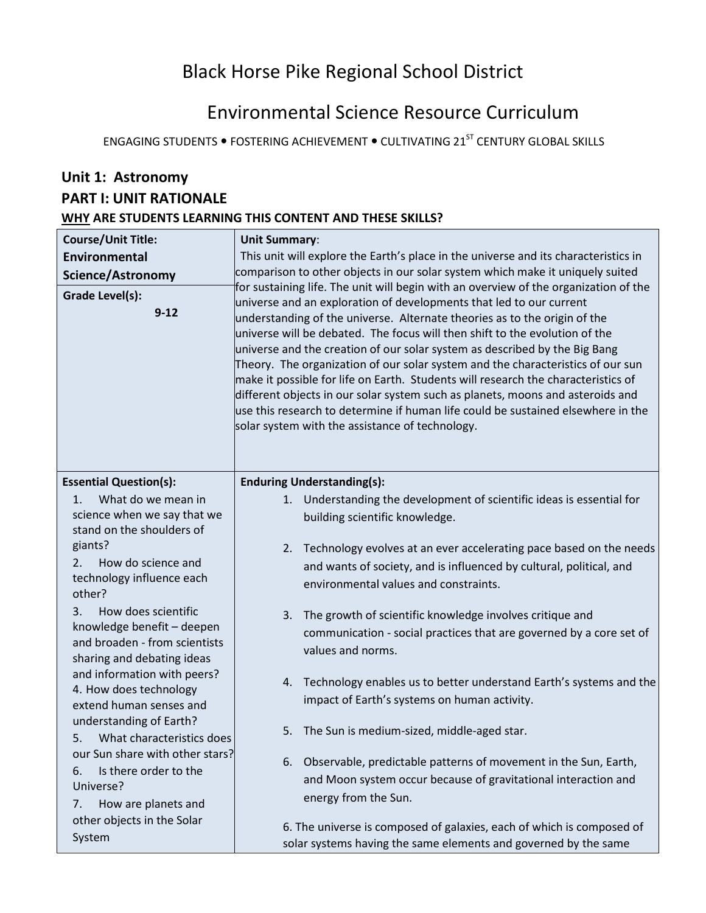# Black Horse Pike Regional School District

# Environmental Science Resource Curriculum

ENGAGING STUDENTS • FOSTERING ACHIEVEMENT • CULTIVATING 21ST CENTURY GLOBAL SKILLS

## Unit 1: Astronomy

## PART I: UNIT RATIONALE

**WHY ARE STUDENTS LEARNING THIS CONTENT AND THESE SKILLS?**

| **Course/Unit Title:** **Environmental Science/Astronomy** <br><br> **Grade Level(s):** 9-12 | **Unit Summary**: This unit will explore the Earth's place in the universe and its characteristics in comparison to other objects in our solar system which make it uniquely suited for sustaining life. The unit will begin with an overview of the organization of the universe and an exploration of developments that led to our current understanding of the universe. Alternate theories as to the origin of the universe will be debated. The focus will then shift to the evolution of the universe and the creation of our solar system as described by the Big Bang Theory. The organization of our solar system and the characteristics of our sun make it possible for life on Earth. Students will research the characteristics of different objects in our solar system such as planets, moons and asteroids and use this research to determine if human life could be sustained elsewhere in the solar system with the assistance of technology. |
|---|---|
| **Essential Question(s):** <br> 1. What do we mean in science when we say that we stand on the shoulders of giants? <br> 2. How do science and technology influence each other? <br> 3. How does scientific knowledge benefit – deepen and broaden - from scientists sharing and debating ideas and information with peers? <br> 4. How does technology extend human senses and understanding of Earth? <br> 5. What characteristics does our Sun share with other stars? <br> 6. Is there order to the Universe? <br> 7. How are planets and other objects in the Solar System | **Enduring Understanding(s):** <br> 1. Understanding the development of scientific ideas is essential for building scientific knowledge. <br> 2. Technology evolves at an ever accelerating pace based on the needs and wants of society, and is influenced by cultural, political, and environmental values and constraints. <br> 3. The growth of scientific knowledge involves critique and communication - social practices that are governed by a core set of values and norms. <br> 4. Technology enables us to better understand Earth's systems and the impact of Earth's systems on human activity. <br> 5. The Sun is medium-sized, middle-aged star. <br> 6. Observable, predictable patterns of movement in the Sun, Earth, and Moon system occur because of gravitational interaction and energy from the Sun. <br> 6. The universe is composed of galaxies, each of which is composed of solar systems having the same elements and governed by the same |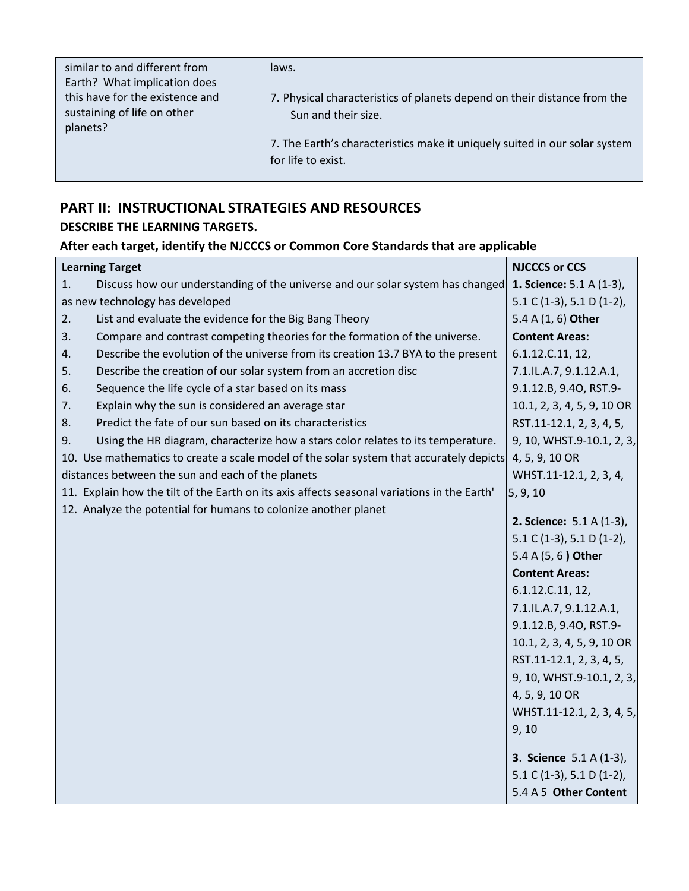| | |
|---|---|
| similar to and different from Earth? What implication does this have for the existence and sustaining of life on other planets? | laws.<br><br>7. Physical characteristics of planets depend on their distance from the Sun and their size.<br><br>7. The Earth's characteristics make it uniquely suited in our solar system for life to exist. |

## PART II: INSTRUCTIONAL STRATEGIES AND RESOURCES

### DESCRIBE THE LEARNING TARGETS.

### After each target, identify the NJCCCS or Common Core Standards that are applicable

| Learning Target | NJCCCS or CCS |
|---|---|
| 1. Discuss how our understanding of the universe and our solar system has changed as new technology has developed<br>2. List and evaluate the evidence for the Big Bang Theory<br>3. Compare and contrast competing theories for the formation of the universe.<br>4. Describe the evolution of the universe from its creation 13.7 BYA to the present<br>5. Describe the creation of our solar system from an accretion disc<br>6. Sequence the life cycle of a star based on its mass<br>7. Explain why the sun is considered an average star<br>8. Predict the fate of our sun based on its characteristics<br>9. Using the HR diagram, characterize how a stars color relates to its temperature.<br>10. Use mathematics to create a scale model of the solar system that accurately depicts distances between the sun and each of the planets<br>11. Explain how the tilt of the Earth on its axis affects seasonal variations in the Earth'<br>12. Analyze the potential for humans to colonize another planet | **1. Science:** 5.1 A (1-3), 5.1 C (1-3), 5.1 D (1-2), 5.4 A (1, 6) **Other Content Areas:** 6.1.12.C.11, 12, 7.1.IL.A.7, 9.1.12.A.1, 9.1.12.B, 9.4O, RST.9-10.1, 2, 3, 4, 5, 9, 10 OR RST.11-12.1, 2, 3, 4, 5, 9, 10, WHST.9-10.1, 2, 3, 4, 5, 9, 10 OR WHST.11-12.1, 2, 3, 4, 5, 9, 10<br><br>**2. Science:** 5.1 A (1-3), 5.1 C (1-3), 5.1 D (1-2), 5.4 A (5, 6 **) Other Content Areas:** 6.1.12.C.11, 12, 7.1.IL.A.7, 9.1.12.A.1, 9.1.12.B, 9.4O, RST.9-10.1, 2, 3, 4, 5, 9, 10 OR RST.11-12.1, 2, 3, 4, 5, 9, 10, WHST.9-10.1, 2, 3, 4, 5, 9, 10 OR WHST.11-12.1, 2, 3, 4, 5, 9, 10<br><br>**3**. **Science** 5.1 A (1-3), 5.1 C (1-3), 5.1 D (1-2), 5.4 A 5 **Other Content** |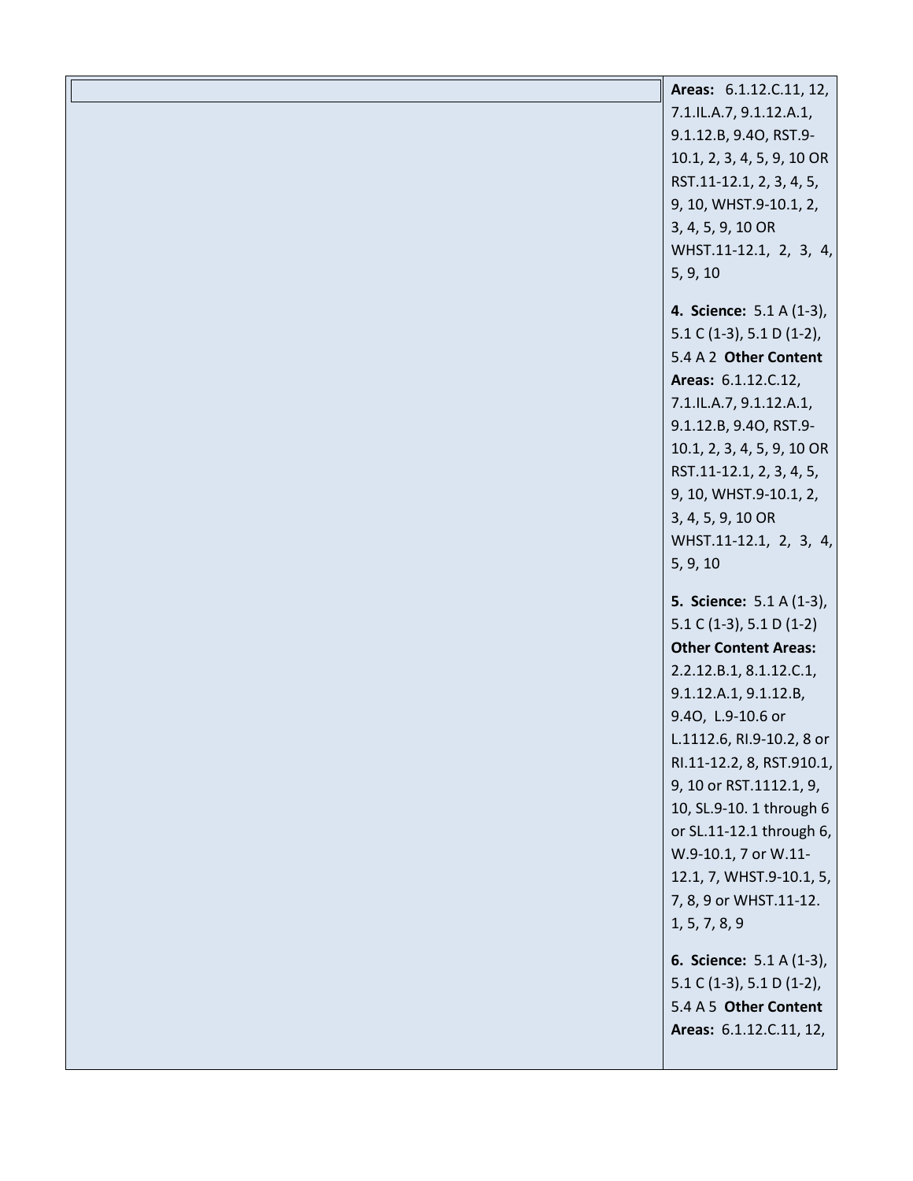| | |
|---|---|
| | **Areas:** 6.1.12.C.11, 12, 7.1.IL.A.7, 9.1.12.A.1, 9.1.12.B, 9.4O, RST.9-10.1, 2, 3, 4, 5, 9, 10 OR RST.11-12.1, 2, 3, 4, 5, 9, 10, WHST.9-10.1, 2, 3, 4, 5, 9, 10 OR WHST.11-12.1, 2, 3, 4, 5, 9, 10<br><br>**4. Science:** 5.1 A (1-3), 5.1 C (1-3), 5.1 D (1-2), 5.4 A 2 **Other Content Areas:** 6.1.12.C.12, 7.1.IL.A.7, 9.1.12.A.1, 9.1.12.B, 9.4O, RST.9-10.1, 2, 3, 4, 5, 9, 10 OR RST.11-12.1, 2, 3, 4, 5, 9, 10, WHST.9-10.1, 2, 3, 4, 5, 9, 10 OR WHST.11-12.1, 2, 3, 4, 5, 9, 10<br><br>**5. Science:** 5.1 A (1-3), 5.1 C (1-3), 5.1 D (1-2) **Other Content Areas:** 2.2.12.B.1, 8.1.12.C.1, 9.1.12.A.1, 9.1.12.B, 9.4O, L.9-10.6 or L.1112.6, RI.9-10.2, 8 or RI.11-12.2, 8, RST.910.1, 9, 10 or RST.1112.1, 9, 10, SL.9-10. 1 through 6 or SL.11-12.1 through 6, W.9-10.1, 7 or W.11-12.1, 7, WHST.9-10.1, 5, 7, 8, 9 or WHST.11-12. 1, 5, 7, 8, 9<br><br>**6. Science:** 5.1 A (1-3), 5.1 C (1-3), 5.1 D (1-2), 5.4 A 5 **Other Content Areas:** 6.1.12.C.11, 12, |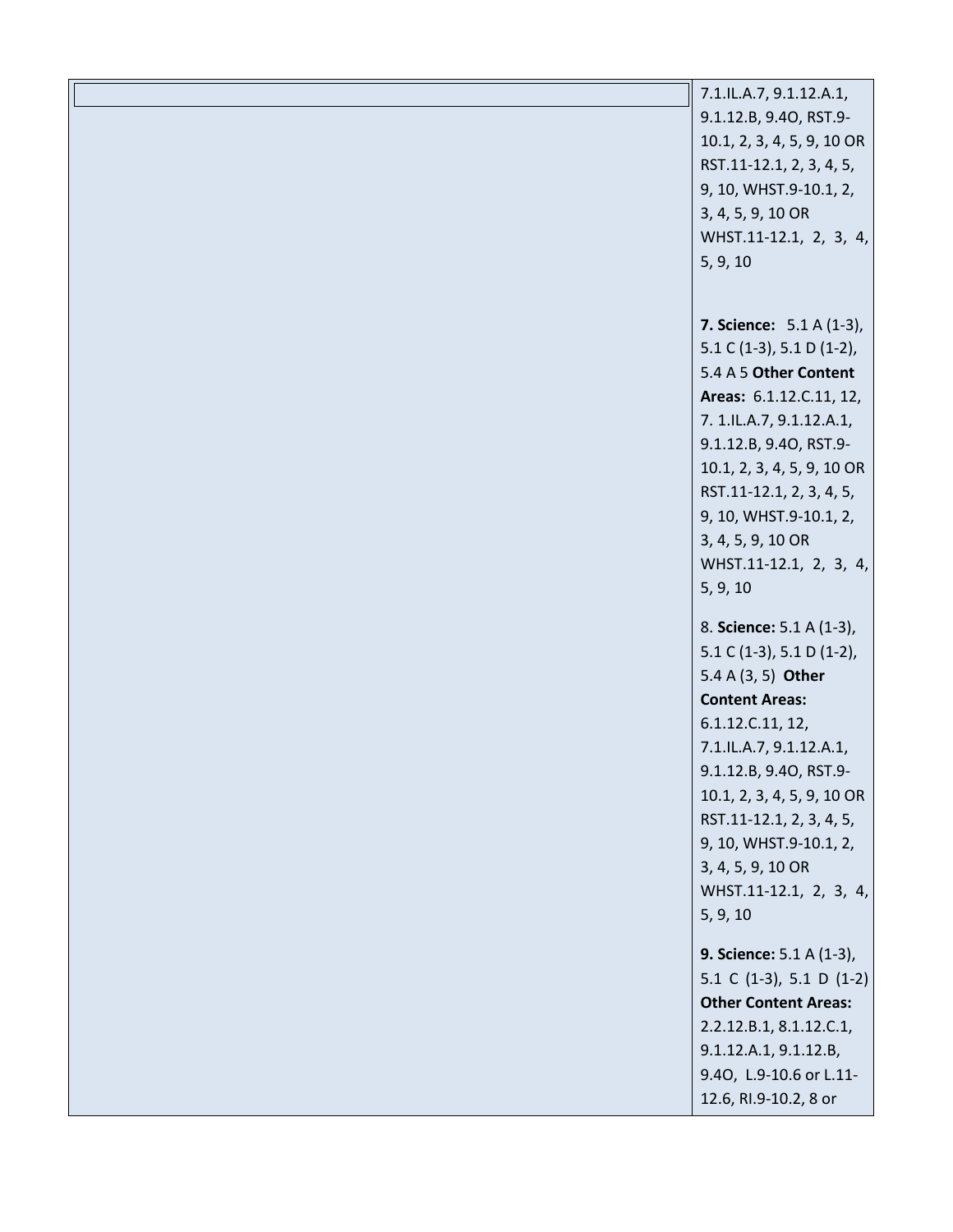| | |
|---|---|
| | 7.1.IL.A.7, 9.1.12.A.1, 9.1.12.B, 9.4O, RST.9-10.1, 2, 3, 4, 5, 9, 10 OR RST.11-12.1, 2, 3, 4, 5, 9, 10, WHST.9-10.1, 2, 3, 4, 5, 9, 10 OR WHST.11-12.1, 2, 3, 4, 5, 9, 10<br><br>**7. Science:** 5.1 A (1-3), 5.1 C (1-3), 5.1 D (1-2), 5.4 A 5 **Other Content Areas:** 6.1.12.C.11, 12, 7. 1.IL.A.7, 9.1.12.A.1, 9.1.12.B, 9.4O, RST.9-10.1, 2, 3, 4, 5, 9, 10 OR RST.11-12.1, 2, 3, 4, 5, 9, 10, WHST.9-10.1, 2, 3, 4, 5, 9, 10 OR WHST.11-12.1, 2, 3, 4, 5, 9, 10<br><br>8. **Science:** 5.1 A (1-3), 5.1 C (1-3), 5.1 D (1-2), 5.4 A (3, 5) **Other Content Areas:** 6.1.12.C.11, 12, 7.1.IL.A.7, 9.1.12.A.1, 9.1.12.B, 9.4O, RST.9-10.1, 2, 3, 4, 5, 9, 10 OR RST.11-12.1, 2, 3, 4, 5, 9, 10, WHST.9-10.1, 2, 3, 4, 5, 9, 10 OR WHST.11-12.1, 2, 3, 4, 5, 9, 10<br><br>**9. Science:** 5.1 A (1-3), 5.1 C (1-3), 5.1 D (1-2) **Other Content Areas:** 2.2.12.B.1, 8.1.12.C.1, 9.1.12.A.1, 9.1.12.B, 9.4O, L.9-10.6 or L.11-12.6, RI.9-10.2, 8 or |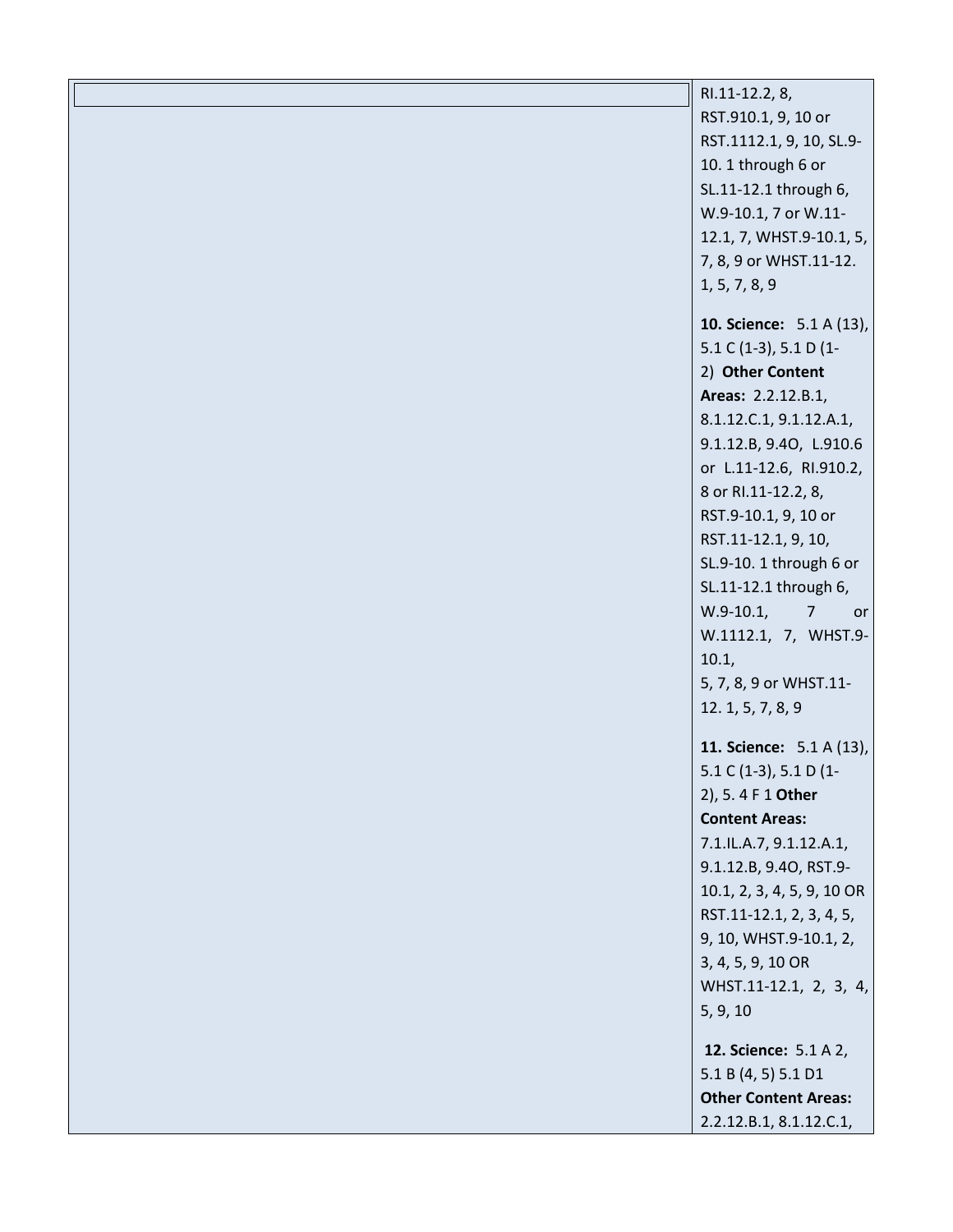| | |
|---|---|
| | RI.11-12.2, 8, RST.910.1, 9, 10 or RST.1112.1, 9, 10, SL.9-10. 1 through 6 or SL.11-12.1 through 6, W.9-10.1, 7 or W.11-12.1, 7, WHST.9-10.1, 5, 7, 8, 9 or WHST.11-12. 1, 5, 7, 8, 9<br><br>**10. Science:** 5.1 A (13), 5.1 C (1-3), 5.1 D (1-2) **Other Content Areas:** 2.2.12.B.1, 8.1.12.C.1, 9.1.12.A.1, 9.1.12.B, 9.4O, L.910.6 or L.11-12.6, RI.910.2, 8 or RI.11-12.2, 8, RST.9-10.1, 9, 10 or RST.11-12.1, 9, 10, SL.9-10. 1 through 6 or SL.11-12.1 through 6, W.9-10.1, 7 or W.1112.1, 7, WHST.9-10.1, 5, 7, 8, 9 or WHST.11-12. 1, 5, 7, 8, 9<br><br>**11. Science:** 5.1 A (13), 5.1 C (1-3), 5.1 D (1-2), 5. 4 F 1 **Other Content Areas:** 7.1.IL.A.7, 9.1.12.A.1, 9.1.12.B, 9.4O, RST.9-10.1, 2, 3, 4, 5, 9, 10 OR RST.11-12.1, 2, 3, 4, 5, 9, 10, WHST.9-10.1, 2, 3, 4, 5, 9, 10 OR WHST.11-12.1, 2, 3, 4, 5, 9, 10<br><br>**12. Science:** 5.1 A 2, 5.1 B (4, 5) 5.1 D1 **Other Content Areas:** 2.2.12.B.1, 8.1.12.C.1, |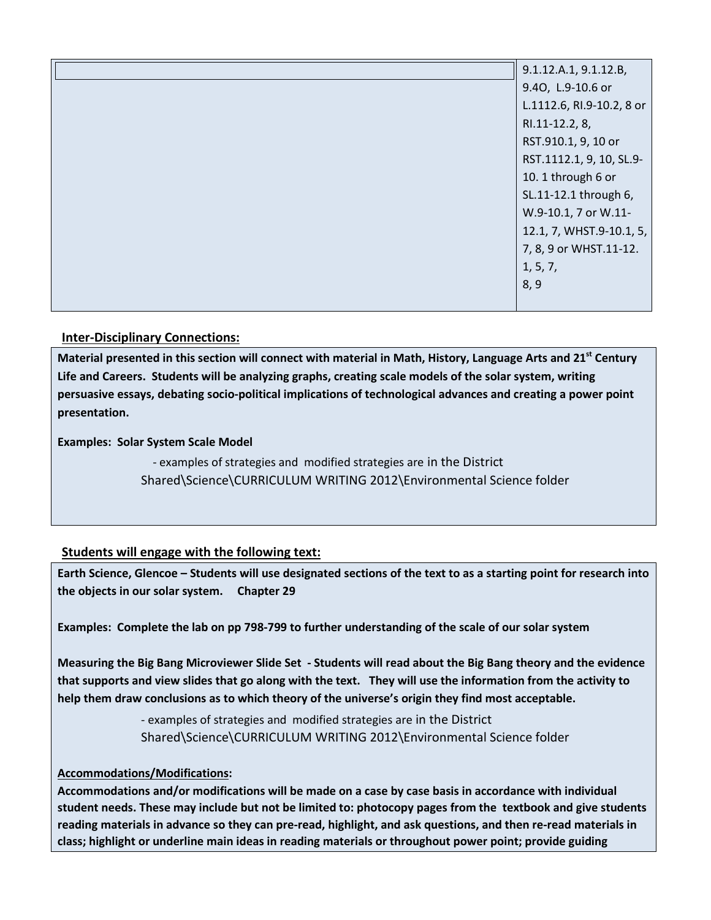| | 9.1.12.A.1, 9.1.12.B, 9.4O, L.9-10.6 or L.1112.6, RI.9-10.2, 8 or RI.11-12.2, 8, RST.910.1, 9, 10 or RST.1112.1, 9, 10, SL.9-10. 1 through 6 or SL.11-12.1 through 6, W.9-10.1, 7 or W.11-12.1, 7, WHST.9-10.1, 5, 7, 8, 9 or WHST.11-12. 1, 5, 7, 8, 9 |
|---|---|

**Inter-Disciplinary Connections:**

**Material presented in this section will connect with material in Math, History, Language Arts and 21st Century Life and Careers. Students will be analyzing graphs, creating scale models of the solar system, writing persuasive essays, debating socio-political implications of technological advances and creating a power point presentation.**

**Examples: Solar System Scale Model**

- examples of strategies and modified strategies are in the District Shared\Science\CURRICULUM WRITING 2012\Environmental Science folder

**Students will engage with the following text:**

**Earth Science, Glencoe – Students will use designated sections of the text to as a starting point for research into the objects in our solar system. Chapter 29**

**Examples: Complete the lab on pp 798-799 to further understanding of the scale of our solar system**

**Measuring the Big Bang Microviewer Slide Set - Students will read about the Big Bang theory and the evidence that supports and view slides that go along with the text. They will use the information from the activity to help them draw conclusions as to which theory of the universe's origin they find most acceptable.**

- examples of strategies and modified strategies are in the District Shared\Science\CURRICULUM WRITING 2012\Environmental Science folder

**Accommodations/Modifications:**

**Accommodations and/or modifications will be made on a case by case basis in accordance with individual student needs. These may include but not be limited to: photocopy pages from the textbook and give students reading materials in advance so they can pre-read, highlight, and ask questions, and then re-read materials in class; highlight or underline main ideas in reading materials or throughout power point; provide guiding**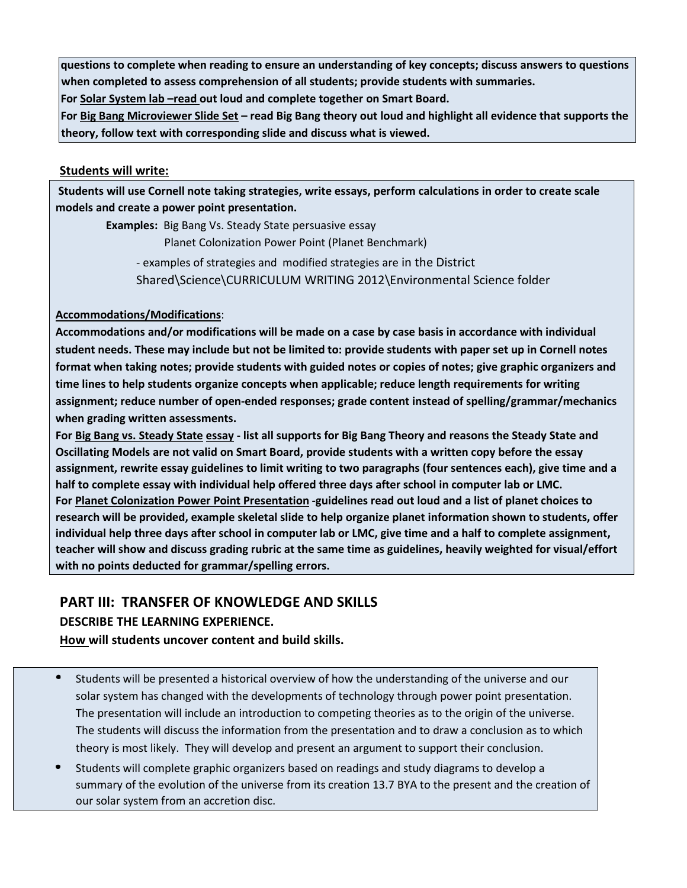**questions to complete when reading to ensure an understanding of key concepts; discuss answers to questions when completed to assess comprehension of all students; provide students with summaries.**
**For Solar System lab –read out loud and complete together on Smart Board.**
**For Big Bang Microviewer Slide Set – read Big Bang theory out loud and highlight all evidence that supports the theory, follow text with corresponding slide and discuss what is viewed.**

**Students will write:**

**Students will use Cornell note taking strategies, write essays, perform calculations in order to create scale models and create a power point presentation.**

**Examples:** Big Bang Vs. Steady State persuasive essay
Planet Colonization Power Point (Planet Benchmark)

- examples of strategies and modified strategies are in the District Shared\Science\CURRICULUM WRITING 2012\Environmental Science folder

**Accommodations/Modifications**:
**Accommodations and/or modifications will be made on a case by case basis in accordance with individual student needs. These may include but not be limited to: provide students with paper set up in Cornell notes format when taking notes; provide students with guided notes or copies of notes; give graphic organizers and time lines to help students organize concepts when applicable; reduce length requirements for writing assignment; reduce number of open-ended responses; grade content instead of spelling/grammar/mechanics when grading written assessments.**
**For Big Bang vs. Steady State essay - list all supports for Big Bang Theory and reasons the Steady State and Oscillating Models are not valid on Smart Board, provide students with a written copy before the essay assignment, rewrite essay guidelines to limit writing to two paragraphs (four sentences each), give time and a half to complete essay with individual help offered three days after school in computer lab or LMC.**
**For Planet Colonization Power Point Presentation -guidelines read out loud and a list of planet choices to research will be provided, example skeletal slide to help organize planet information shown to students, offer individual help three days after school in computer lab or LMC, give time and a half to complete assignment, teacher will show and discuss grading rubric at the same time as guidelines, heavily weighted for visual/effort with no points deducted for grammar/spelling errors.**

## PART III: TRANSFER OF KNOWLEDGE AND SKILLS

**DESCRIBE THE LEARNING EXPERIENCE.**

**How will students uncover content and build skills.**

- Students will be presented a historical overview of how the understanding of the universe and our solar system has changed with the developments of technology through power point presentation. The presentation will include an introduction to competing theories as to the origin of the universe. The students will discuss the information from the presentation and to draw a conclusion as to which theory is most likely. They will develop and present an argument to support their conclusion.
- Students will complete graphic organizers based on readings and study diagrams to develop a summary of the evolution of the universe from its creation 13.7 BYA to the present and the creation of our solar system from an accretion disc.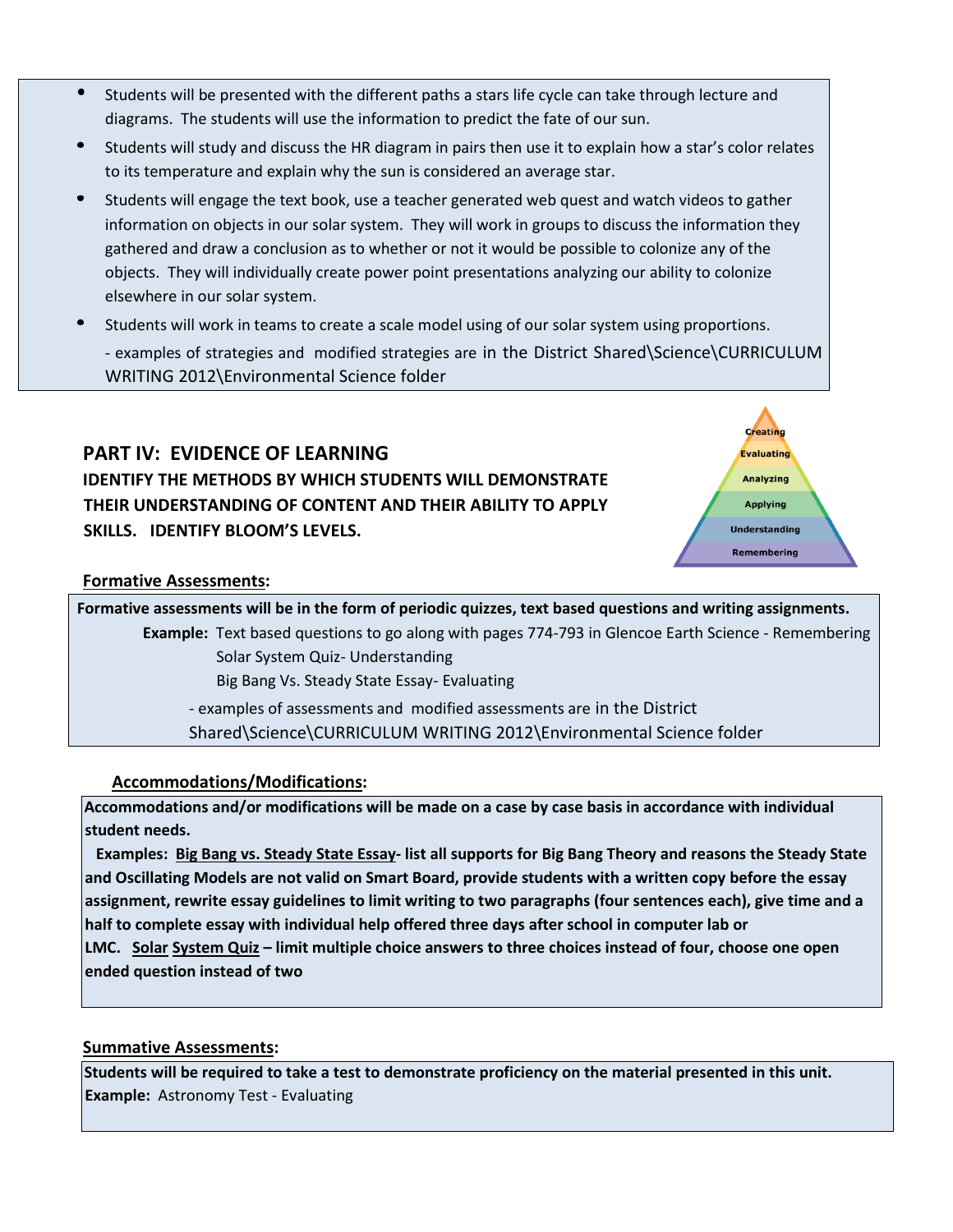- Students will be presented with the different paths a stars life cycle can take through lecture and diagrams. The students will use the information to predict the fate of our sun.
- Students will study and discuss the HR diagram in pairs then use it to explain how a star's color relates to its temperature and explain why the sun is considered an average star.
- Students will engage the text book, use a teacher generated web quest and watch videos to gather information on objects in our solar system. They will work in groups to discuss the information they gathered and draw a conclusion as to whether or not it would be possible to colonize any of the objects. They will individually create power point presentations analyzing our ability to colonize elsewhere in our solar system.
- Students will work in teams to create a scale model using of our solar system using proportions.

  - examples of strategies and modified strategies are in the District Shared\Science\CURRICULUM WRITING 2012\Environmental Science folder

## PART IV: EVIDENCE OF LEARNING

**IDENTIFY THE METHODS BY WHICH STUDENTS WILL DEMONSTRATE THEIR UNDERSTANDING OF CONTENT AND THEIR ABILITY TO APPLY SKILLS. IDENTIFY BLOOM'S LEVELS.**

Creating
Evaluating
Analyzing
Applying
Understanding
Remembering

**Formative Assessments:**

**Formative assessments will be in the form of periodic quizzes, text based questions and writing assignments.**

**Example:** Text based questions to go along with pages 774-793 in Glencoe Earth Science - Remembering
Solar System Quiz- Understanding
Big Bang Vs. Steady State Essay- Evaluating

- examples of assessments and modified assessments are in the District Shared\Science\CURRICULUM WRITING 2012\Environmental Science folder

**Accommodations/Modifications:**

**Accommodations and/or modifications will be made on a case by case basis in accordance with individual student needs.**

**Examples: Big Bang vs. Steady State Essay- list all supports for Big Bang Theory and reasons the Steady State and Oscillating Models are not valid on Smart Board, provide students with a written copy before the essay assignment, rewrite essay guidelines to limit writing to two paragraphs (four sentences each), give time and a half to complete essay with individual help offered three days after school in computer lab or LMC. Solar System Quiz – limit multiple choice answers to three choices instead of four, choose one open ended question instead of two**

**Summative Assessments:**

**Students will be required to take a test to demonstrate proficiency on the material presented in this unit.**
**Example:** Astronomy Test - Evaluating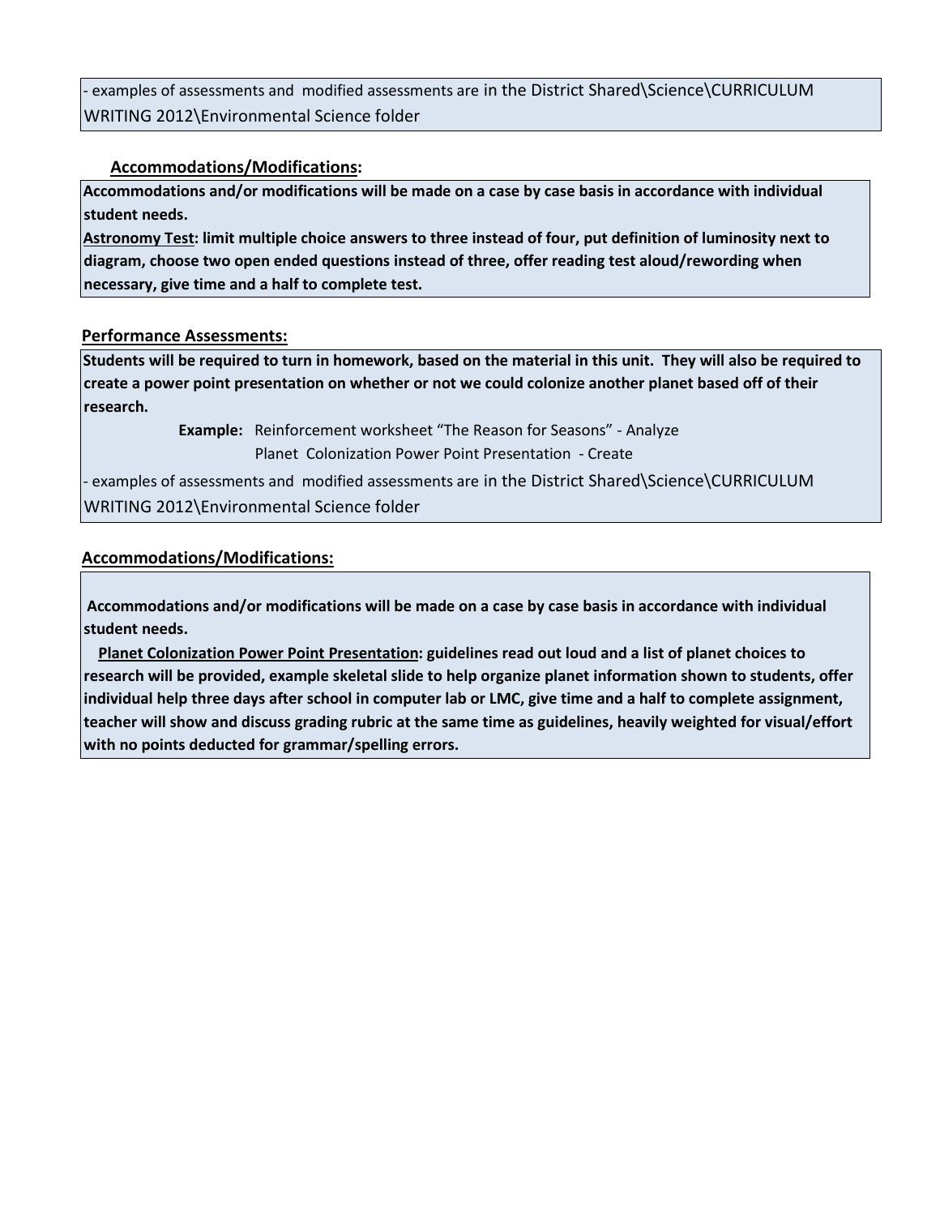- examples of assessments and modified assessments are in the District Shared\Science\CURRICULUM WRITING 2012\Environmental Science folder

**Accommodations/Modifications:**

**Accommodations and/or modifications will be made on a case by case basis in accordance with individual student needs.**
**Astronomy Test: limit multiple choice answers to three instead of four, put definition of luminosity next to diagram, choose two open ended questions instead of three, offer reading test aloud/rewording when necessary, give time and a half to complete test.**

**Performance Assessments:**

**Students will be required to turn in homework, based on the material in this unit. They will also be required to create a power point presentation on whether or not we could colonize another planet based off of their research.**

**Example:** Reinforcement worksheet "The Reason for Seasons" - Analyze
Planet Colonization Power Point Presentation - Create

- examples of assessments and modified assessments are in the District Shared\Science\CURRICULUM WRITING 2012\Environmental Science folder

**Accommodations/Modifications:**

**Accommodations and/or modifications will be made on a case by case basis in accordance with individual student needs.**
**Planet Colonization Power Point Presentation: guidelines read out loud and a list of planet choices to research will be provided, example skeletal slide to help organize planet information shown to students, offer individual help three days after school in computer lab or LMC, give time and a half to complete assignment, teacher will show and discuss grading rubric at the same time as guidelines, heavily weighted for visual/effort with no points deducted for grammar/spelling errors.**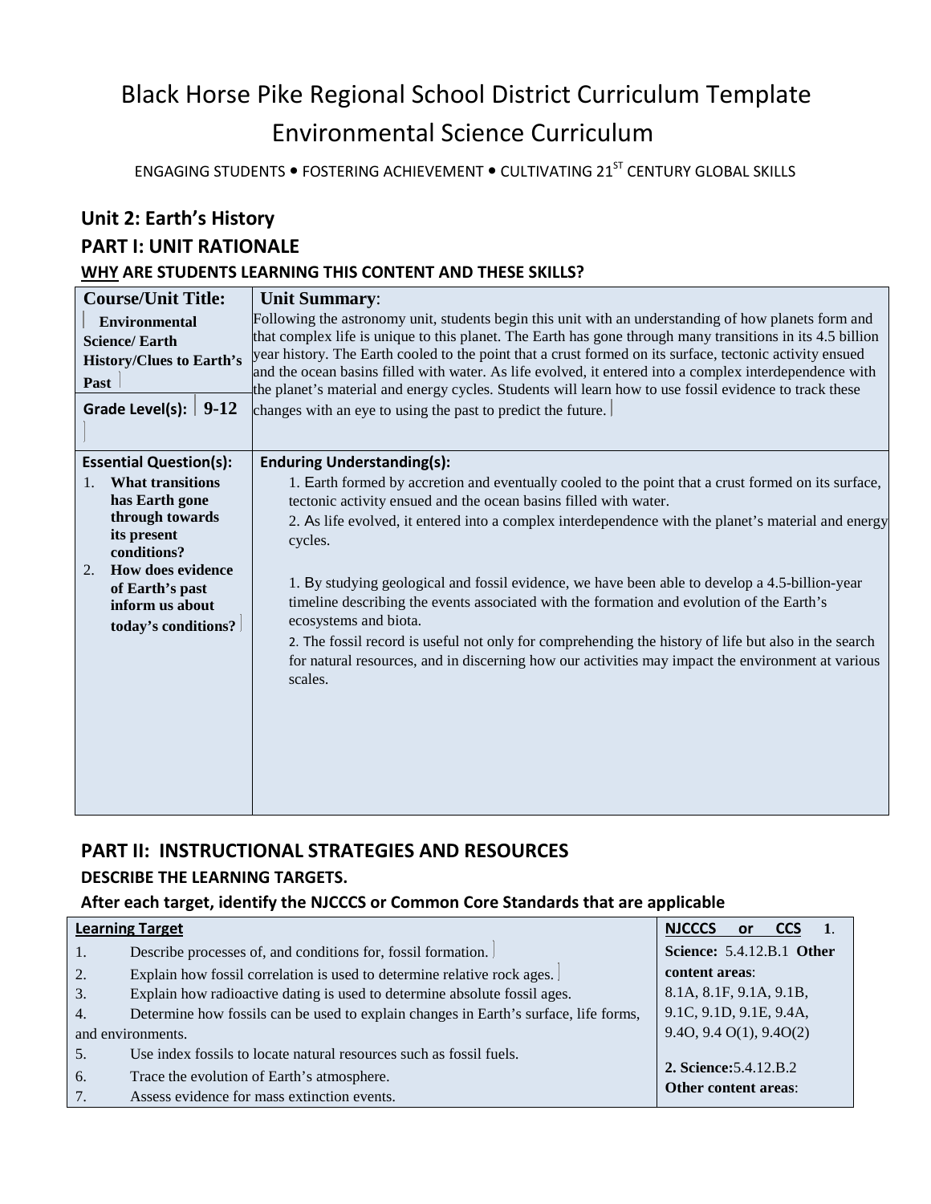# Black Horse Pike Regional School District Curriculum Template
# Environmental Science Curriculum

ENGAGING STUDENTS • FOSTERING ACHIEVEMENT • CULTIVATING 21ST CENTURY GLOBAL SKILLS

## Unit 2: Earth's History

## PART I: UNIT RATIONALE

### WHY ARE STUDENTS LEARNING THIS CONTENT AND THESE SKILLS?

| Course/Unit Title: | Unit Summary: |
|---|---|
| **Environmental Science/ Earth History/Clues to Earth's Past**<br><br>**Grade Level(s): 9-12** | Following the astronomy unit, students begin this unit with an understanding of how planets form and that complex life is unique to this planet. The Earth has gone through many transitions in its 4.5 billion year history. The Earth cooled to the point that a crust formed on its surface, tectonic activity ensued and the ocean basins filled with water. As life evolved, it entered into a complex interdependence with the planet's material and energy cycles. Students will learn how to use fossil evidence to track these changes with an eye to using the past to predict the future. |
| **Essential Question(s):** | **Enduring Understanding(s):** |
| 1. **What transitions has Earth gone through towards its present conditions?**<br>2. **How does evidence of Earth's past inform us about today's conditions?** | 1. Earth formed by accretion and eventually cooled to the point that a crust formed on its surface, tectonic activity ensued and the ocean basins filled with water.<br>2. As life evolved, it entered into a complex interdependence with the planet's material and energy cycles.<br><br>1. By studying geological and fossil evidence, we have been able to develop a 4.5-billion-year timeline describing the events associated with the formation and evolution of the Earth's ecosystems and biota.<br>2. The fossil record is useful not only for comprehending the history of life but also in the search for natural resources, and in discerning how our activities may impact the environment at various scales. |

## PART II: INSTRUCTIONAL STRATEGIES AND RESOURCES

### DESCRIBE THE LEARNING TARGETS.

### After each target, identify the NJCCCS or Common Core Standards that are applicable

| Learning Target | NJCCCS or CCS |
|---|---|
| 1. Describe processes of, and conditions for, fossil formation.<br>2. Explain how fossil correlation is used to determine relative rock ages.<br>3. Explain how radioactive dating is used to determine absolute fossil ages.<br>4. Determine how fossils can be used to explain changes in Earth's surface, life forms, and environments.<br>5. Use index fossils to locate natural resources such as fossil fuels.<br>6. Trace the evolution of Earth's atmosphere.<br>7. Assess evidence for mass extinction events. | 1. **Science:** 5.4.12.B.1 **Other content areas**: 8.1A, 8.1F, 9.1A, 9.1B, 9.1C, 9.1D, 9.1E, 9.4A, 9.4O, 9.4 O(1), 9.4O(2)<br><br>2. **Science:** 5.4.12.B.2 **Other content areas**: |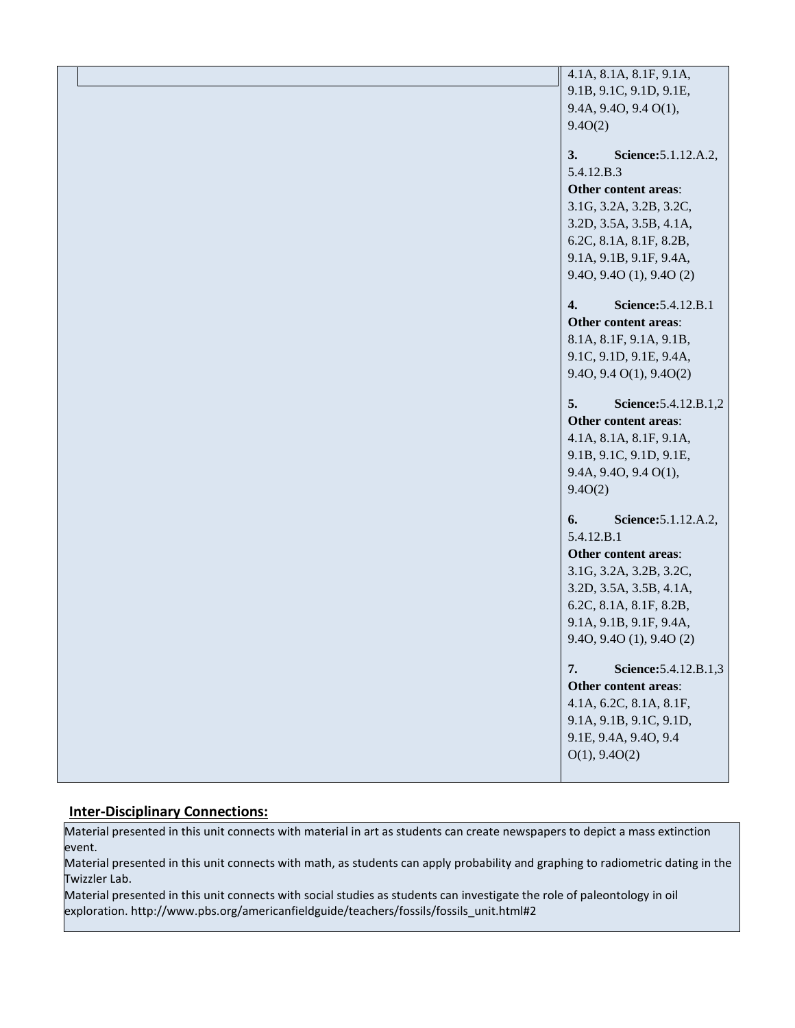| | 4.1A, 8.1A, 8.1F, 9.1A, 9.1B, 9.1C, 9.1D, 9.1E, 9.4A, 9.4O, 9.4 O(1), 9.4O(2)<br><br>**3. Science:**5.1.12.A.2, 5.4.12.B.3<br>**Other content areas**: 3.1G, 3.2A, 3.2B, 3.2C, 3.2D, 3.5A, 3.5B, 4.1A, 6.2C, 8.1A, 8.1F, 8.2B, 9.1A, 9.1B, 9.1F, 9.4A, 9.4O, 9.4O (1), 9.4O (2)<br><br>**4. Science:**5.4.12.B.1<br>**Other content areas**: 8.1A, 8.1F, 9.1A, 9.1B, 9.1C, 9.1D, 9.1E, 9.4A, 9.4O, 9.4 O(1), 9.4O(2)<br><br>**5. Science:**5.4.12.B.1,2<br>**Other content areas**: 4.1A, 8.1A, 8.1F, 9.1A, 9.1B, 9.1C, 9.1D, 9.1E, 9.4A, 9.4O, 9.4 O(1), 9.4O(2)<br><br>**6. Science:**5.1.12.A.2, 5.4.12.B.1<br>**Other content areas**: 3.1G, 3.2A, 3.2B, 3.2C, 3.2D, 3.5A, 3.5B, 4.1A, 6.2C, 8.1A, 8.1F, 8.2B, 9.1A, 9.1B, 9.1F, 9.4A, 9.4O, 9.4O (1), 9.4O (2)<br><br>**7. Science:**5.4.12.B.1,3<br>**Other content areas**: 4.1A, 6.2C, 8.1A, 8.1F, 9.1A, 9.1B, 9.1C, 9.1D, 9.1E, 9.4A, 9.4O, 9.4 O(1), 9.4O(2) |
|---|---|

## Inter-Disciplinary Connections:

Material presented in this unit connects with material in art as students can create newspapers to depict a mass extinction event.
Material presented in this unit connects with math, as students can apply probability and graphing to radiometric dating in the Twizzler Lab.
Material presented in this unit connects with social studies as students can investigate the role of paleontology in oil exploration. http://www.pbs.org/americanfieldguide/teachers/fossils/fossils_unit.html#2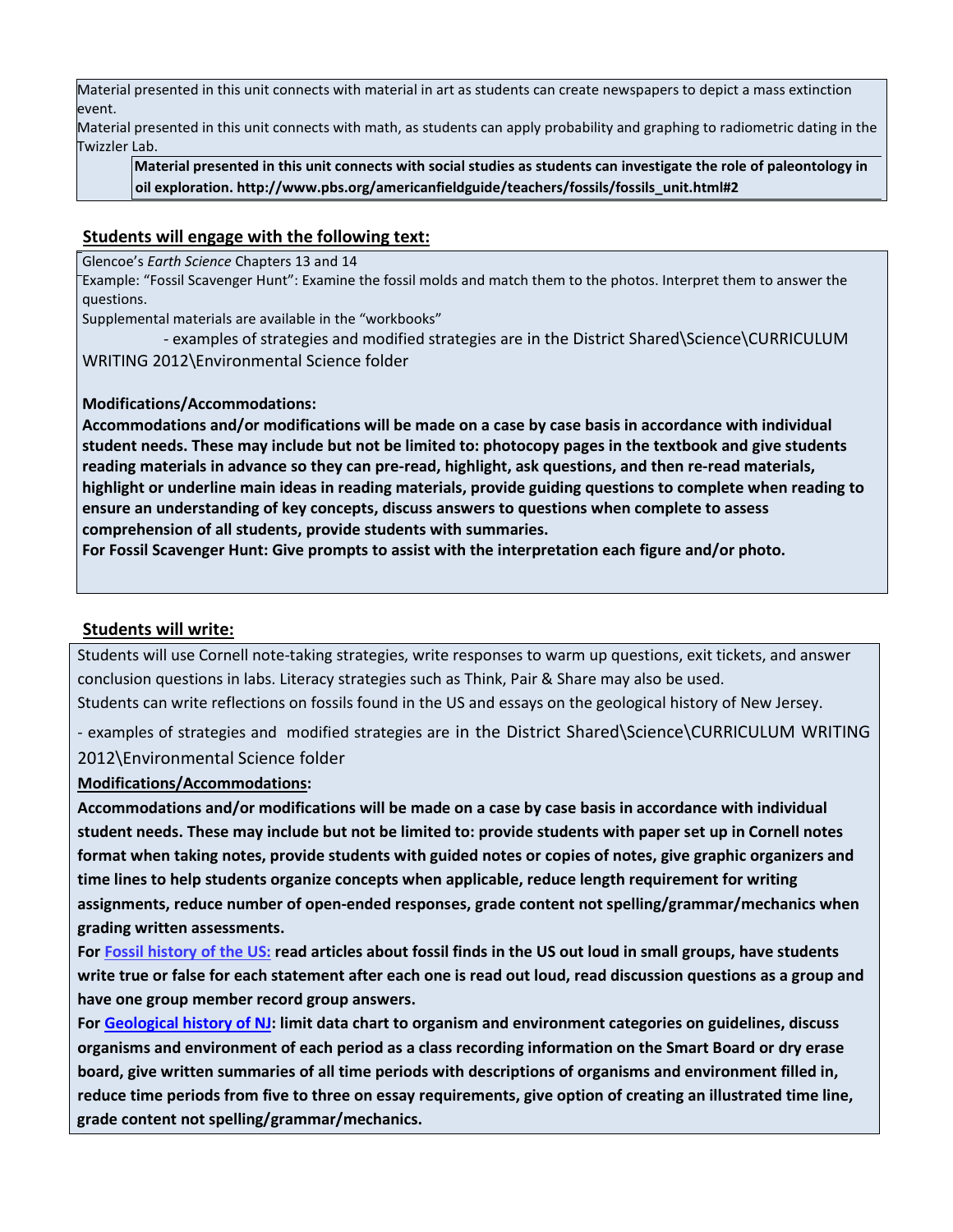Material presented in this unit connects with material in art as students can create newspapers to depict a mass extinction event.

Material presented in this unit connects with math, as students can apply probability and graphing to radiometric dating in the Twizzler Lab.

**Material presented in this unit connects with social studies as students can investigate the role of paleontology in oil exploration. http://www.pbs.org/americanfieldguide/teachers/fossils/fossils_unit.html#2**

## Students will engage with the following text:

Glencoe's *Earth Science* Chapters 13 and 14

Example: "Fossil Scavenger Hunt": Examine the fossil molds and match them to the photos. Interpret them to answer the questions.

Supplemental materials are available in the "workbooks"

- examples of strategies and modified strategies are in the District Shared\Science\CURRICULUM WRITING 2012\Environmental Science folder

**Modifications/Accommodations:**

**Accommodations and/or modifications will be made on a case by case basis in accordance with individual student needs. These may include but not be limited to: photocopy pages in the textbook and give students reading materials in advance so they can pre-read, highlight, ask questions, and then re-read materials, highlight or underline main ideas in reading materials, provide guiding questions to complete when reading to ensure an understanding of key concepts, discuss answers to questions when complete to assess comprehension of all students, provide students with summaries.**

**For Fossil Scavenger Hunt: Give prompts to assist with the interpretation each figure and/or photo.**

## Students will write:

Students will use Cornell note-taking strategies, write responses to warm up questions, exit tickets, and answer conclusion questions in labs. Literacy strategies such as Think, Pair & Share may also be used.

Students can write reflections on fossils found in the US and essays on the geological history of New Jersey.

- examples of strategies and modified strategies are in the District Shared\Science\CURRICULUM WRITING 2012\Environmental Science folder

**Modifications/Accommodations:**

**Accommodations and/or modifications will be made on a case by case basis in accordance with individual student needs. These may include but not be limited to: provide students with paper set up in Cornell notes format when taking notes, provide students with guided notes or copies of notes, give graphic organizers and time lines to help students organize concepts when applicable, reduce length requirement for writing assignments, reduce number of open-ended responses, grade content not spelling/grammar/mechanics when grading written assessments.**

**For Fossil history of the US: read articles about fossil finds in the US out loud in small groups, have students write true or false for each statement after each one is read out loud, read discussion questions as a group and have one group member record group answers.**

**For Geological history of NJ: limit data chart to organism and environment categories on guidelines, discuss organisms and environment of each period as a class recording information on the Smart Board or dry erase board, give written summaries of all time periods with descriptions of organisms and environment filled in, reduce time periods from five to three on essay requirements, give option of creating an illustrated time line, grade content not spelling/grammar/mechanics.**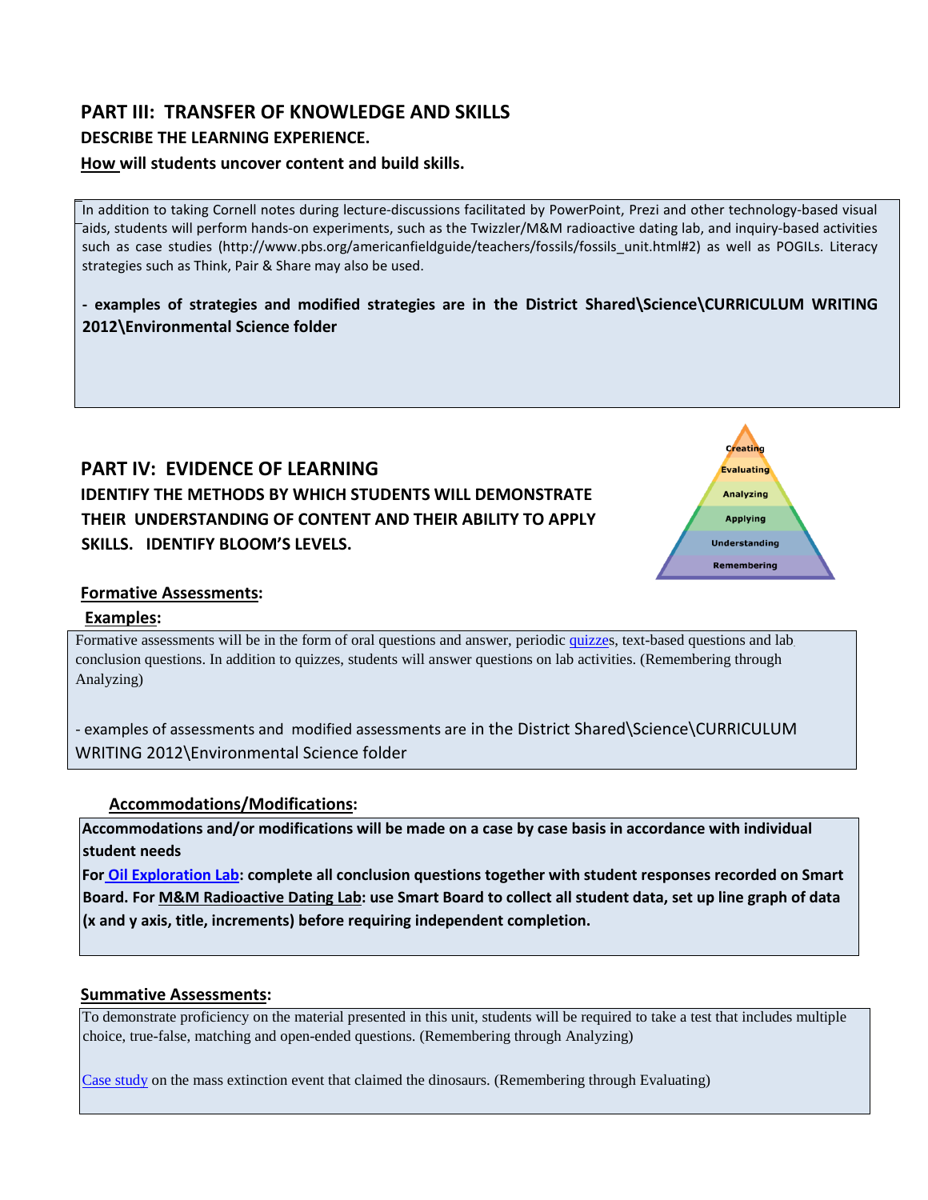## PART III: TRANSFER OF KNOWLEDGE AND SKILLS

**DESCRIBE THE LEARNING EXPERIENCE.**

**How will students uncover content and build skills.**

In addition to taking Cornell notes during lecture-discussions facilitated by PowerPoint, Prezi and other technology-based visual aids, students will perform hands-on experiments, such as the Twizzler/M&M radioactive dating lab, and inquiry-based activities such as case studies (http://www.pbs.org/americanfieldguide/teachers/fossils/fossils_unit.html#2) as well as POGILs. Literacy strategies such as Think, Pair & Share may also be used.

**- examples of strategies and modified strategies are in the District Shared\Science\CURRICULUM WRITING 2012\Environmental Science folder**

## PART IV: EVIDENCE OF LEARNING

**IDENTIFY THE METHODS BY WHICH STUDENTS WILL DEMONSTRATE THEIR UNDERSTANDING OF CONTENT AND THEIR ABILITY TO APPLY SKILLS. IDENTIFY BLOOM'S LEVELS.**

Creating
Evaluating
Analyzing
Applying
Understanding
Remembering

**Formative Assessments:**

**Examples:**

Formative assessments will be in the form of oral questions and answer, periodic quizzes, text-based questions and lab conclusion questions. In addition to quizzes, students will answer questions on lab activities. (Remembering through Analyzing)

- examples of assessments and modified assessments are in the District Shared\Science\CURRICULUM WRITING 2012\Environmental Science folder

**Accommodations/Modifications:**

**Accommodations and/or modifications will be made on a case by case basis in accordance with individual student needs**

**For Oil Exploration Lab: complete all conclusion questions together with student responses recorded on Smart Board. For M&M Radioactive Dating Lab: use Smart Board to collect all student data, set up line graph of data (x and y axis, title, increments) before requiring independent completion.**

**Summative Assessments:**

To demonstrate proficiency on the material presented in this unit, students will be required to take a test that includes multiple choice, true-false, matching and open-ended questions. (Remembering through Analyzing)

Case study on the mass extinction event that claimed the dinosaurs. (Remembering through Evaluating)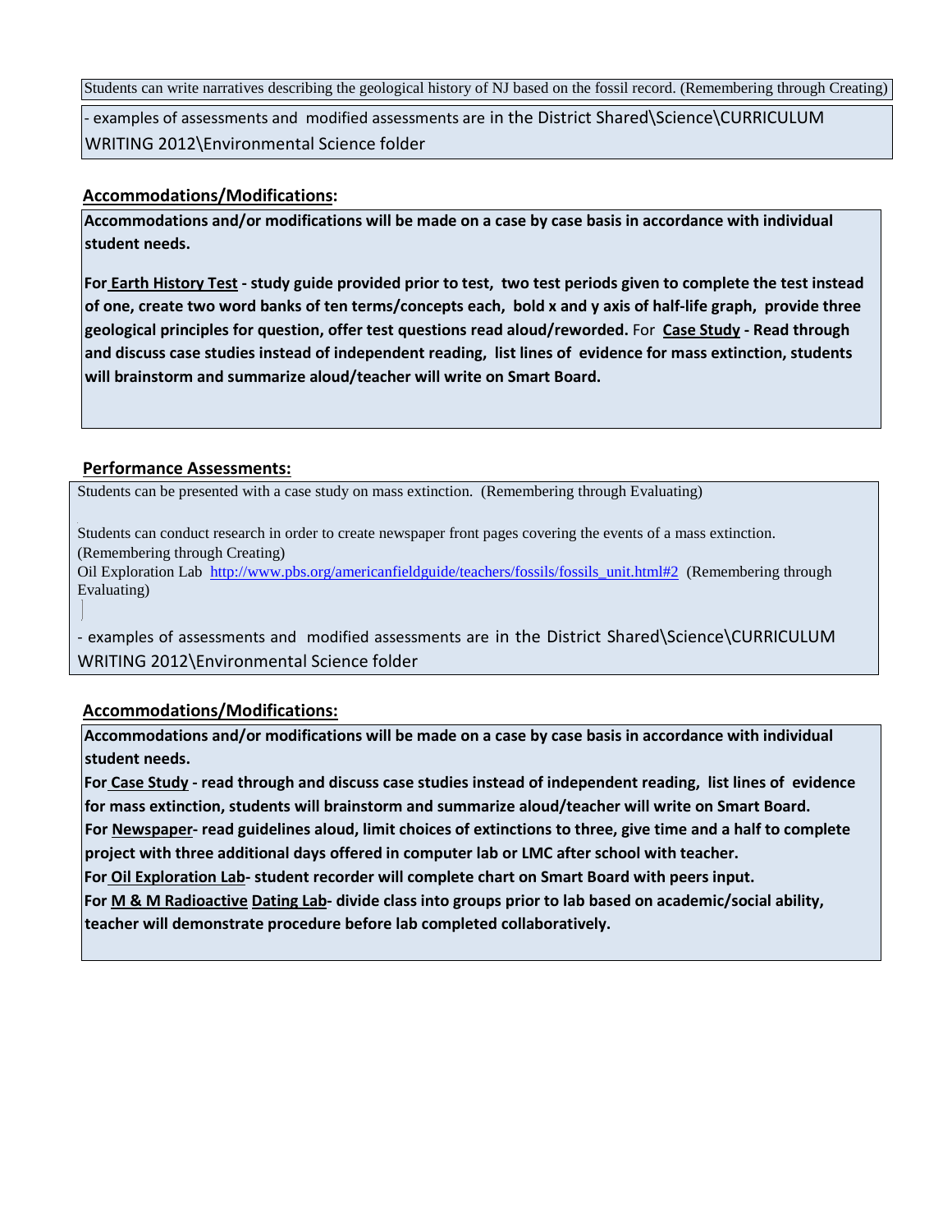Students can write narratives describing the geological history of NJ based on the fossil record. (Remembering through Creating)

- examples of assessments and modified assessments are in the District Shared\Science\CURRICULUM WRITING 2012\Environmental Science folder

**Accommodations/Modifications:**

**Accommodations and/or modifications will be made on a case by case basis in accordance with individual student needs.**

**For Earth History Test - study guide provided prior to test, two test periods given to complete the test instead of one, create two word banks of ten terms/concepts each, bold x and y axis of half-life graph, provide three geological principles for question, offer test questions read aloud/reworded.** For **Case Study - Read through and discuss case studies instead of independent reading, list lines of evidence for mass extinction, students will brainstorm and summarize aloud/teacher will write on Smart Board.**

**Performance Assessments:**

Students can be presented with a case study on mass extinction. (Remembering through Evaluating)

Students can conduct research in order to create newspaper front pages covering the events of a mass extinction. (Remembering through Creating)

Oil Exploration Lab http://www.pbs.org/americanfieldguide/teachers/fossils/fossils_unit.html#2 (Remembering through Evaluating)

- examples of assessments and modified assessments are in the District Shared\Science\CURRICULUM WRITING 2012\Environmental Science folder

**Accommodations/Modifications:**

**Accommodations and/or modifications will be made on a case by case basis in accordance with individual student needs.**

**For Case Study - read through and discuss case studies instead of independent reading, list lines of evidence for mass extinction, students will brainstorm and summarize aloud/teacher will write on Smart Board.**

**For Newspaper- read guidelines aloud, limit choices of extinctions to three, give time and a half to complete project with three additional days offered in computer lab or LMC after school with teacher.**

**For Oil Exploration Lab- student recorder will complete chart on Smart Board with peers input.**

**For M & M Radioactive Dating Lab- divide class into groups prior to lab based on academic/social ability, teacher will demonstrate procedure before lab completed collaboratively.**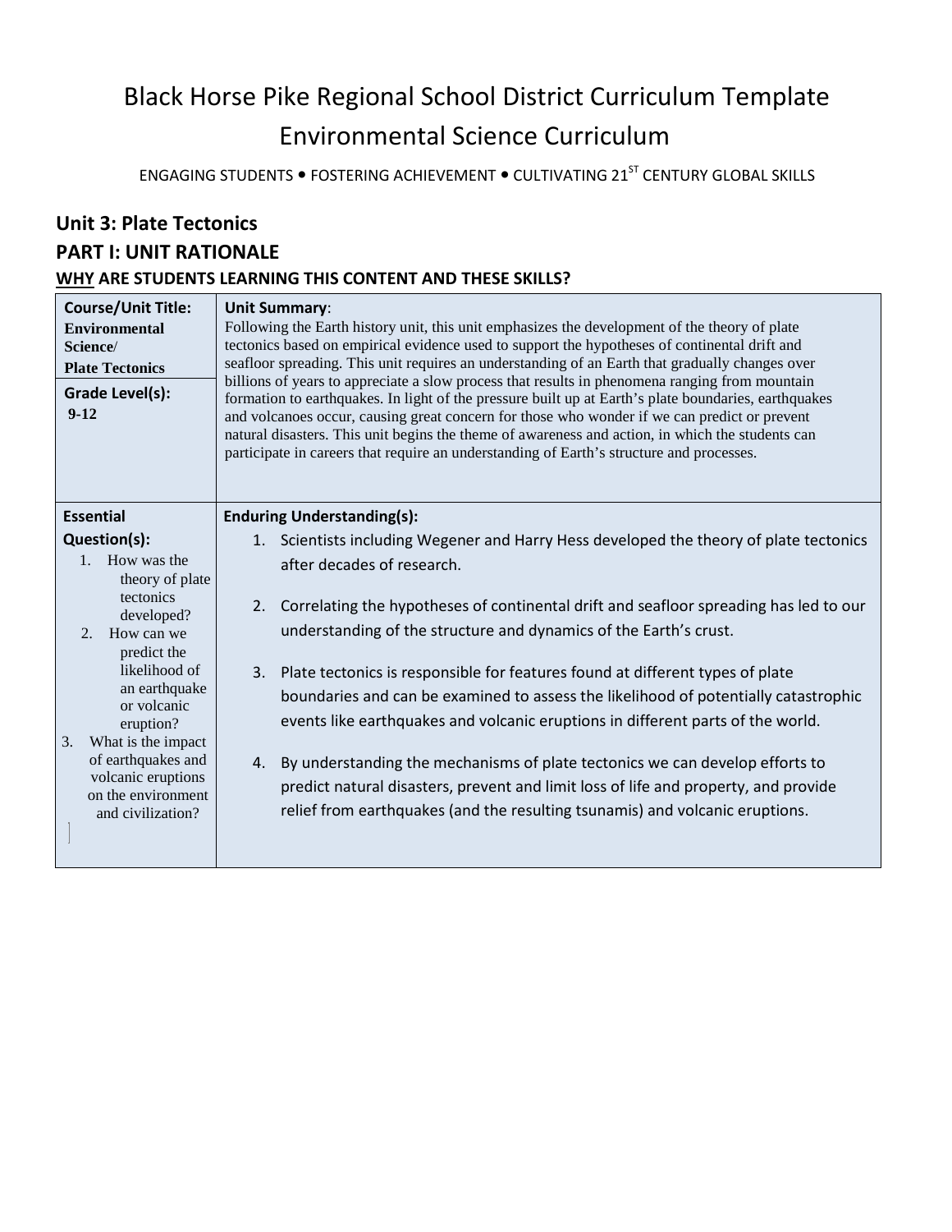# Black Horse Pike Regional School District Curriculum Template
# Environmental Science Curriculum

ENGAGING STUDENTS • FOSTERING ACHIEVEMENT • CULTIVATING 21ST CENTURY GLOBAL SKILLS

## Unit 3: Plate Tectonics

## PART I: UNIT RATIONALE

### WHY ARE STUDENTS LEARNING THIS CONTENT AND THESE SKILLS?

| **Course/Unit Title:** **Environmental Science/ Plate Tectonics** <br><br> **Grade Level(s):** **9-12** | **Unit Summary**: Following the Earth history unit, this unit emphasizes the development of the theory of plate tectonics based on empirical evidence used to support the hypotheses of continental drift and seafloor spreading. This unit requires an understanding of an Earth that gradually changes over billions of years to appreciate a slow process that results in phenomena ranging from mountain formation to earthquakes. In light of the pressure built up at Earth's plate boundaries, earthquakes and volcanoes occur, causing great concern for those who wonder if we can predict or prevent natural disasters. This unit begins the theme of awareness and action, in which the students can participate in careers that require an understanding of Earth's structure and processes. |
|---|---|
| **Essential Question(s):** <br> 1. How was the theory of plate tectonics developed? <br> 2. How can we predict the likelihood of an earthquake or volcanic eruption? <br> 3. What is the impact of earthquakes and volcanic eruptions on the environment and civilization? | **Enduring Understanding(s):** <br> 1. Scientists including Wegener and Harry Hess developed the theory of plate tectonics after decades of research. <br> 2. Correlating the hypotheses of continental drift and seafloor spreading has led to our understanding of the structure and dynamics of the Earth's crust. <br> 3. Plate tectonics is responsible for features found at different types of plate boundaries and can be examined to assess the likelihood of potentially catastrophic events like earthquakes and volcanic eruptions in different parts of the world. <br> 4. By understanding the mechanisms of plate tectonics we can develop efforts to predict natural disasters, prevent and limit loss of life and property, and provide relief from earthquakes (and the resulting tsunamis) and volcanic eruptions. |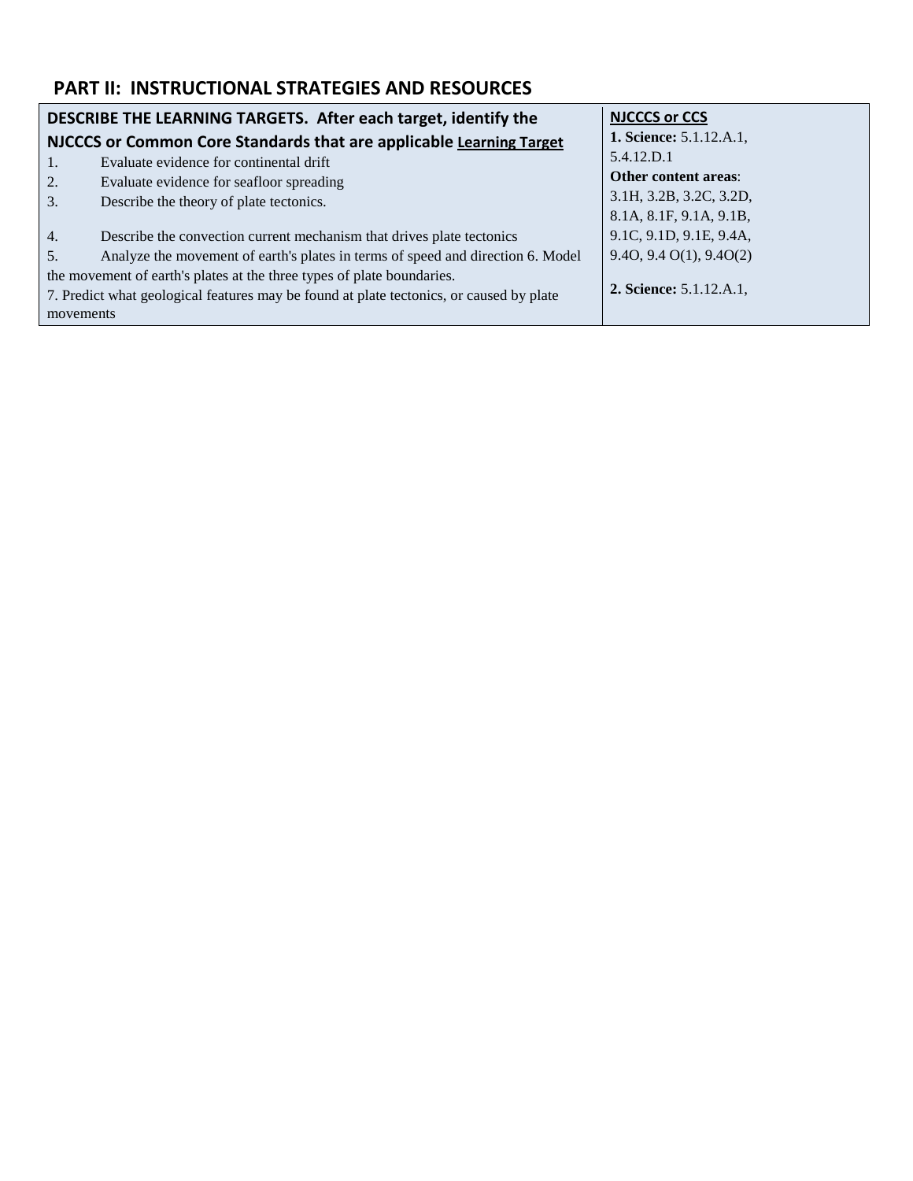## PART II: INSTRUCTIONAL STRATEGIES AND RESOURCES

| DESCRIBE THE LEARNING TARGETS. After each target, identify the NJCCCS or Common Core Standards that are applicable **Learning Target** | **NJCCCS or CCS** |
|---|---|
| 1. Evaluate evidence for continental drift<br>2. Evaluate evidence for seafloor spreading<br>3. Describe the theory of plate tectonics.<br><br>4. Describe the convection current mechanism that drives plate tectonics<br>5. Analyze the movement of earth's plates in terms of speed and direction 6. Model the movement of earth's plates at the three types of plate boundaries.<br>7. Predict what geological features may be found at plate tectonics, or caused by plate movements | **1. Science:** 5.1.12.A.1, 5.4.12.D.1<br>**Other content areas**: 3.1H, 3.2B, 3.2C, 3.2D, 8.1A, 8.1F, 9.1A, 9.1B, 9.1C, 9.1D, 9.1E, 9.4A, 9.4O, 9.4 O(1), 9.4O(2)<br><br>**2. Science:** 5.1.12.A.1, |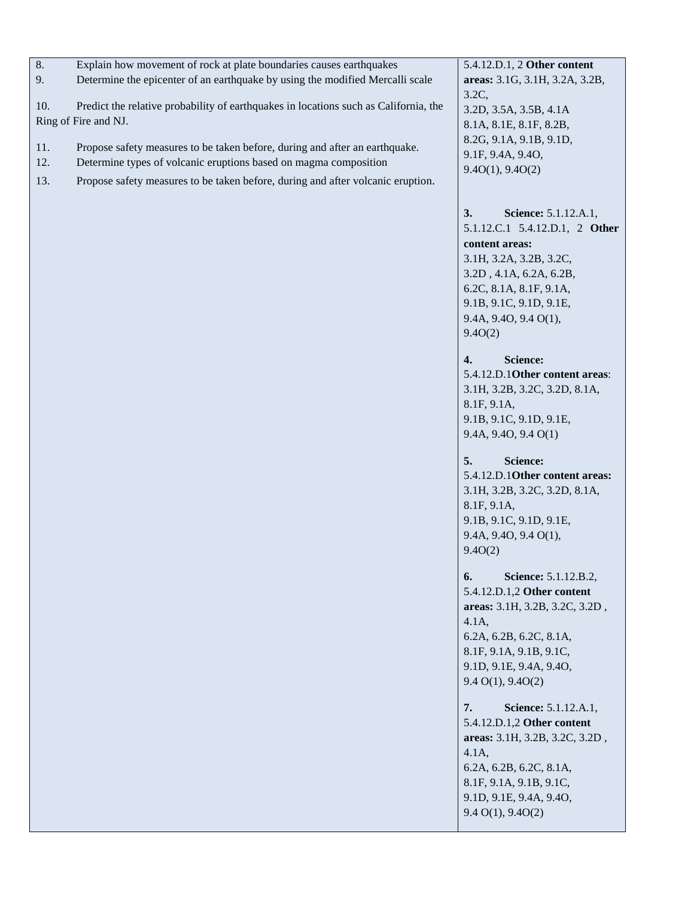| | |
|---|---|
| 8. Explain how movement of rock at plate boundaries causes earthquakes<br>9. Determine the epicenter of an earthquake by using the modified Mercalli scale<br><br>10. Predict the relative probability of earthquakes in locations such as California, the Ring of Fire and NJ.<br><br>11. Propose safety measures to be taken before, during and after an earthquake.<br>12. Determine types of volcanic eruptions based on magma composition<br>13. Propose safety measures to be taken before, during and after volcanic eruption. | 5.4.12.D.1, 2 **Other content areas:** 3.1G, 3.1H, 3.2A, 3.2B, 3.2C, 3.2D, 3.5A, 3.5B, 4.1A 8.1A, 8.1E, 8.1F, 8.2B, 8.2G, 9.1A, 9.1B, 9.1D, 9.1F, 9.4A, 9.4O, 9.4O(1), 9.4O(2)<br><br>**3. Science:** 5.1.12.A.1, 5.1.12.C.1 5.4.12.D.1, 2 **Other content areas:** 3.1H, 3.2A, 3.2B, 3.2C, 3.2D , 4.1A, 6.2A, 6.2B, 6.2C, 8.1A, 8.1F, 9.1A, 9.1B, 9.1C, 9.1D, 9.1E, 9.4A, 9.4O, 9.4 O(1), 9.4O(2)<br><br>**4. Science:** 5.4.12.D.1**Other content areas**: 3.1H, 3.2B, 3.2C, 3.2D, 8.1A, 8.1F, 9.1A, 9.1B, 9.1C, 9.1D, 9.1E, 9.4A, 9.4O, 9.4 O(1)<br><br>**5. Science:** 5.4.12.D.1**Other content areas:** 3.1H, 3.2B, 3.2C, 3.2D, 8.1A, 8.1F, 9.1A, 9.1B, 9.1C, 9.1D, 9.1E, 9.4A, 9.4O, 9.4 O(1), 9.4O(2)<br><br>**6. Science:** 5.1.12.B.2, 5.4.12.D.1,2 **Other content areas:** 3.1H, 3.2B, 3.2C, 3.2D , 4.1A, 6.2A, 6.2B, 6.2C, 8.1A, 8.1F, 9.1A, 9.1B, 9.1C, 9.1D, 9.1E, 9.4A, 9.4O, 9.4 O(1), 9.4O(2)<br><br>**7. Science:** 5.1.12.A.1, 5.4.12.D.1,2 **Other content areas:** 3.1H, 3.2B, 3.2C, 3.2D , 4.1A, 6.2A, 6.2B, 6.2C, 8.1A, 8.1F, 9.1A, 9.1B, 9.1C, 9.1D, 9.1E, 9.4A, 9.4O, 9.4 O(1), 9.4O(2) |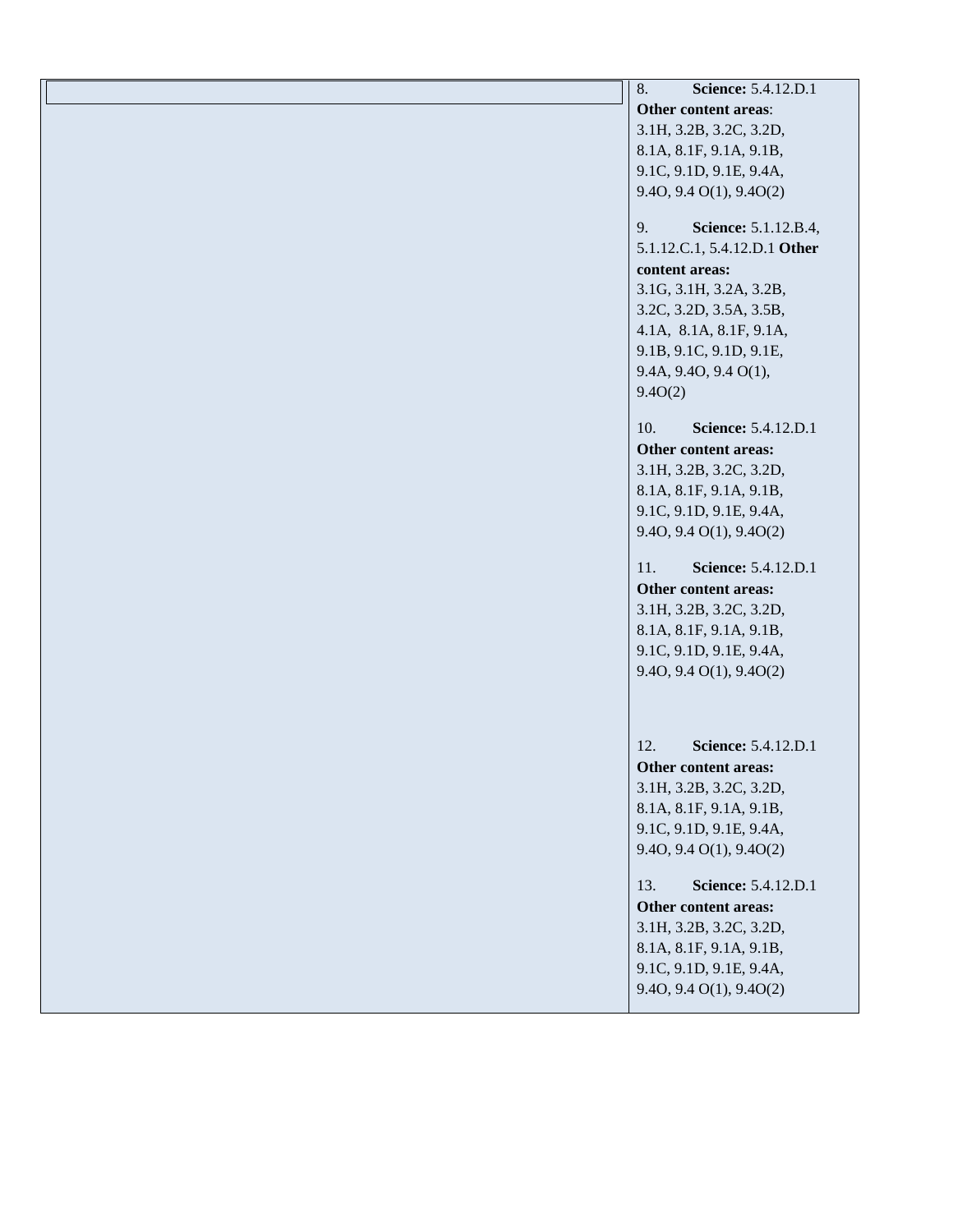| | |
|---|---|
| | 8. **Science:** 5.4.12.D.1 **Other content areas**: 3.1H, 3.2B, 3.2C, 3.2D, 8.1A, 8.1F, 9.1A, 9.1B, 9.1C, 9.1D, 9.1E, 9.4A, 9.4O, 9.4 O(1), 9.4O(2)<br><br>9. **Science:** 5.1.12.B.4, 5.1.12.C.1, 5.4.12.D.1 **Other content areas:** 3.1G, 3.1H, 3.2A, 3.2B, 3.2C, 3.2D, 3.5A, 3.5B, 4.1A, 8.1A, 8.1F, 9.1A, 9.1B, 9.1C, 9.1D, 9.1E, 9.4A, 9.4O, 9.4 O(1), 9.4O(2)<br><br>10. **Science:** 5.4.12.D.1 **Other content areas:** 3.1H, 3.2B, 3.2C, 3.2D, 8.1A, 8.1F, 9.1A, 9.1B, 9.1C, 9.1D, 9.1E, 9.4A, 9.4O, 9.4 O(1), 9.4O(2)<br><br>11. **Science:** 5.4.12.D.1 **Other content areas:** 3.1H, 3.2B, 3.2C, 3.2D, 8.1A, 8.1F, 9.1A, 9.1B, 9.1C, 9.1D, 9.1E, 9.4A, 9.4O, 9.4 O(1), 9.4O(2)<br><br>12. **Science:** 5.4.12.D.1 **Other content areas:** 3.1H, 3.2B, 3.2C, 3.2D, 8.1A, 8.1F, 9.1A, 9.1B, 9.1C, 9.1D, 9.1E, 9.4A, 9.4O, 9.4 O(1), 9.4O(2)<br><br>13. **Science:** 5.4.12.D.1 **Other content areas:** 3.1H, 3.2B, 3.2C, 3.2D, 8.1A, 8.1F, 9.1A, 9.1B, 9.1C, 9.1D, 9.1E, 9.4A, 9.4O, 9.4 O(1), 9.4O(2) |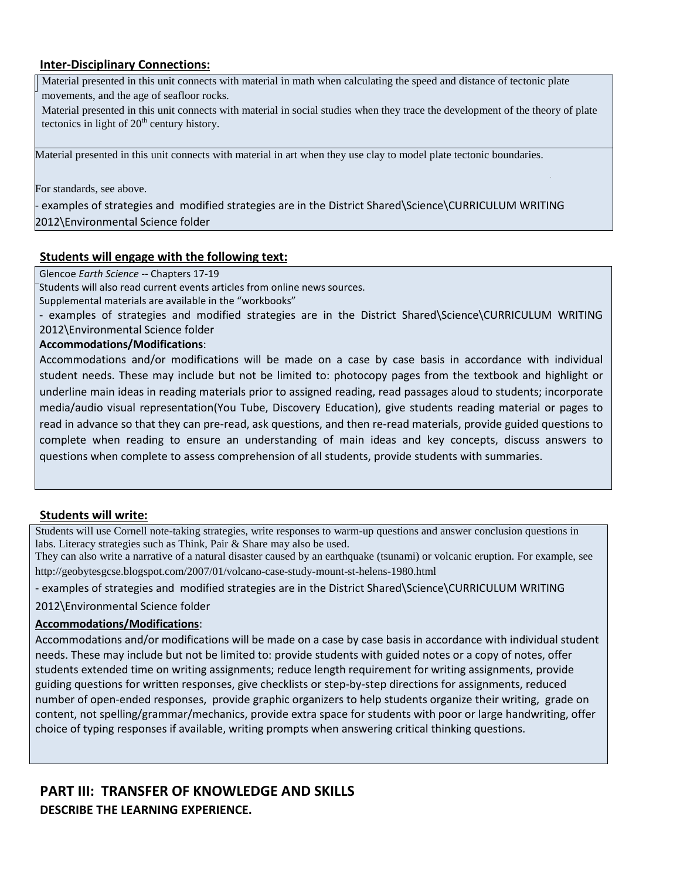**Inter-Disciplinary Connections:**

Material presented in this unit connects with material in math when calculating the speed and distance of tectonic plate movements, and the age of seafloor rocks.

Material presented in this unit connects with material in social studies when they trace the development of the theory of plate tectonics in light of 20th century history.

Material presented in this unit connects with material in art when they use clay to model plate tectonic boundaries.

For standards, see above.

- examples of strategies and modified strategies are in the District Shared\Science\CURRICULUM WRITING 2012\Environmental Science folder

**Students will engage with the following text:**

Glencoe *Earth Science* -- Chapters 17-19

Students will also read current events articles from online news sources.

Supplemental materials are available in the "workbooks"

- examples of strategies and modified strategies are in the District Shared\Science\CURRICULUM WRITING 2012\Environmental Science folder

**Accommodations/Modifications**:

Accommodations and/or modifications will be made on a case by case basis in accordance with individual student needs. These may include but not be limited to: photocopy pages from the textbook and highlight or underline main ideas in reading materials prior to assigned reading, read passages aloud to students; incorporate media/audio visual representation(You Tube, Discovery Education), give students reading material or pages to read in advance so that they can pre-read, ask questions, and then re-read materials, provide guided questions to complete when reading to ensure an understanding of main ideas and key concepts, discuss answers to questions when complete to assess comprehension of all students, provide students with summaries.

**Students will write:**

Students will use Cornell note-taking strategies, write responses to warm-up questions and answer conclusion questions in labs. Literacy strategies such as Think, Pair & Share may also be used.

They can also write a narrative of a natural disaster caused by an earthquake (tsunami) or volcanic eruption. For example, see http://geobytesgcse.blogspot.com/2007/01/volcano-case-study-mount-st-helens-1980.html

- examples of strategies and modified strategies are in the District Shared\Science\CURRICULUM WRITING 2012\Environmental Science folder

**Accommodations/Modifications**:

Accommodations and/or modifications will be made on a case by case basis in accordance with individual student needs. These may include but not be limited to: provide students with guided notes or a copy of notes, offer students extended time on writing assignments; reduce length requirement for writing assignments, provide guiding questions for written responses, give checklists or step-by-step directions for assignments, reduced number of open-ended responses, provide graphic organizers to help students organize their writing, grade on content, not spelling/grammar/mechanics, provide extra space for students with poor or large handwriting, offer choice of typing responses if available, writing prompts when answering critical thinking questions.

## PART III: TRANSFER OF KNOWLEDGE AND SKILLS

**DESCRIBE THE LEARNING EXPERIENCE.**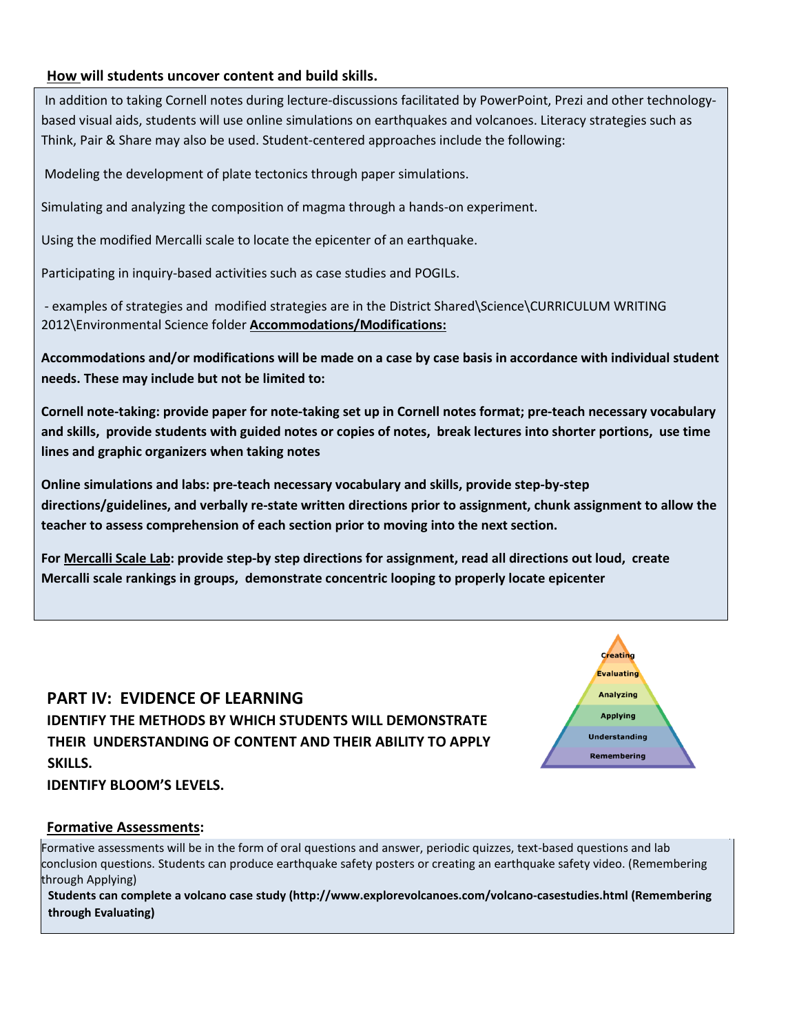**How will students uncover content and build skills.**

In addition to taking Cornell notes during lecture-discussions facilitated by PowerPoint, Prezi and other technology-based visual aids, students will use online simulations on earthquakes and volcanoes. Literacy strategies such as Think, Pair & Share may also be used. Student-centered approaches include the following:

Modeling the development of plate tectonics through paper simulations.

Simulating and analyzing the composition of magma through a hands-on experiment.

Using the modified Mercalli scale to locate the epicenter of an earthquake.

Participating in inquiry-based activities such as case studies and POGILs.

- examples of strategies and modified strategies are in the District Shared\Science\CURRICULUM WRITING 2012\Environmental Science folder **Accommodations/Modifications:**

**Accommodations and/or modifications will be made on a case by case basis in accordance with individual student needs. These may include but not be limited to:**

**Cornell note-taking: provide paper for note-taking set up in Cornell notes format; pre-teach necessary vocabulary and skills, provide students with guided notes or copies of notes, break lectures into shorter portions, use time lines and graphic organizers when taking notes**

**Online simulations and labs: pre-teach necessary vocabulary and skills, provide step-by-step directions/guidelines, and verbally re-state written directions prior to assignment, chunk assignment to allow the teacher to assess comprehension of each section prior to moving into the next section.**

**For Mercalli Scale Lab: provide step-by step directions for assignment, read all directions out loud, create Mercalli scale rankings in groups, demonstrate concentric looping to properly locate epicenter**

## PART IV: EVIDENCE OF LEARNING

**IDENTIFY THE METHODS BY WHICH STUDENTS WILL DEMONSTRATE THEIR UNDERSTANDING OF CONTENT AND THEIR ABILITY TO APPLY SKILLS.**

**IDENTIFY BLOOM'S LEVELS.**

Creating
Evaluating
Analyzing
Applying
Understanding
Remembering

**Formative Assessments:**

Formative assessments will be in the form of oral questions and answer, periodic quizzes, text-based questions and lab conclusion questions. Students can produce earthquake safety posters or creating an earthquake safety video. (Remembering through Applying)

**Students can complete a volcano case study (http://www.explorevolcanoes.com/volcano-casestudies.html (Remembering through Evaluating)**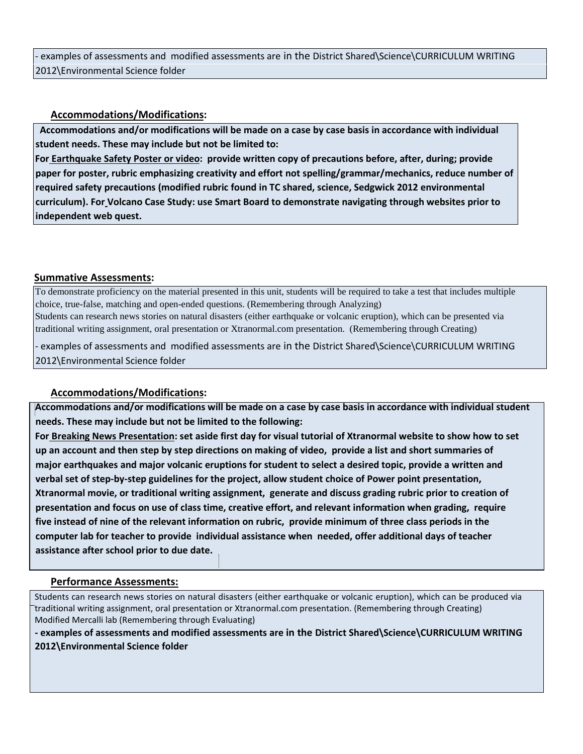- examples of assessments and modified assessments are in the District Shared\Science\CURRICULUM WRITING 2012\Environmental Science folder

### Accommodations/Modifications:

**Accommodations and/or modifications will be made on a case by case basis in accordance with individual student needs. These may include but not be limited to:**
**For Earthquake Safety Poster or video: provide written copy of precautions before, after, during; provide paper for poster, rubric emphasizing creativity and effort not spelling/grammar/mechanics, reduce number of required safety precautions (modified rubric found in TC shared, science, Sedgwick 2012 environmental curriculum). For Volcano Case Study: use Smart Board to demonstrate navigating through websites prior to independent web quest.**

### Summative Assessments:

To demonstrate proficiency on the material presented in this unit, students will be required to take a test that includes multiple choice, true-false, matching and open-ended questions. (Remembering through Analyzing)
Students can research news stories on natural disasters (either earthquake or volcanic eruption), which can be presented via traditional writing assignment, oral presentation or Xtranormal.com presentation. (Remembering through Creating)

- examples of assessments and modified assessments are in the District Shared\Science\CURRICULUM WRITING 2012\Environmental Science folder

### Accommodations/Modifications:

**Accommodations and/or modifications will be made on a case by case basis in accordance with individual student needs. These may include but not be limited to the following:**
**For Breaking News Presentation: set aside first day for visual tutorial of Xtranormal website to show how to set up an account and then step by step directions on making of video, provide a list and short summaries of major earthquakes and major volcanic eruptions for student to select a desired topic, provide a written and verbal set of step-by-step guidelines for the project, allow student choice of Power point presentation, Xtranormal movie, or traditional writing assignment, generate and discuss grading rubric prior to creation of presentation and focus on use of class time, creative effort, and relevant information when grading, require five instead of nine of the relevant information on rubric, provide minimum of three class periods in the computer lab for teacher to provide individual assistance when needed, offer additional days of teacher assistance after school prior to due date.**

### Performance Assessments:

Students can research news stories on natural disasters (either earthquake or volcanic eruption), which can be produced via traditional writing assignment, oral presentation or Xtranormal.com presentation. (Remembering through Creating)
Modified Mercalli lab (Remembering through Evaluating)

**- examples of assessments and modified assessments are in the District Shared\Science\CURRICULUM WRITING 2012\Environmental Science folder**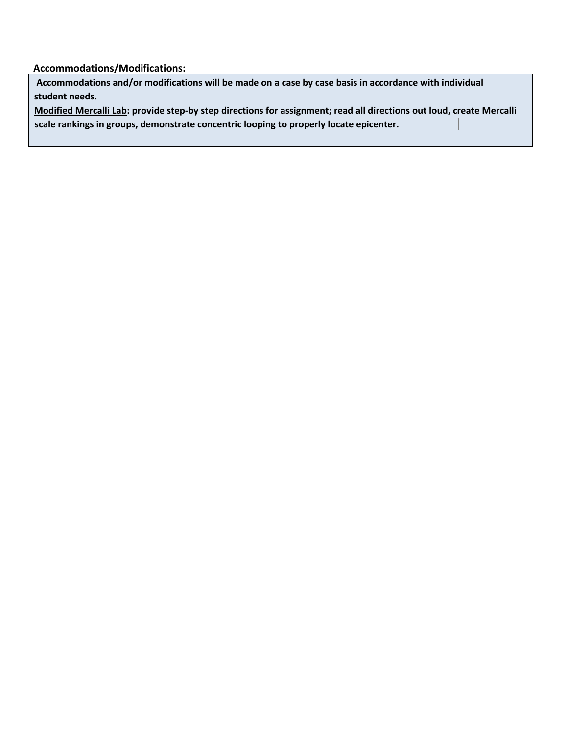**Accommodations/Modifications:**

**Accommodations and/or modifications will be made on a case by case basis in accordance with individual student needs.**

**Modified Mercalli Lab: provide step-by step directions for assignment; read all directions out loud, create Mercalli scale rankings in groups, demonstrate concentric looping to properly locate epicenter.**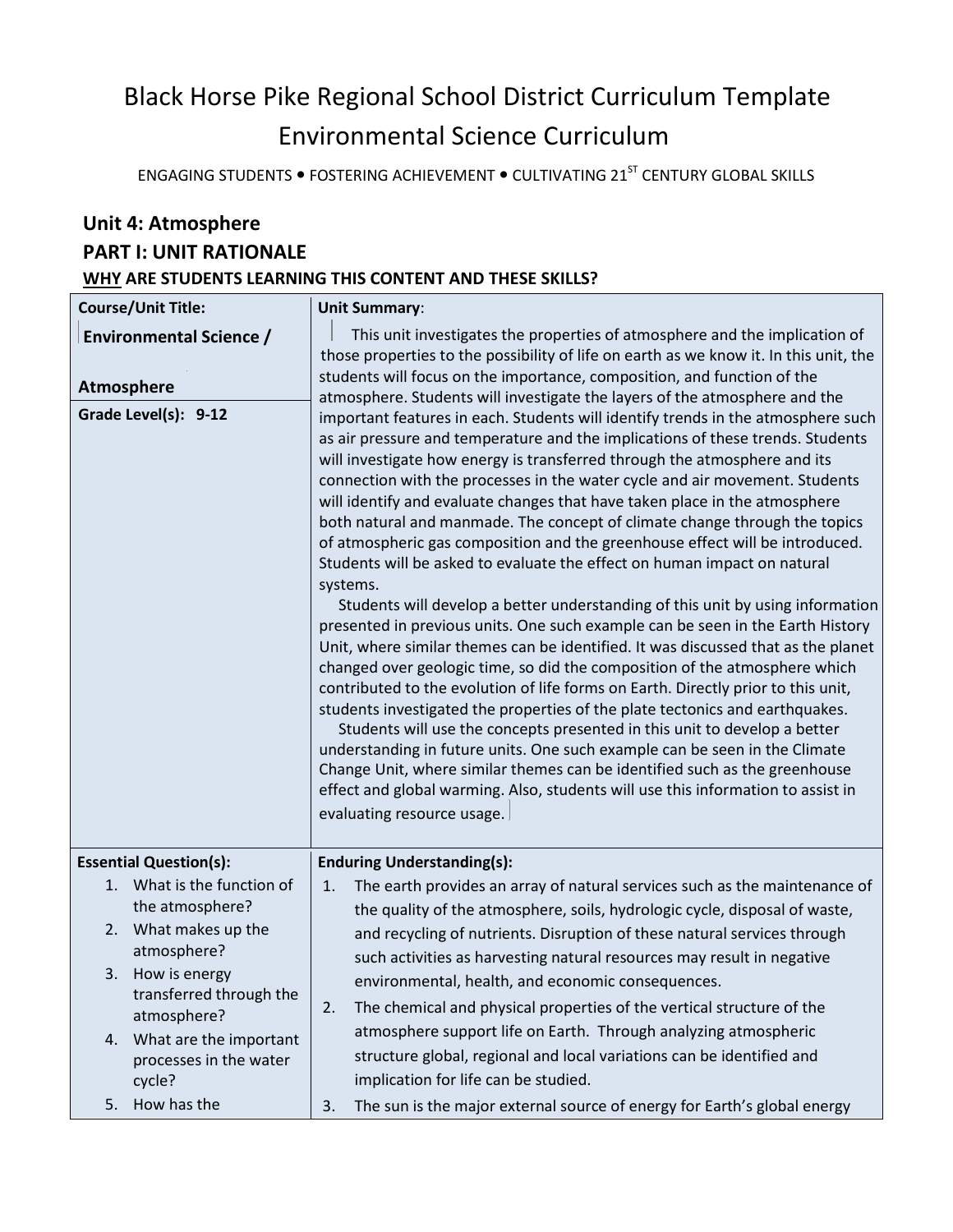# Black Horse Pike Regional School District Curriculum Template
# Environmental Science Curriculum

ENGAGING STUDENTS • FOSTERING ACHIEVEMENT • CULTIVATING 21ST CENTURY GLOBAL SKILLS

## Unit 4: Atmosphere

## PART I: UNIT RATIONALE

### WHY ARE STUDENTS LEARNING THIS CONTENT AND THESE SKILLS?

| Course/Unit Title: | Unit Summary: |
|---|---|
| **Environmental Science / Atmosphere** <br><br> **Grade Level(s): 9-12** | This unit investigates the properties of atmosphere and the implication of those properties to the possibility of life on earth as we know it. In this unit, the students will focus on the importance, composition, and function of the atmosphere. Students will investigate the layers of the atmosphere and the important features in each. Students will identify trends in the atmosphere such as air pressure and temperature and the implications of these trends. Students will investigate how energy is transferred through the atmosphere and its connection with the processes in the water cycle and air movement. Students will identify and evaluate changes that have taken place in the atmosphere both natural and manmade. The concept of climate change through the topics of atmospheric gas composition and the greenhouse effect will be introduced. Students will be asked to evaluate the effect on human impact on natural systems. <br><br> Students will develop a better understanding of this unit by using information presented in previous units. One such example can be seen in the Earth History Unit, where similar themes can be identified. It was discussed that as the planet changed over geologic time, so did the composition of the atmosphere which contributed to the evolution of life forms on Earth. Directly prior to this unit, students investigated the properties of the plate tectonics and earthquakes. <br><br> Students will use the concepts presented in this unit to develop a better understanding in future units. One such example can be seen in the Climate Change Unit, where similar themes can be identified such as the greenhouse effect and global warming. Also, students will use this information to assist in evaluating resource usage. |
| **Essential Question(s):** <br> 1. What is the function of the atmosphere? <br> 2. What makes up the atmosphere? <br> 3. How is energy transferred through the atmosphere? <br> 4. What are the important processes in the water cycle? <br> 5. How has the | **Enduring Understanding(s):** <br> 1. The earth provides an array of natural services such as the maintenance of the quality of the atmosphere, soils, hydrologic cycle, disposal of waste, and recycling of nutrients. Disruption of these natural services through such activities as harvesting natural resources may result in negative environmental, health, and economic consequences. <br> 2. The chemical and physical properties of the vertical structure of the atmosphere support life on Earth. Through analyzing atmospheric structure global, regional and local variations can be identified and implication for life can be studied. <br> 3. The sun is the major external source of energy for Earth's global energy |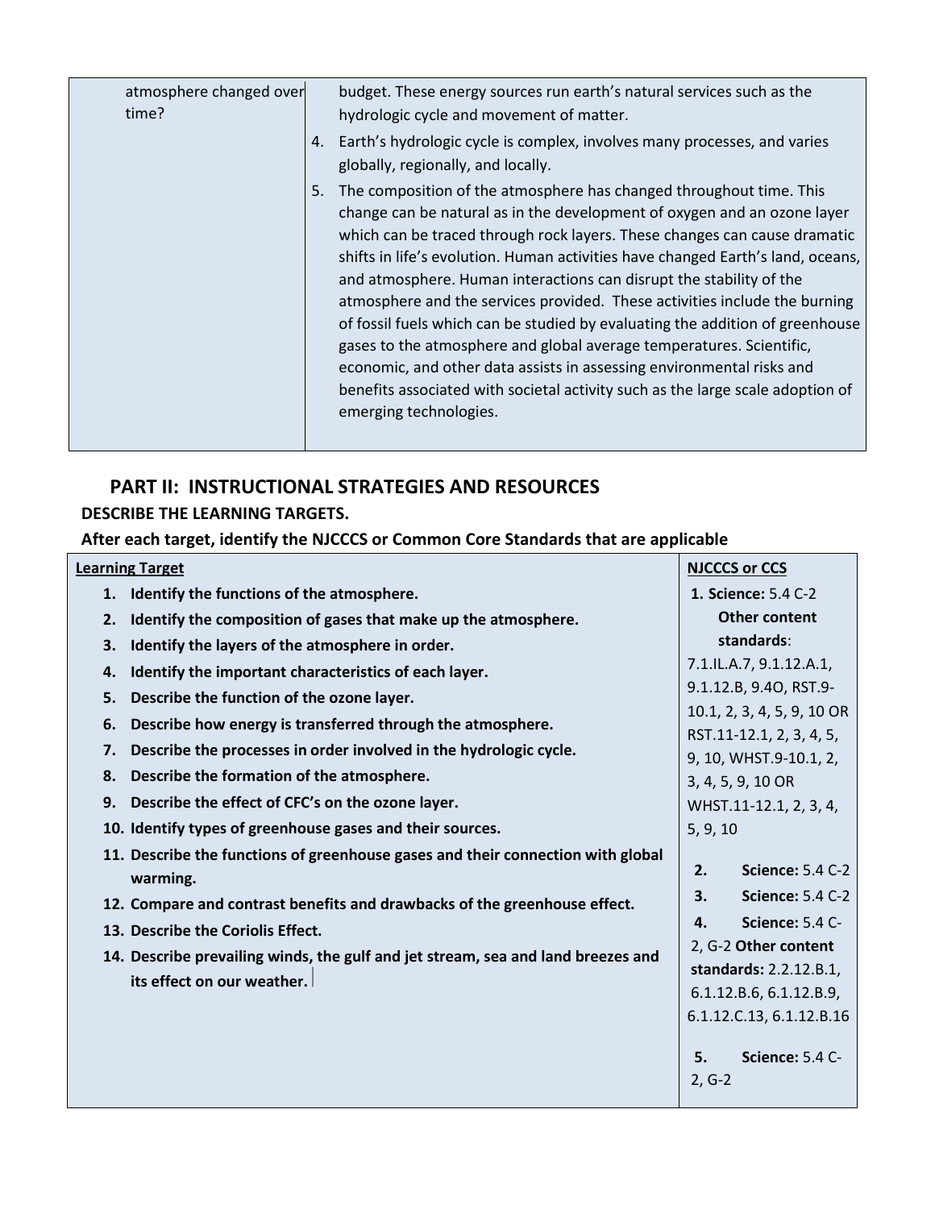| | |
|---|---|
| atmosphere changed over time? | budget. These energy sources run earth's natural services such as the hydrologic cycle and movement of matter.<br>4. Earth's hydrologic cycle is complex, involves many processes, and varies globally, regionally, and locally.<br>5. The composition of the atmosphere has changed throughout time. This change can be natural as in the development of oxygen and an ozone layer which can be traced through rock layers. These changes can cause dramatic shifts in life's evolution. Human activities have changed Earth's land, oceans, and atmosphere. Human interactions can disrupt the stability of the atmosphere and the services provided. These activities include the burning of fossil fuels which can be studied by evaluating the addition of greenhouse gases to the atmosphere and global average temperatures. Scientific, economic, and other data assists in assessing environmental risks and benefits associated with societal activity such as the large scale adoption of emerging technologies. |

## PART II: INSTRUCTIONAL STRATEGIES AND RESOURCES

**DESCRIBE THE LEARNING TARGETS.**

**After each target, identify the NJCCCS or Common Core Standards that are applicable**

| Learning Target | NJCCCS or CCS |
|---|---|
| **1. Identify the functions of the atmosphere.**<br>**2. Identify the composition of gases that make up the atmosphere.**<br>**3. Identify the layers of the atmosphere in order.**<br>**4. Identify the important characteristics of each layer.**<br>**5. Describe the function of the ozone layer.**<br>**6. Describe how energy is transferred through the atmosphere.**<br>**7. Describe the processes in order involved in the hydrologic cycle.**<br>**8. Describe the formation of the atmosphere.**<br>**9. Describe the effect of CFC's on the ozone layer.**<br>**10. Identify types of greenhouse gases and their sources.**<br>**11. Describe the functions of greenhouse gases and their connection with global warming.**<br>**12. Compare and contrast benefits and drawbacks of the greenhouse effect.**<br>**13. Describe the Coriolis Effect.**<br>**14. Describe prevailing winds, the gulf and jet stream, sea and land breezes and its effect on our weather.** | **1. Science:** 5.4 C-2 **Other content standards**: 7.1.IL.A.7, 9.1.12.A.1, 9.1.12.B, 9.4O, RST.9-10.1, 2, 3, 4, 5, 9, 10 OR RST.11-12.1, 2, 3, 4, 5, 9, 10, WHST.9-10.1, 2, 3, 4, 5, 9, 10 OR WHST.11-12.1, 2, 3, 4, 5, 9, 10<br>**2. Science:** 5.4 C-2<br>**3. Science:** 5.4 C-2<br>**4. Science:** 5.4 C-2, G-2 **Other content standards:** 2.2.12.B.1, 6.1.12.B.6, 6.1.12.B.9, 6.1.12.C.13, 6.1.12.B.16<br>**5. Science:** 5.4 C-2, G-2 |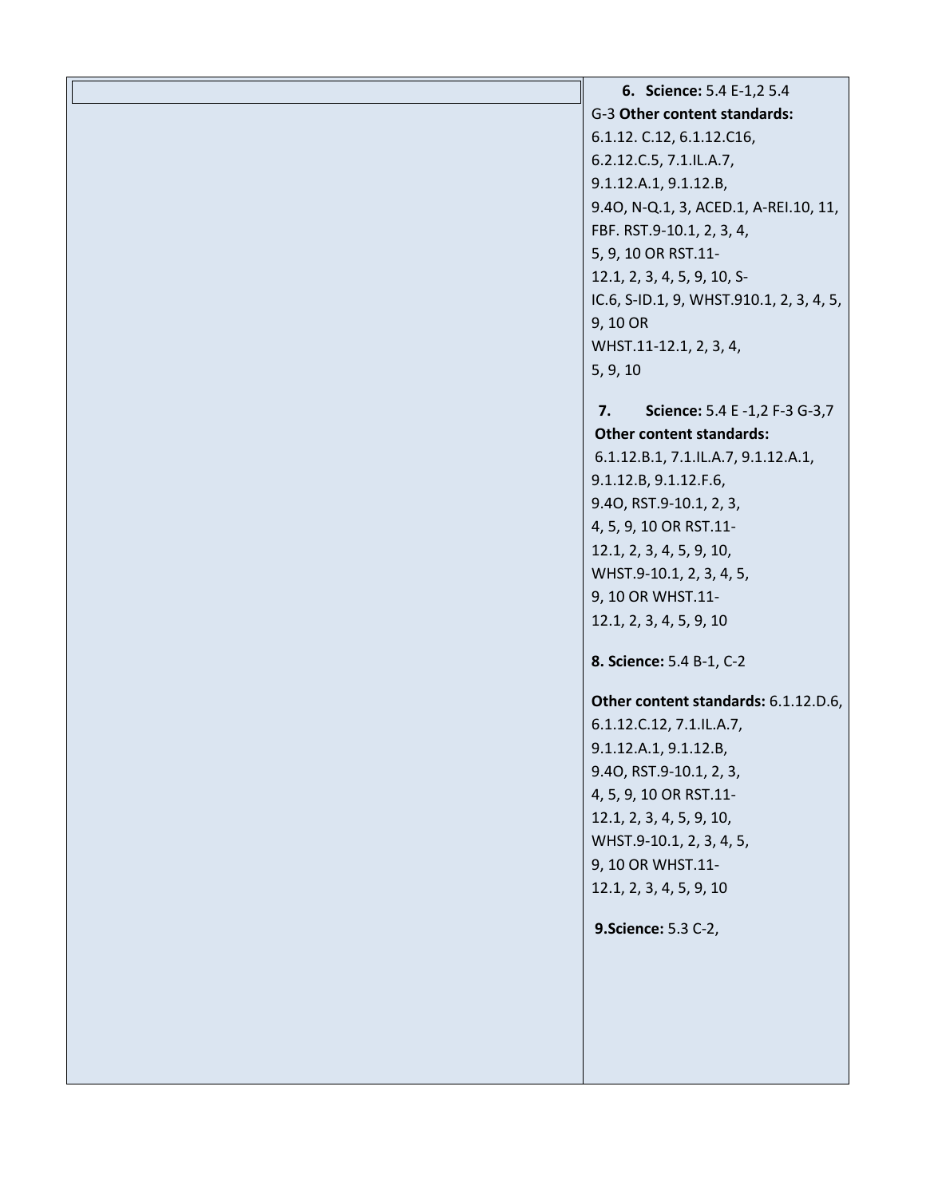| | |
|---|---|
| | **6. Science:** 5.4 E-1,2 5.4 G-3 **Other content standards:** 6.1.12. C.12, 6.1.12.C16, 6.2.12.C.5, 7.1.IL.A.7, 9.1.12.A.1, 9.1.12.B, 9.4O, N-Q.1, 3, ACED.1, A-REI.10, 11, FBF. RST.9-10.1, 2, 3, 4, 5, 9, 10 OR RST.11-12.1, 2, 3, 4, 5, 9, 10, S-IC.6, S-ID.1, 9, WHST.910.1, 2, 3, 4, 5, 9, 10 OR WHST.11-12.1, 2, 3, 4, 5, 9, 10<br><br>**7. Science:** 5.4 E -1,2 F-3 G-3,7 **Other content standards:** 6.1.12.B.1, 7.1.IL.A.7, 9.1.12.A.1, 9.1.12.B, 9.1.12.F.6, 9.4O, RST.9-10.1, 2, 3, 4, 5, 9, 10 OR RST.11-12.1, 2, 3, 4, 5, 9, 10, WHST.9-10.1, 2, 3, 4, 5, 9, 10 OR WHST.11-12.1, 2, 3, 4, 5, 9, 10<br><br>**8. Science:** 5.4 B-1, C-2<br><br>**Other content standards:** 6.1.12.D.6, 6.1.12.C.12, 7.1.IL.A.7, 9.1.12.A.1, 9.1.12.B, 9.4O, RST.9-10.1, 2, 3, 4, 5, 9, 10 OR RST.11-12.1, 2, 3, 4, 5, 9, 10, WHST.9-10.1, 2, 3, 4, 5, 9, 10 OR WHST.11-12.1, 2, 3, 4, 5, 9, 10<br><br>**9.Science:** 5.3 C-2, |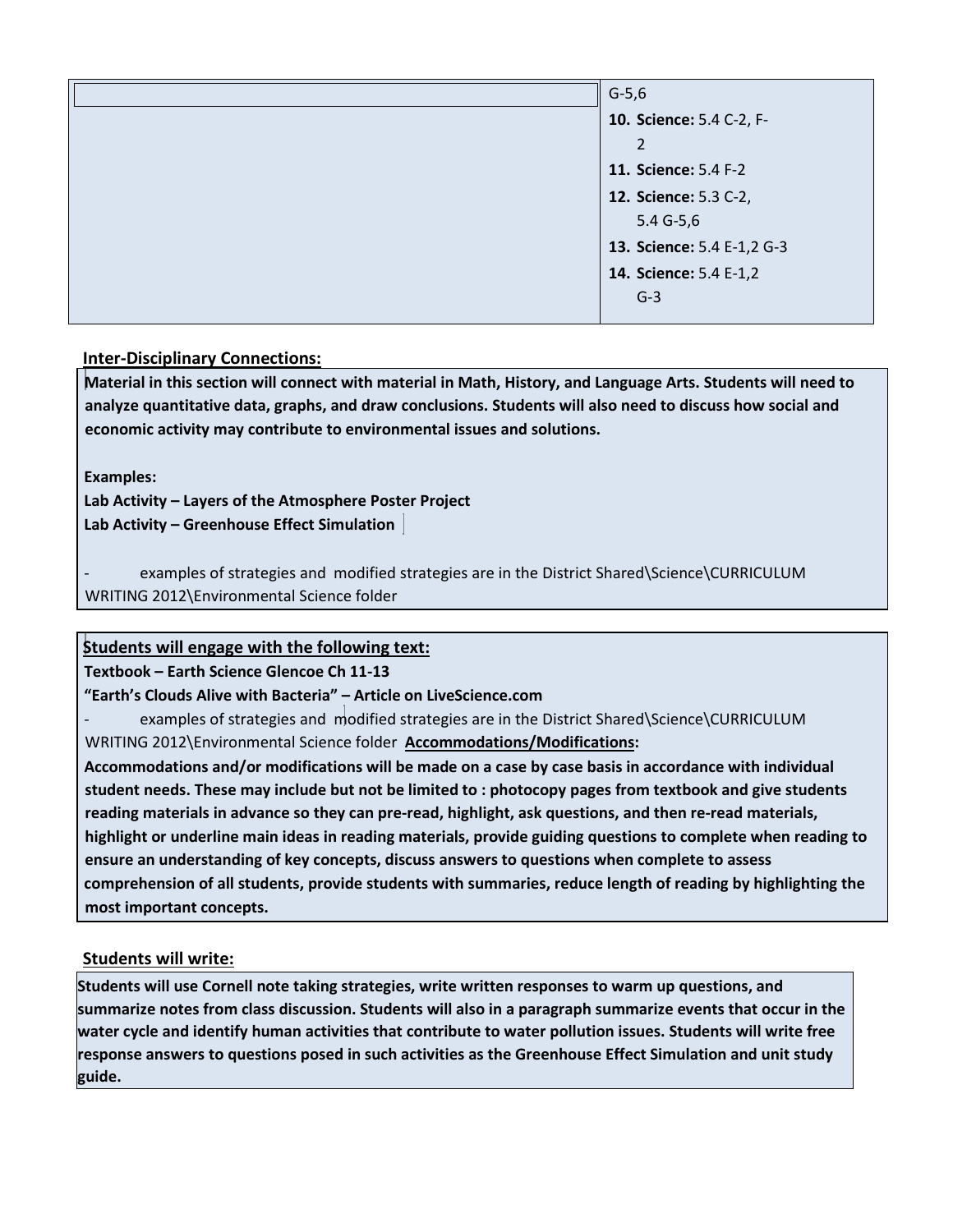| | G-5,6<br>**10. Science:** 5.4 C-2, F-2<br>**11. Science:** 5.4 F-2<br>**12. Science:** 5.3 C-2, 5.4 G-5,6<br>**13. Science:** 5.4 E-1,2 G-3<br>**14. Science:** 5.4 E-1,2 G-3 |
|---|---|

**Inter-Disciplinary Connections:**

**Material in this section will connect with material in Math, History, and Language Arts. Students will need to analyze quantitative data, graphs, and draw conclusions. Students will also need to discuss how social and economic activity may contribute to environmental issues and solutions.**

**Examples:**
**Lab Activity – Layers of the Atmosphere Poster Project**
**Lab Activity – Greenhouse Effect Simulation**

- examples of strategies and modified strategies are in the District Shared\Science\CURRICULUM WRITING 2012\Environmental Science folder

**Students will engage with the following text:**

**Textbook – Earth Science Glencoe Ch 11-13**
**"Earth's Clouds Alive with Bacteria" – Article on LiveScience.com**

- examples of strategies and modified strategies are in the District Shared\Science\CURRICULUM WRITING 2012\Environmental Science folder **Accommodations/Modifications:**

**Accommodations and/or modifications will be made on a case by case basis in accordance with individual student needs. These may include but not be limited to : photocopy pages from textbook and give students reading materials in advance so they can pre-read, highlight, ask questions, and then re-read materials, highlight or underline main ideas in reading materials, provide guiding questions to complete when reading to ensure an understanding of key concepts, discuss answers to questions when complete to assess comprehension of all students, provide students with summaries, reduce length of reading by highlighting the most important concepts.**

**Students will write:**

**Students will use Cornell note taking strategies, write written responses to warm up questions, and summarize notes from class discussion. Students will also in a paragraph summarize events that occur in the water cycle and identify human activities that contribute to water pollution issues. Students will write free response answers to questions posed in such activities as the Greenhouse Effect Simulation and unit study guide.**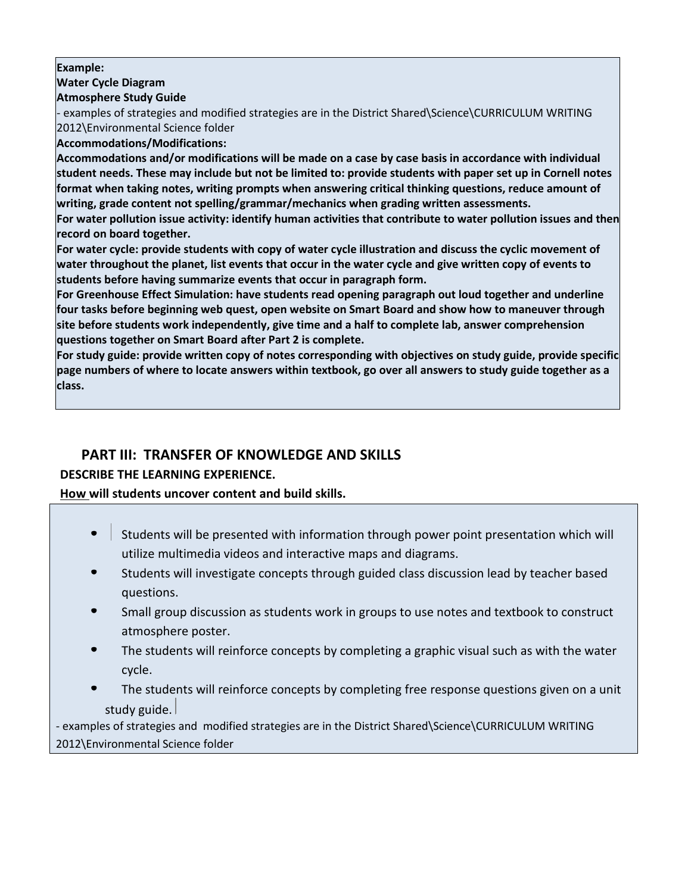**Example:**
**Water Cycle Diagram**
**Atmosphere Study Guide**

- examples of strategies and modified strategies are in the District Shared\Science\CURRICULUM WRITING 2012\Environmental Science folder

**Accommodations/Modifications:**

**Accommodations and/or modifications will be made on a case by case basis in accordance with individual student needs. These may include but not be limited to: provide students with paper set up in Cornell notes format when taking notes, writing prompts when answering critical thinking questions, reduce amount of writing, grade content not spelling/grammar/mechanics when grading written assessments.**

**For water pollution issue activity: identify human activities that contribute to water pollution issues and then record on board together.**

**For water cycle: provide students with copy of water cycle illustration and discuss the cyclic movement of water throughout the planet, list events that occur in the water cycle and give written copy of events to students before having summarize events that occur in paragraph form.**

**For Greenhouse Effect Simulation: have students read opening paragraph out loud together and underline four tasks before beginning web quest, open website on Smart Board and show how to maneuver through site before students work independently, give time and a half to complete lab, answer comprehension questions together on Smart Board after Part 2 is complete.**

**For study guide: provide written copy of notes corresponding with objectives on study guide, provide specific page numbers of where to locate answers within textbook, go over all answers to study guide together as a class.**

## PART III: TRANSFER OF KNOWLEDGE AND SKILLS

**DESCRIBE THE LEARNING EXPERIENCE.**

**How will students uncover content and build skills.**

- Students will be presented with information through power point presentation which will utilize multimedia videos and interactive maps and diagrams.
- Students will investigate concepts through guided class discussion lead by teacher based questions.
- Small group discussion as students work in groups to use notes and textbook to construct atmosphere poster.
- The students will reinforce concepts by completing a graphic visual such as with the water cycle.
- The students will reinforce concepts by completing free response questions given on a unit study guide.

- examples of strategies and modified strategies are in the District Shared\Science\CURRICULUM WRITING 2012\Environmental Science folder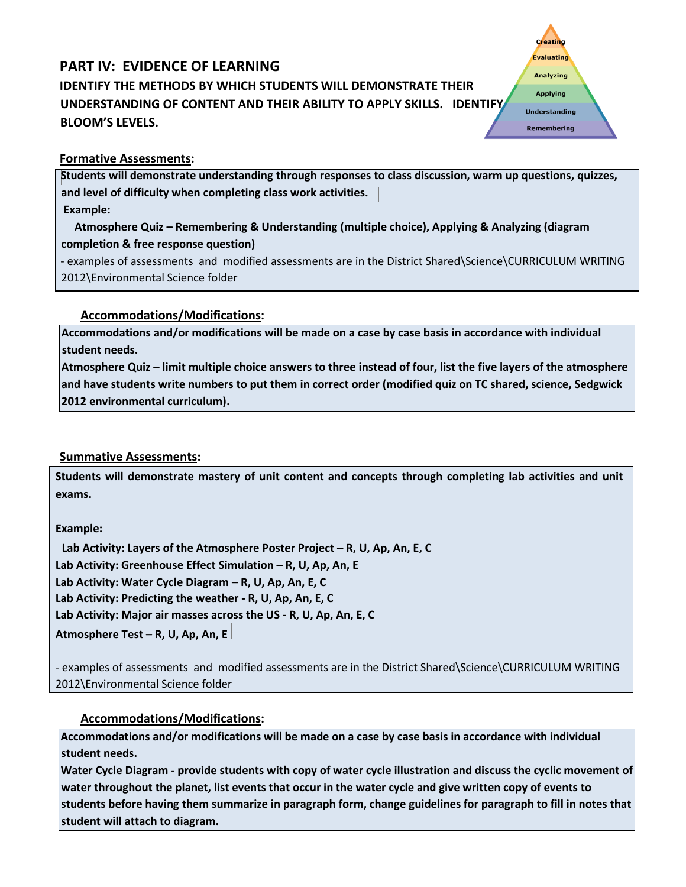## PART IV: EVIDENCE OF LEARNING

**IDENTIFY THE METHODS BY WHICH STUDENTS WILL DEMONSTRATE THEIR UNDERSTANDING OF CONTENT AND THEIR ABILITY TO APPLY SKILLS. IDENTIFY BLOOM'S LEVELS.**

Creating
Evaluating
Analyzing
Applying
Understanding
Remembering

**Formative Assessments:**

**Students will demonstrate understanding through responses to class discussion, warm up questions, quizzes, and level of difficulty when completing class work activities.**

**Example:**

**Atmosphere Quiz – Remembering & Understanding (multiple choice), Applying & Analyzing (diagram completion & free response question)**

- examples of assessments and modified assessments are in the District Shared\Science\CURRICULUM WRITING 2012\Environmental Science folder

**Accommodations/Modifications:**

**Accommodations and/or modifications will be made on a case by case basis in accordance with individual student needs.**

**Atmosphere Quiz – limit multiple choice answers to three instead of four, list the five layers of the atmosphere and have students write numbers to put them in correct order (modified quiz on TC shared, science, Sedgwick 2012 environmental curriculum).**

**Summative Assessments:**

**Students will demonstrate mastery of unit content and concepts through completing lab activities and unit exams.**

**Example:**

**Lab Activity: Layers of the Atmosphere Poster Project – R, U, Ap, An, E, C**
**Lab Activity: Greenhouse Effect Simulation – R, U, Ap, An, E**
**Lab Activity: Water Cycle Diagram – R, U, Ap, An, E, C**
**Lab Activity: Predicting the weather - R, U, Ap, An, E, C**
**Lab Activity: Major air masses across the US - R, U, Ap, An, E, C**
**Atmosphere Test – R, U, Ap, An, E**

- examples of assessments and modified assessments are in the District Shared\Science\CURRICULUM WRITING 2012\Environmental Science folder

**Accommodations/Modifications:**

**Accommodations and/or modifications will be made on a case by case basis in accordance with individual student needs.**

**Water Cycle Diagram - provide students with copy of water cycle illustration and discuss the cyclic movement of water throughout the planet, list events that occur in the water cycle and give written copy of events to students before having them summarize in paragraph form, change guidelines for paragraph to fill in notes that student will attach to diagram.**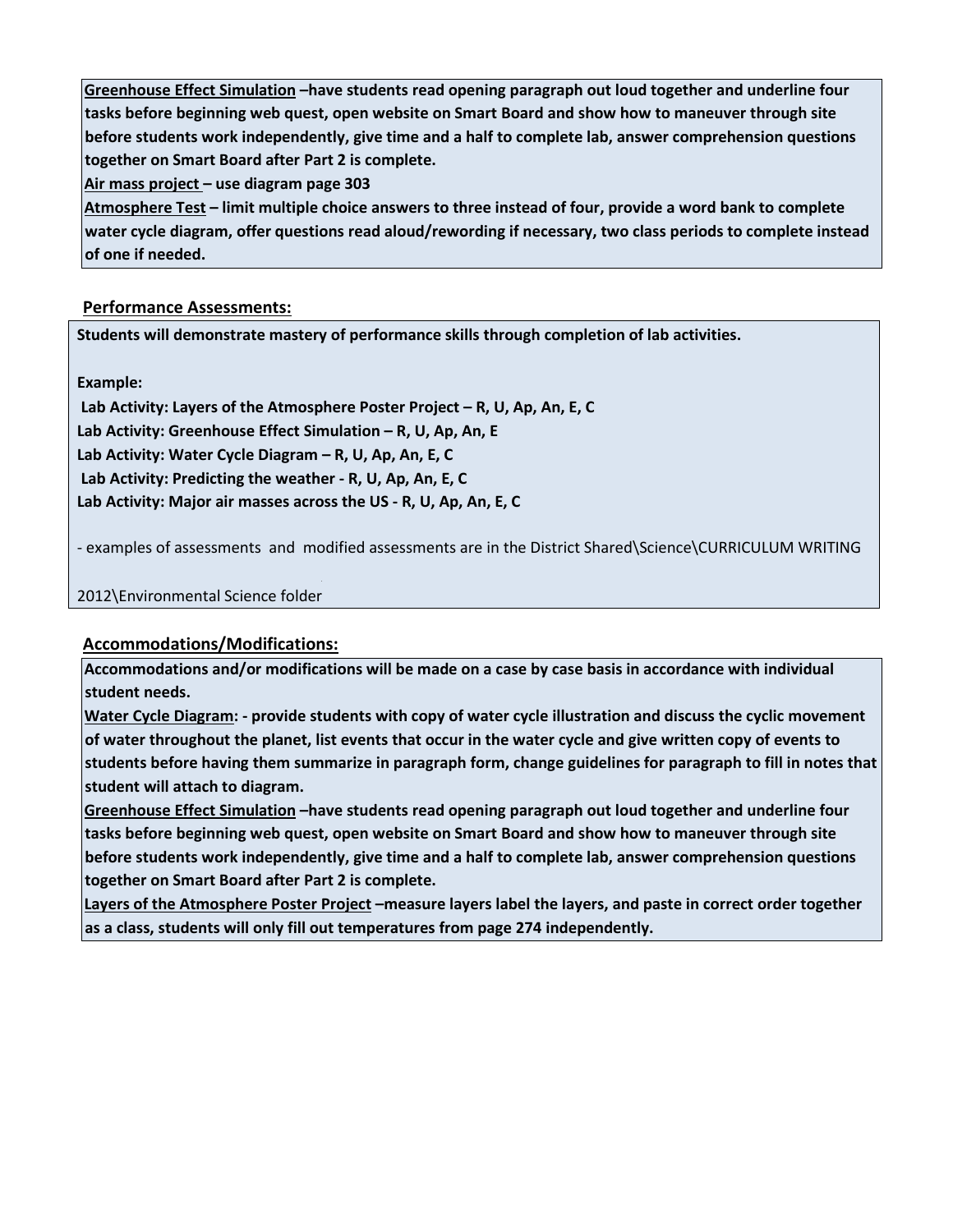**<u>Greenhouse Effect Simulation</u> –have students read opening paragraph out loud together and underline four tasks before beginning web quest, open website on Smart Board and show how to maneuver through site before students work independently, give time and a half to complete lab, answer comprehension questions together on Smart Board after Part 2 is complete.**

**<u>Air mass project</u> – use diagram page 303**

**<u>Atmosphere Test</u> – limit multiple choice answers to three instead of four, provide a word bank to complete water cycle diagram, offer questions read aloud/rewording if necessary, two class periods to complete instead of one if needed.**

### <u>Performance Assessments:</u>

**Students will demonstrate mastery of performance skills through completion of lab activities.**

**Example:**

**Lab Activity: Layers of the Atmosphere Poster Project – R, U, Ap, An, E, C**
**Lab Activity: Greenhouse Effect Simulation – R, U, Ap, An, E**
**Lab Activity: Water Cycle Diagram – R, U, Ap, An, E, C**
**Lab Activity: Predicting the weather - R, U, Ap, An, E, C**
**Lab Activity: Major air masses across the US - R, U, Ap, An, E, C**

- examples of assessments and modified assessments are in the District Shared\Science\CURRICULUM WRITING 2012\Environmental Science folder

### <u>Accommodations/Modifications:</u>

**Accommodations and/or modifications will be made on a case by case basis in accordance with individual student needs.**

**<u>Water Cycle Diagram</u>: - provide students with copy of water cycle illustration and discuss the cyclic movement of water throughout the planet, list events that occur in the water cycle and give written copy of events to students before having them summarize in paragraph form, change guidelines for paragraph to fill in notes that student will attach to diagram.**

**<u>Greenhouse Effect Simulation</u> –have students read opening paragraph out loud together and underline four tasks before beginning web quest, open website on Smart Board and show how to maneuver through site before students work independently, give time and a half to complete lab, answer comprehension questions together on Smart Board after Part 2 is complete.**

**<u>Layers of the Atmosphere Poster Project</u> –measure layers label the layers, and paste in correct order together as a class, students will only fill out temperatures from page 274 independently.**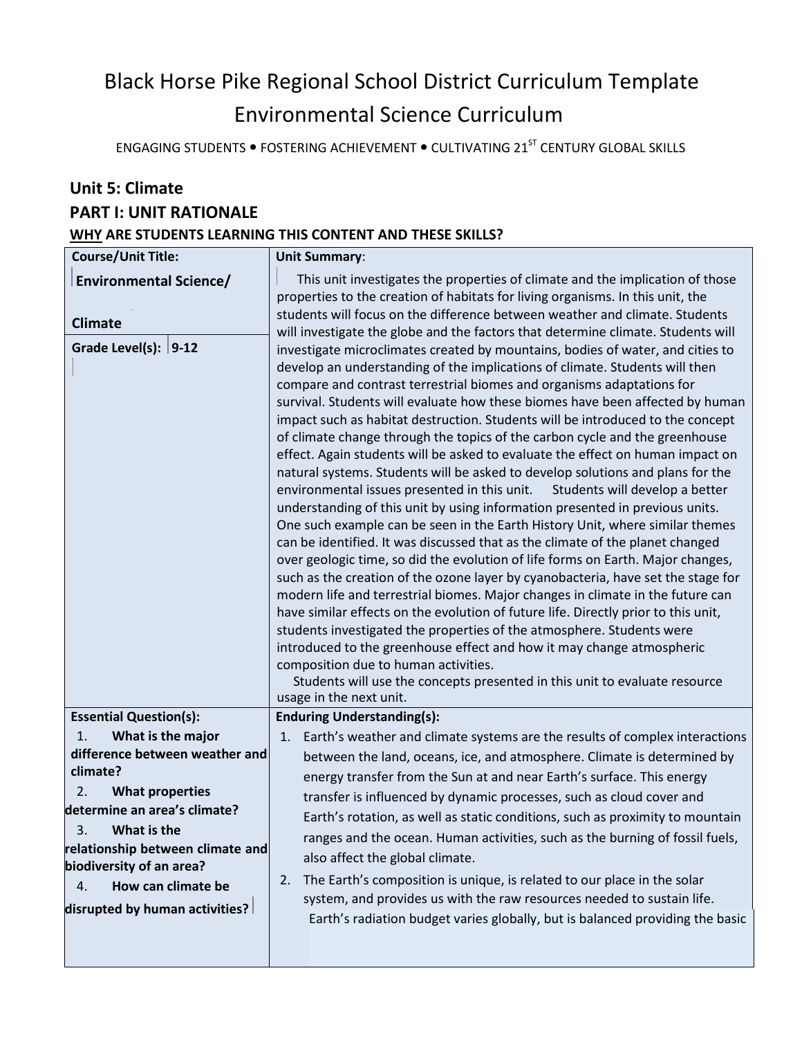# Black Horse Pike Regional School District Curriculum Template
# Environmental Science Curriculum

ENGAGING STUDENTS • FOSTERING ACHIEVEMENT • CULTIVATING 21ST CENTURY GLOBAL SKILLS

## Unit 5: Climate

## PART I: UNIT RATIONALE

### WHY ARE STUDENTS LEARNING THIS CONTENT AND THESE SKILLS?

| **Course/Unit Title:** | **Unit Summary**: |
|---|---|
| **Environmental Science/ Climate** **Grade Level(s): 9-12** | This unit investigates the properties of climate and the implication of those properties to the creation of habitats for living organisms. In this unit, the students will focus on the difference between weather and climate. Students will investigate the globe and the factors that determine climate. Students will investigate microclimates created by mountains, bodies of water, and cities to develop an understanding of the implications of climate. Students will then compare and contrast terrestrial biomes and organisms adaptations for survival. Students will evaluate how these biomes have been affected by human impact such as habitat destruction. Students will be introduced to the concept of climate change through the topics of the carbon cycle and the greenhouse effect. Again students will be asked to evaluate the effect on human impact on natural systems. Students will be asked to develop solutions and plans for the environmental issues presented in this unit. Students will develop a better understanding of this unit by using information presented in previous units. One such example can be seen in the Earth History Unit, where similar themes can be identified. It was discussed that as the climate of the planet changed over geologic time, so did the evolution of life forms on Earth. Major changes, such as the creation of the ozone layer by cyanobacteria, have set the stage for modern life and terrestrial biomes. Major changes in climate in the future can have similar effects on the evolution of future life. Directly prior to this unit, students investigated the properties of the atmosphere. Students were introduced to the greenhouse effect and how it may change atmospheric composition due to human activities. Students will use the concepts presented in this unit to evaluate resource usage in the next unit. |
| **Essential Question(s):** 1. **What is the major difference between weather and climate?** 2. **What properties determine an area's climate?** 3. **What is the relationship between climate and biodiversity of an area?** 4. **How can climate be disrupted by human activities?** | **Enduring Understanding(s):** 1. Earth's weather and climate systems are the results of complex interactions between the land, oceans, ice, and atmosphere. Climate is determined by energy transfer from the Sun at and near Earth's surface. This energy transfer is influenced by dynamic processes, such as cloud cover and Earth's rotation, as well as static conditions, such as proximity to mountain ranges and the ocean. Human activities, such as the burning of fossil fuels, also affect the global climate. 2. The Earth's composition is unique, is related to our place in the solar system, and provides us with the raw resources needed to sustain life. Earth's radiation budget varies globally, but is balanced providing the basic |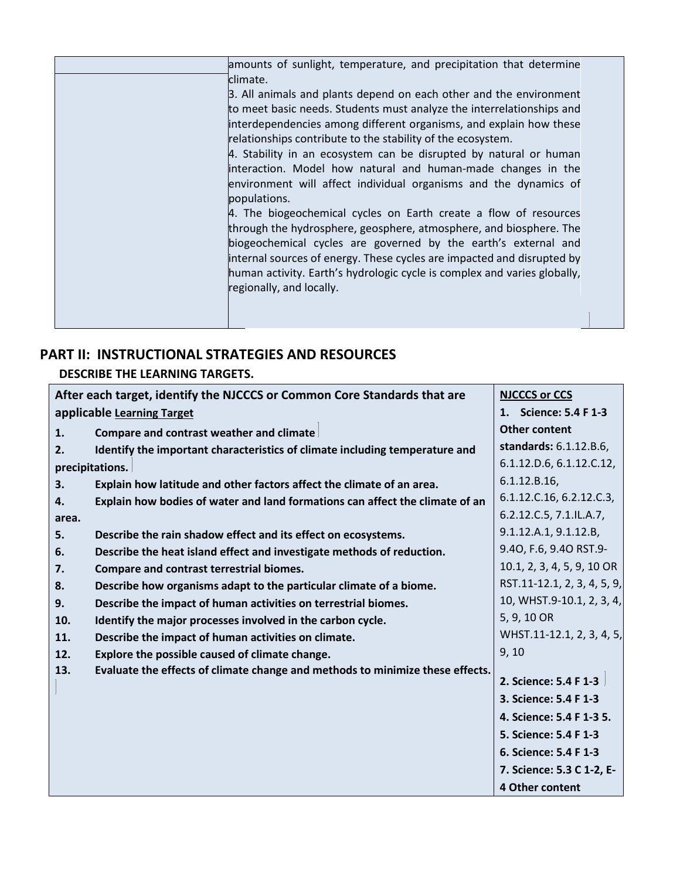| | amounts of sunlight, temperature, and precipitation that determine climate.<br>3. All animals and plants depend on each other and the environment to meet basic needs. Students must analyze the interrelationships and interdependencies among different organisms, and explain how these relationships contribute to the stability of the ecosystem.<br>4. Stability in an ecosystem can be disrupted by natural or human interaction. Model how natural and human-made changes in the environment will affect individual organisms and the dynamics of populations.<br>4. The biogeochemical cycles on Earth create a flow of resources through the hydrosphere, geosphere, atmosphere, and biosphere. The biogeochemical cycles are governed by the earth's external and internal sources of energy. These cycles are impacted and disrupted by human activity. Earth's hydrologic cycle is complex and varies globally, regionally, and locally. |
|---|---|

## PART II: INSTRUCTIONAL STRATEGIES AND RESOURCES

### DESCRIBE THE LEARNING TARGETS.

| After each target, identify the NJCCCS or Common Core Standards that are applicable <u>Learning Target</u> | <u>NJCCCS or CCS</u> |
|---|---|
| **1. Compare and contrast weather and climate**<br>**2. Identify the important characteristics of climate including temperature and precipitations.**<br>**3. Explain how latitude and other factors affect the climate of an area.**<br>**4. Explain how bodies of water and land formations can affect the climate of an area.**<br>**5. Describe the rain shadow effect and its effect on ecosystems.**<br>**6. Describe the heat island effect and investigate methods of reduction.**<br>**7. Compare and contrast terrestrial biomes.**<br>**8. Describe how organisms adapt to the particular climate of a biome.**<br>**9. Describe the impact of human activities on terrestrial biomes.**<br>**10. Identify the major processes involved in the carbon cycle.**<br>**11. Describe the impact of human activities on climate.**<br>**12. Explore the possible caused of climate change.**<br>**13. Evaluate the effects of climate change and methods to minimize these effects.** | **1. Science: 5.4 F 1-3**<br>**Other content standards:** 6.1.12.B.6, 6.1.12.D.6, 6.1.12.C.12, 6.1.12.B.16, 6.1.12.C.16, 6.2.12.C.3, 6.2.12.C.5, 7.1.IL.A.7, 9.1.12.A.1, 9.1.12.B, 9.4O, F.6, 9.4O RST.9-10.1, 2, 3, 4, 5, 9, 10 OR RST.11-12.1, 2, 3, 4, 5, 9, 10, WHST.9-10.1, 2, 3, 4, 5, 9, 10 OR WHST.11-12.1, 2, 3, 4, 5, 9, 10<br>**2. Science: 5.4 F 1-3**<br>**3. Science: 5.4 F 1-3**<br>**4. Science: 5.4 F 1-3 5.**<br>**5. Science: 5.4 F 1-3**<br>**6. Science: 5.4 F 1-3**<br>**7. Science: 5.3 C 1-2, E-4 Other content** |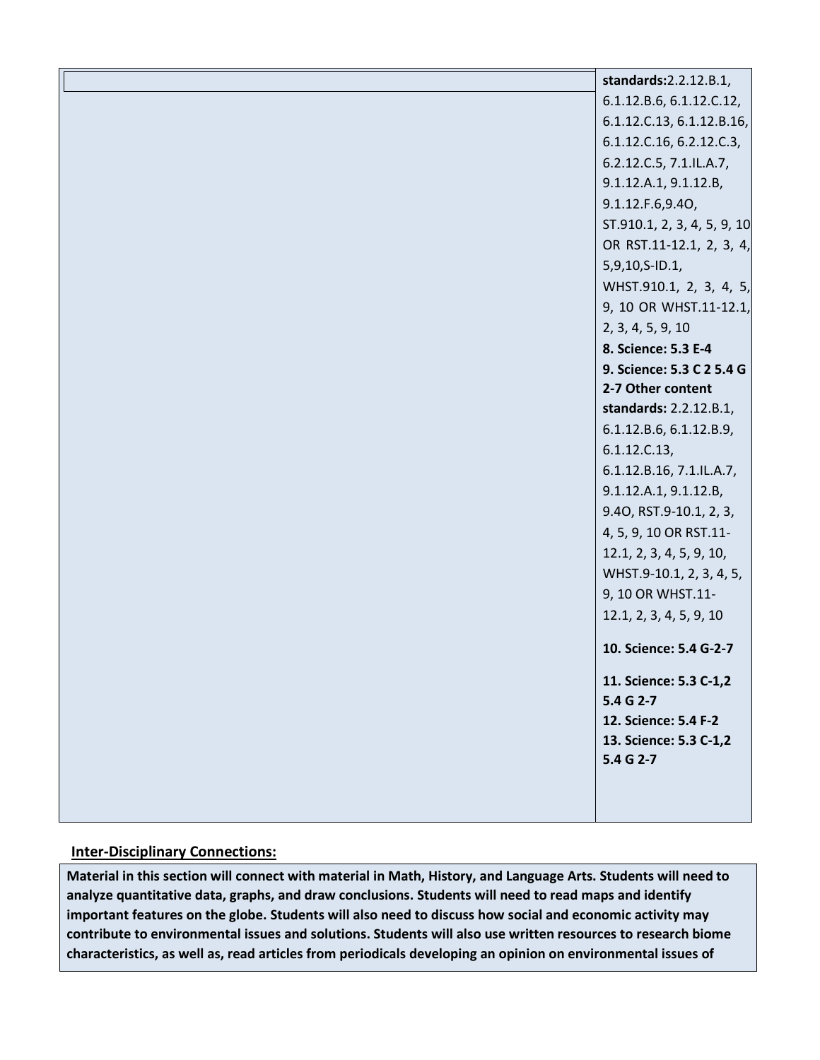| | |
|---|---|
| | **standards:**2.2.12.B.1, 6.1.12.B.6, 6.1.12.C.12, 6.1.12.C.13, 6.1.12.B.16, 6.1.12.C.16, 6.2.12.C.3, 6.2.12.C.5, 7.1.IL.A.7, 9.1.12.A.1, 9.1.12.B, 9.1.12.F.6,9.4O, ST.910.1, 2, 3, 4, 5, 9, 10 OR RST.11-12.1, 2, 3, 4, 5,9,10,S-ID.1, WHST.910.1, 2, 3, 4, 5, 9, 10 OR WHST.11-12.1, 2, 3, 4, 5, 9, 10<br>**8. Science: 5.3 E-4**<br>**9. Science: 5.3 C 2 5.4 G 2-7 Other content standards:** 2.2.12.B.1, 6.1.12.B.6, 6.1.12.B.9, 6.1.12.C.13, 6.1.12.B.16, 7.1.IL.A.7, 9.1.12.A.1, 9.1.12.B, 9.4O, RST.9-10.1, 2, 3, 4, 5, 9, 10 OR RST.11-12.1, 2, 3, 4, 5, 9, 10, WHST.9-10.1, 2, 3, 4, 5, 9, 10 OR WHST.11-12.1, 2, 3, 4, 5, 9, 10<br>**10. Science: 5.4 G-2-7**<br>**11. Science: 5.3 C-1,2 5.4 G 2-7**<br>**12. Science: 5.4 F-2**<br>**13. Science: 5.3 C-1,2 5.4 G 2-7** |

**Inter-Disciplinary Connections:**

**Material in this section will connect with material in Math, History, and Language Arts. Students will need to analyze quantitative data, graphs, and draw conclusions. Students will need to read maps and identify important features on the globe. Students will also need to discuss how social and economic activity may contribute to environmental issues and solutions. Students will also use written resources to research biome characteristics, as well as, read articles from periodicals developing an opinion on environmental issues of**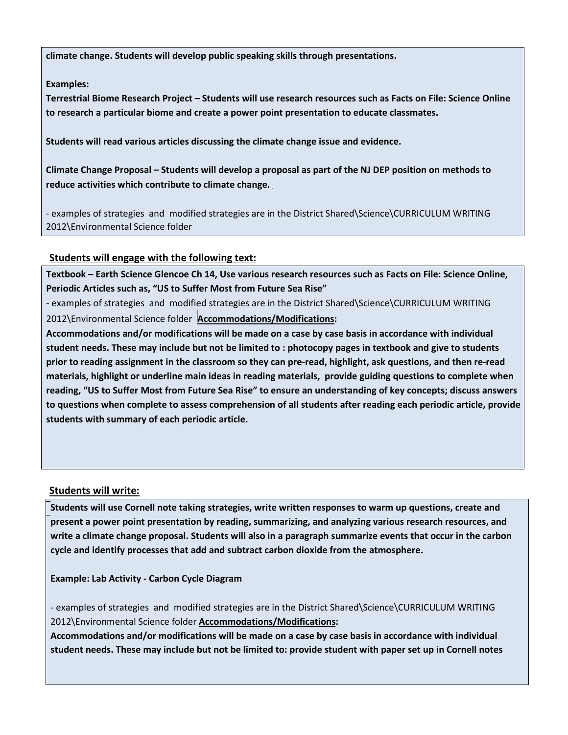**climate change. Students will develop public speaking skills through presentations.**

**Examples:**

**Terrestrial Biome Research Project – Students will use research resources such as Facts on File: Science Online to research a particular biome and create a power point presentation to educate classmates.**

**Students will read various articles discussing the climate change issue and evidence.**

**Climate Change Proposal – Students will develop a proposal as part of the NJ DEP position on methods to reduce activities which contribute to climate change.**

- examples of strategies and modified strategies are in the District Shared\Science\CURRICULUM WRITING 2012\Environmental Science folder

## Students will engage with the following text:

**Textbook – Earth Science Glencoe Ch 14, Use various research resources such as Facts on File: Science Online, Periodic Articles such as, "US to Suffer Most from Future Sea Rise"**

- examples of strategies and modified strategies are in the District Shared\Science\CURRICULUM WRITING 2012\Environmental Science folder **Accommodations/Modifications:**

**Accommodations and/or modifications will be made on a case by case basis in accordance with individual student needs. These may include but not be limited to : photocopy pages in textbook and give to students prior to reading assignment in the classroom so they can pre-read, highlight, ask questions, and then re-read materials, highlight or underline main ideas in reading materials, provide guiding questions to complete when reading, "US to Suffer Most from Future Sea Rise" to ensure an understanding of key concepts; discuss answers to questions when complete to assess comprehension of all students after reading each periodic article, provide students with summary of each periodic article.**

## Students will write:

**Students will use Cornell note taking strategies, write written responses to warm up questions, create and present a power point presentation by reading, summarizing, and analyzing various research resources, and write a climate change proposal. Students will also in a paragraph summarize events that occur in the carbon cycle and identify processes that add and subtract carbon dioxide from the atmosphere.**

**Example: Lab Activity - Carbon Cycle Diagram**

- examples of strategies and modified strategies are in the District Shared\Science\CURRICULUM WRITING 2012\Environmental Science folder **Accommodations/Modifications:**

**Accommodations and/or modifications will be made on a case by case basis in accordance with individual student needs. These may include but not be limited to: provide student with paper set up in Cornell notes**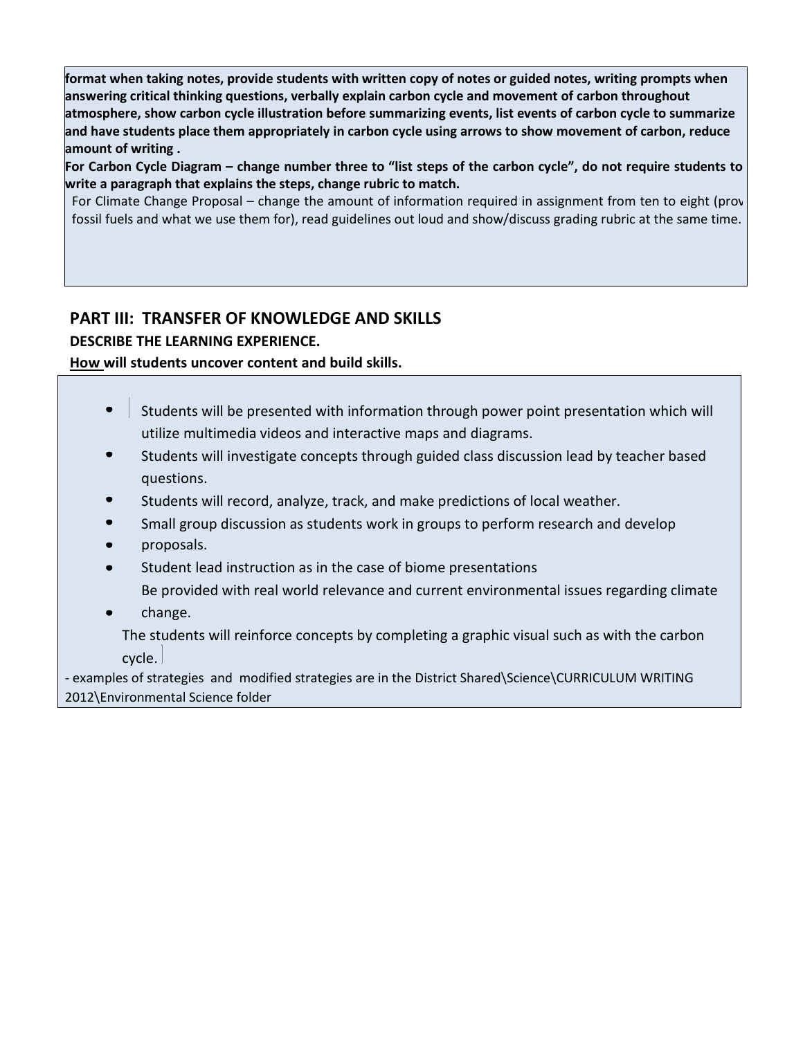**format when taking notes, provide students with written copy of notes or guided notes, writing prompts when answering critical thinking questions, verbally explain carbon cycle and movement of carbon throughout atmosphere, show carbon cycle illustration before summarizing events, list events of carbon cycle to summarize and have students place them appropriately in carbon cycle using arrows to show movement of carbon, reduce amount of writing .**

**For Carbon Cycle Diagram – change number three to "list steps of the carbon cycle", do not require students to write a paragraph that explains the steps, change rubric to match.**

For Climate Change Proposal – change the amount of information required in assignment from ten to eight (prov fossil fuels and what we use them for), read guidelines out loud and show/discuss grading rubric at the same time.

## PART III: TRANSFER OF KNOWLEDGE AND SKILLS

**DESCRIBE THE LEARNING EXPERIENCE.**

**<u>How</u> will students uncover content and build skills.**

- Students will be presented with information through power point presentation which will utilize multimedia videos and interactive maps and diagrams.
- Students will investigate concepts through guided class discussion lead by teacher based questions.
- Students will record, analyze, track, and make predictions of local weather.
- Small group discussion as students work in groups to perform research and develop
- proposals.
- Student lead instruction as in the case of biome presentations
  Be provided with real world relevance and current environmental issues regarding climate
- change.

The students will reinforce concepts by completing a graphic visual such as with the carbon cycle.

- examples of strategies and modified strategies are in the District Shared\Science\CURRICULUM WRITING 2012\Environmental Science folder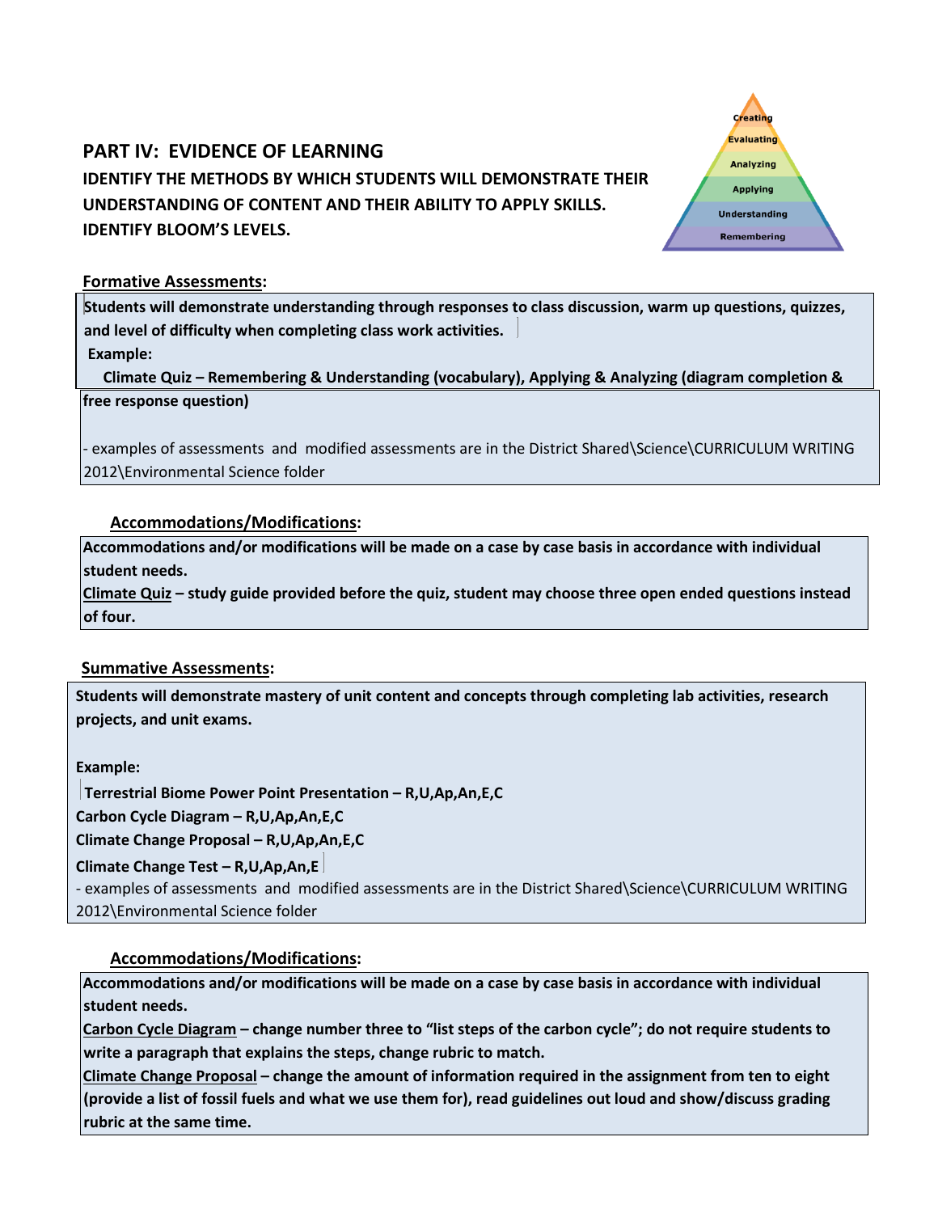## PART IV: EVIDENCE OF LEARNING

**IDENTIFY THE METHODS BY WHICH STUDENTS WILL DEMONSTRATE THEIR UNDERSTANDING OF CONTENT AND THEIR ABILITY TO APPLY SKILLS. IDENTIFY BLOOM'S LEVELS.**

Creating
Evaluating
Analyzing
Applying
Understanding
Remembering

### Formative Assessments:

**Students will demonstrate understanding through responses to class discussion, warm up questions, quizzes, and level of difficulty when completing class work activities.**

**Example:**

**Climate Quiz – Remembering & Understanding (vocabulary), Applying & Analyzing (diagram completion & free response question)**

- examples of assessments and modified assessments are in the District Shared\Science\CURRICULUM WRITING 2012\Environmental Science folder

### Accommodations/Modifications:

**Accommodations and/or modifications will be made on a case by case basis in accordance with individual student needs.**

**Climate Quiz – study guide provided before the quiz, student may choose three open ended questions instead of four.**

### Summative Assessments:

**Students will demonstrate mastery of unit content and concepts through completing lab activities, research projects, and unit exams.**

**Example:**

**Terrestrial Biome Power Point Presentation – R,U,Ap,An,E,C**

**Carbon Cycle Diagram – R,U,Ap,An,E,C**

**Climate Change Proposal – R,U,Ap,An,E,C**

**Climate Change Test – R,U,Ap,An,E**

- examples of assessments and modified assessments are in the District Shared\Science\CURRICULUM WRITING 2012\Environmental Science folder

### Accommodations/Modifications:

**Accommodations and/or modifications will be made on a case by case basis in accordance with individual student needs.**

**Carbon Cycle Diagram – change number three to "list steps of the carbon cycle"; do not require students to write a paragraph that explains the steps, change rubric to match.**

**Climate Change Proposal – change the amount of information required in the assignment from ten to eight (provide a list of fossil fuels and what we use them for), read guidelines out loud and show/discuss grading rubric at the same time.**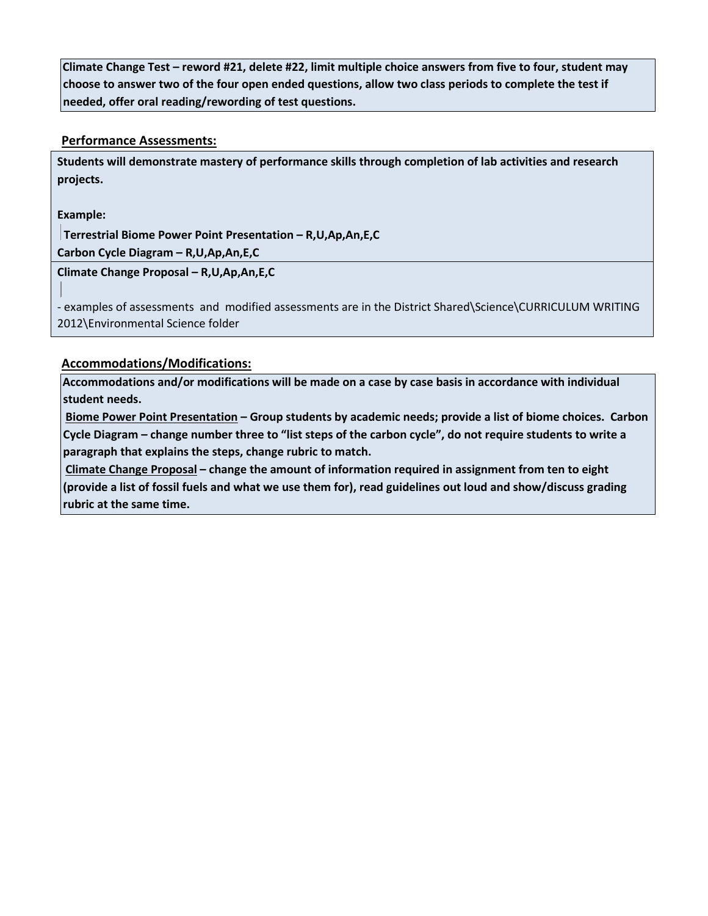**Climate Change Test – reword #21, delete #22, limit multiple choice answers from five to four, student may choose to answer two of the four open ended questions, allow two class periods to complete the test if needed, offer oral reading/rewording of test questions.**

## Performance Assessments:

**Students will demonstrate mastery of performance skills through completion of lab activities and research projects.**

**Example:**

**Terrestrial Biome Power Point Presentation – R,U,Ap,An,E,C**
**Carbon Cycle Diagram – R,U,Ap,An,E,C**
**Climate Change Proposal – R,U,Ap,An,E,C**

- examples of assessments and modified assessments are in the District Shared\Science\CURRICULUM WRITING 2012\Environmental Science folder

## Accommodations/Modifications:

**Accommodations and/or modifications will be made on a case by case basis in accordance with individual student needs.**

**Biome Power Point Presentation – Group students by academic needs; provide a list of biome choices. Carbon Cycle Diagram – change number three to "list steps of the carbon cycle", do not require students to write a paragraph that explains the steps, change rubric to match.**

**Climate Change Proposal – change the amount of information required in assignment from ten to eight (provide a list of fossil fuels and what we use them for), read guidelines out loud and show/discuss grading rubric at the same time.**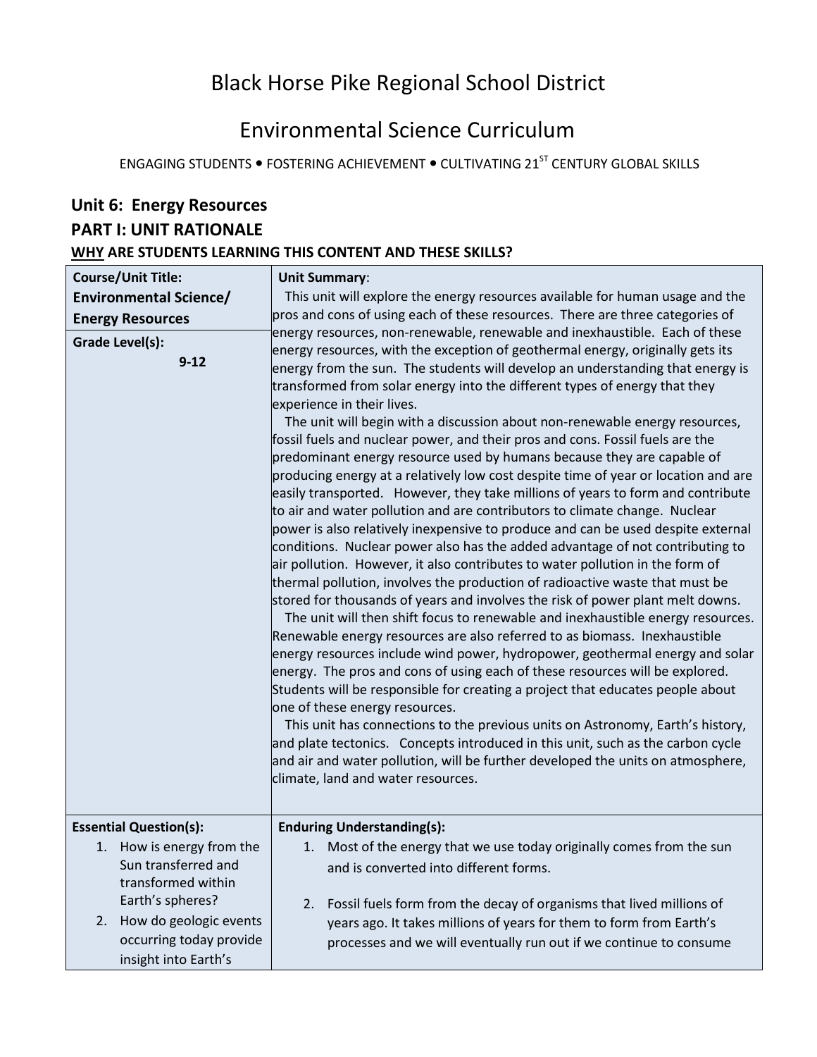# Black Horse Pike Regional School District

# Environmental Science Curriculum

ENGAGING STUDENTS • FOSTERING ACHIEVEMENT • CULTIVATING 21ST CENTURY GLOBAL SKILLS

## Unit 6: Energy Resources

## PART I: UNIT RATIONALE

### WHY ARE STUDENTS LEARNING THIS CONTENT AND THESE SKILLS?

| **Course/Unit Title:** **Environmental Science/ Energy Resources** | **Unit Summary**: |
|---|---|
| **Grade Level(s):** 9-12 | This unit will explore the energy resources available for human usage and the pros and cons of using each of these resources. There are three categories of energy resources, non-renewable, renewable and inexhaustible. Each of these energy resources, with the exception of geothermal energy, originally gets its energy from the sun. The students will develop an understanding that energy is transformed from solar energy into the different types of energy that they experience in their lives.<br>The unit will begin with a discussion about non-renewable energy resources, fossil fuels and nuclear power, and their pros and cons. Fossil fuels are the predominant energy resource used by humans because they are capable of producing energy at a relatively low cost despite time of year or location and are easily transported. However, they take millions of years to form and contribute to air and water pollution and are contributors to climate change. Nuclear power is also relatively inexpensive to produce and can be used despite external conditions. Nuclear power also has the added advantage of not contributing to air pollution. However, it also contributes to water pollution in the form of thermal pollution, involves the production of radioactive waste that must be stored for thousands of years and involves the risk of power plant melt downs.<br>The unit will then shift focus to renewable and inexhaustible energy resources. Renewable energy resources are also referred to as biomass. Inexhaustible energy resources include wind power, hydropower, geothermal energy and solar energy. The pros and cons of using each of these resources will be explored. Students will be responsible for creating a project that educates people about one of these energy resources.<br>This unit has connections to the previous units on Astronomy, Earth's history, and plate tectonics. Concepts introduced in this unit, such as the carbon cycle and air and water pollution, will be further developed the units on atmosphere, climate, land and water resources. |
| **Essential Question(s):**<br>1. How is energy from the Sun transferred and transformed within Earth's spheres?<br>2. How do geologic events occurring today provide insight into Earth's | **Enduring Understanding(s):**<br>1. Most of the energy that we use today originally comes from the sun and is converted into different forms.<br>2. Fossil fuels form from the decay of organisms that lived millions of years ago. It takes millions of years for them to form from Earth's processes and we will eventually run out if we continue to consume |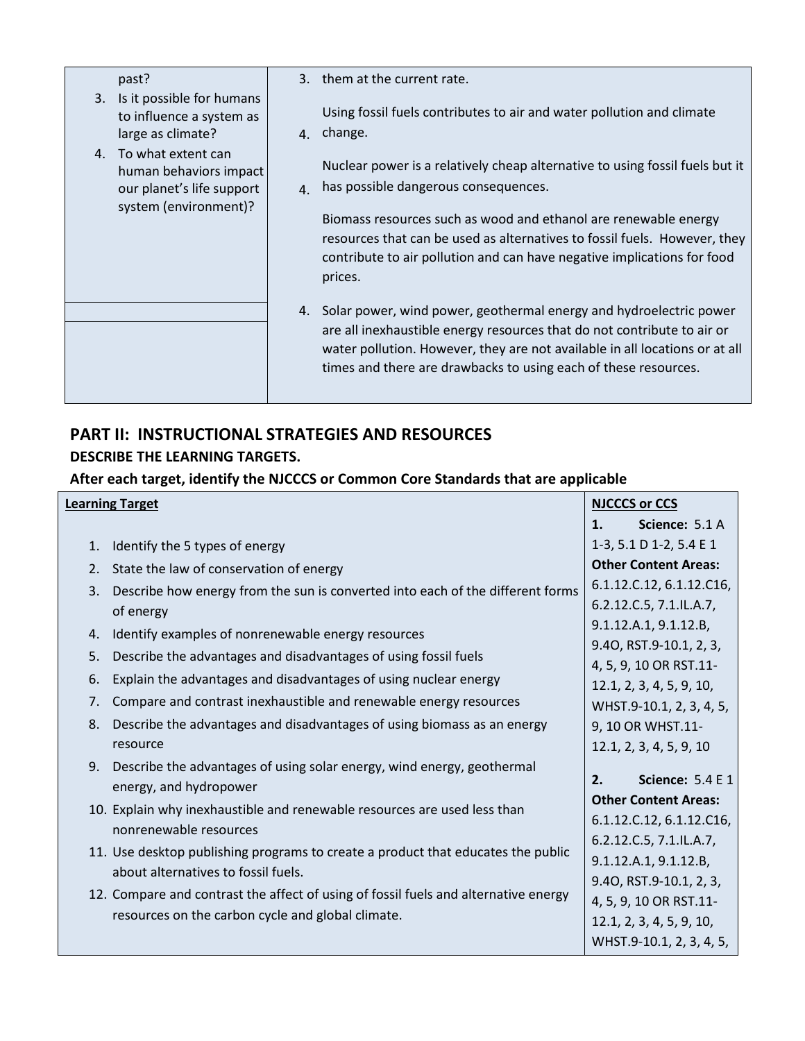| | |
|---|---|
| past?<br>3. Is it possible for humans to influence a system as large as climate?<br>4. To what extent can human behaviors impact our planet's life support system (environment)? | 3. them at the current rate.<br><br>Using fossil fuels contributes to air and water pollution and climate<br>4. change.<br><br>Nuclear power is a relatively cheap alternative to using fossil fuels but it<br>4. has possible dangerous consequences.<br><br>Biomass resources such as wood and ethanol are renewable energy resources that can be used as alternatives to fossil fuels. However, they contribute to air pollution and can have negative implications for food prices.<br><br>4. Solar power, wind power, geothermal energy and hydroelectric power are all inexhaustible energy resources that do not contribute to air or water pollution. However, they are not available in all locations or at all times and there are drawbacks to using each of these resources. |

## PART II: INSTRUCTIONAL STRATEGIES AND RESOURCES

### DESCRIBE THE LEARNING TARGETS.

### After each target, identify the NJCCCS or Common Core Standards that are applicable

| **Learning Target** | **NJCCCS or CCS** |
|---|---|
| 1. Identify the 5 types of energy<br>2. State the law of conservation of energy<br>3. Describe how energy from the sun is converted into each of the different forms of energy<br>4. Identify examples of nonrenewable energy resources<br>5. Describe the advantages and disadvantages of using fossil fuels<br>6. Explain the advantages and disadvantages of using nuclear energy<br>7. Compare and contrast inexhaustible and renewable energy resources<br>8. Describe the advantages and disadvantages of using biomass as an energy resource<br>9. Describe the advantages of using solar energy, wind energy, geothermal energy, and hydropower<br>10. Explain why inexhaustible and renewable resources are used less than nonrenewable resources<br>11. Use desktop publishing programs to create a product that educates the public about alternatives to fossil fuels.<br>12. Compare and contrast the affect of using of fossil fuels and alternative energy resources on the carbon cycle and global climate. | **1. Science:** 5.1 A 1-3, 5.1 D 1-2, 5.4 E 1<br>**Other Content Areas:** 6.1.12.C.12, 6.1.12.C16, 6.2.12.C.5, 7.1.IL.A.7, 9.1.12.A.1, 9.1.12.B, 9.4O, RST.9-10.1, 2, 3, 4, 5, 9, 10 OR RST.11-12.1, 2, 3, 4, 5, 9, 10, WHST.9-10.1, 2, 3, 4, 5, 9, 10 OR WHST.11-12.1, 2, 3, 4, 5, 9, 10<br><br>**2. Science:** 5.4 E 1<br>**Other Content Areas:** 6.1.12.C.12, 6.1.12.C16, 6.2.12.C.5, 7.1.IL.A.7, 9.1.12.A.1, 9.1.12.B, 9.4O, RST.9-10.1, 2, 3, 4, 5, 9, 10 OR RST.11-12.1, 2, 3, 4, 5, 9, 10, WHST.9-10.1, 2, 3, 4, 5, |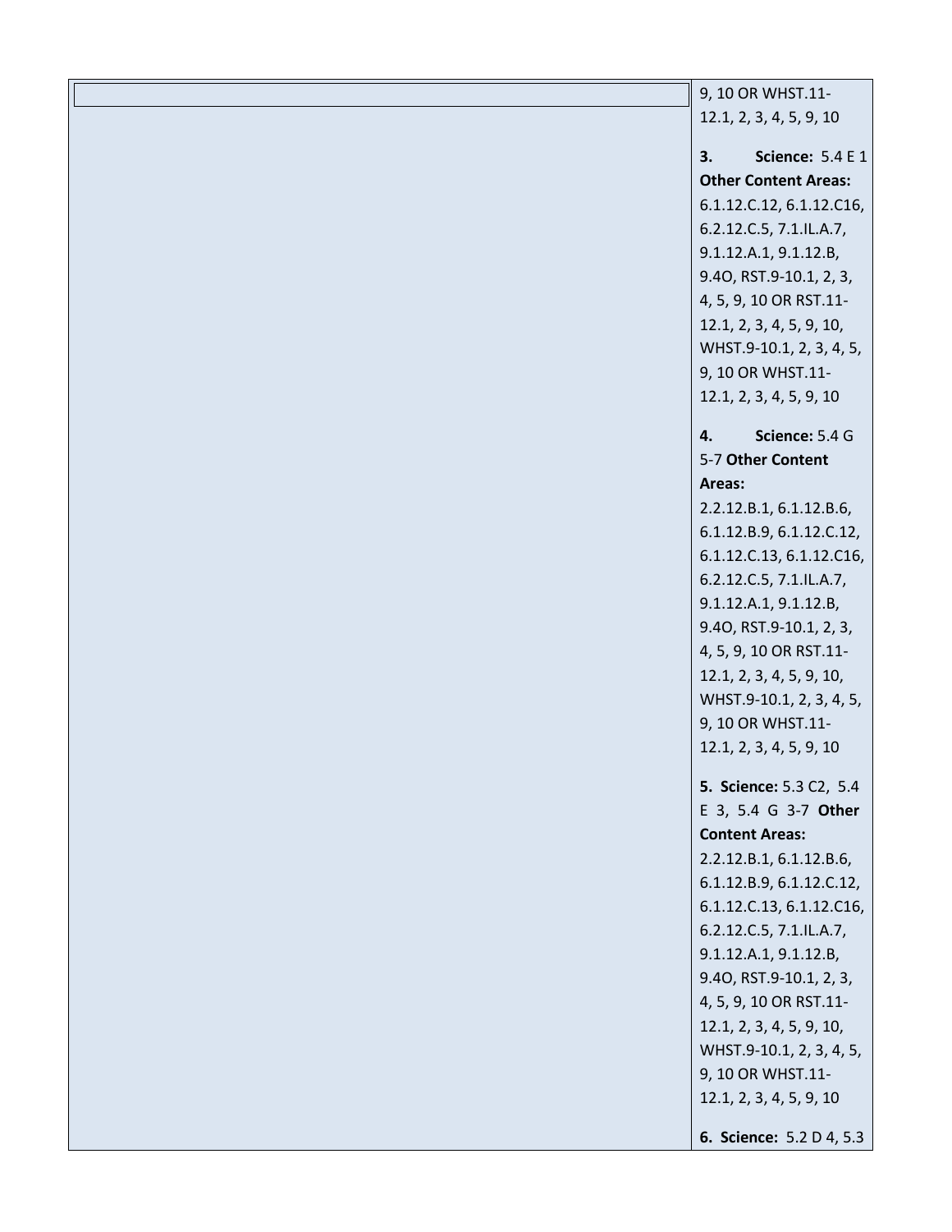| | |
|---|---|
| | 9, 10 OR WHST.11-12.1, 2, 3, 4, 5, 9, 10<br><br>**3. Science:** 5.4 E 1 **Other Content Areas:** 6.1.12.C.12, 6.1.12.C16, 6.2.12.C.5, 7.1.IL.A.7, 9.1.12.A.1, 9.1.12.B, 9.4O, RST.9-10.1, 2, 3, 4, 5, 9, 10 OR RST.11-12.1, 2, 3, 4, 5, 9, 10, WHST.9-10.1, 2, 3, 4, 5, 9, 10 OR WHST.11-12.1, 2, 3, 4, 5, 9, 10<br><br>**4. Science:** 5.4 G 5-7 **Other Content Areas:** 2.2.12.B.1, 6.1.12.B.6, 6.1.12.B.9, 6.1.12.C.12, 6.1.12.C.13, 6.1.12.C16, 6.2.12.C.5, 7.1.IL.A.7, 9.1.12.A.1, 9.1.12.B, 9.4O, RST.9-10.1, 2, 3, 4, 5, 9, 10 OR RST.11-12.1, 2, 3, 4, 5, 9, 10, WHST.9-10.1, 2, 3, 4, 5, 9, 10 OR WHST.11-12.1, 2, 3, 4, 5, 9, 10<br><br>**5. Science:** 5.3 C2, 5.4 E 3, 5.4 G 3-7 **Other Content Areas:** 2.2.12.B.1, 6.1.12.B.6, 6.1.12.B.9, 6.1.12.C.12, 6.1.12.C.13, 6.1.12.C16, 6.2.12.C.5, 7.1.IL.A.7, 9.1.12.A.1, 9.1.12.B, 9.4O, RST.9-10.1, 2, 3, 4, 5, 9, 10 OR RST.11-12.1, 2, 3, 4, 5, 9, 10, WHST.9-10.1, 2, 3, 4, 5, 9, 10 OR WHST.11-12.1, 2, 3, 4, 5, 9, 10<br><br>**6. Science:** 5.2 D 4, 5.3 |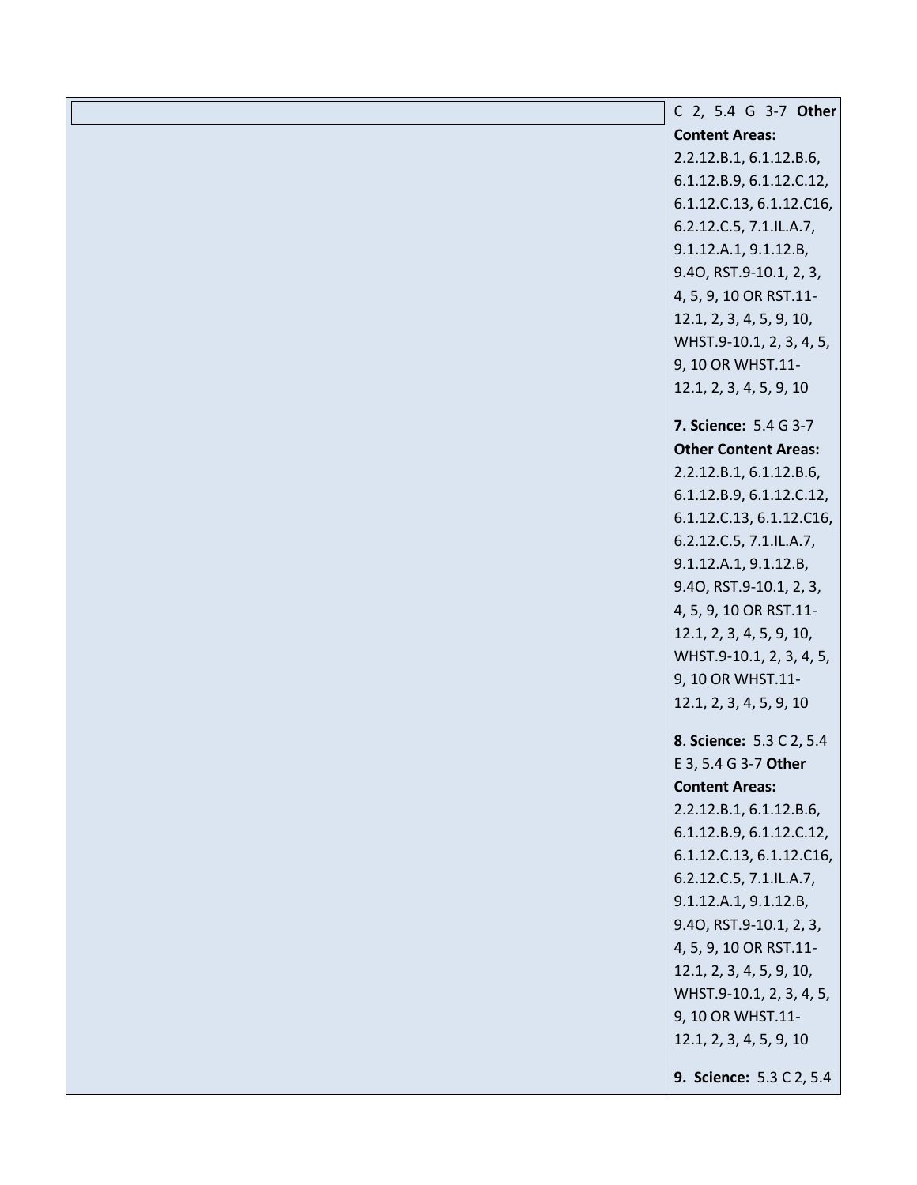| | |
|---|---|
| | C 2, 5.4 G 3-7 **Other Content Areas:** 2.2.12.B.1, 6.1.12.B.6, 6.1.12.B.9, 6.1.12.C.12, 6.1.12.C.13, 6.1.12.C16, 6.2.12.C.5, 7.1.IL.A.7, 9.1.12.A.1, 9.1.12.B, 9.4O, RST.9-10.1, 2, 3, 4, 5, 9, 10 OR RST.11-12.1, 2, 3, 4, 5, 9, 10, WHST.9-10.1, 2, 3, 4, 5, 9, 10 OR WHST.11-12.1, 2, 3, 4, 5, 9, 10<br><br>**7. Science:** 5.4 G 3-7 **Other Content Areas:** 2.2.12.B.1, 6.1.12.B.6, 6.1.12.B.9, 6.1.12.C.12, 6.1.12.C.13, 6.1.12.C16, 6.2.12.C.5, 7.1.IL.A.7, 9.1.12.A.1, 9.1.12.B, 9.4O, RST.9-10.1, 2, 3, 4, 5, 9, 10 OR RST.11-12.1, 2, 3, 4, 5, 9, 10, WHST.9-10.1, 2, 3, 4, 5, 9, 10 OR WHST.11-12.1, 2, 3, 4, 5, 9, 10<br><br>**8**. **Science:** 5.3 C 2, 5.4 E 3, 5.4 G 3-7 **Other Content Areas:** 2.2.12.B.1, 6.1.12.B.6, 6.1.12.B.9, 6.1.12.C.12, 6.1.12.C.13, 6.1.12.C16, 6.2.12.C.5, 7.1.IL.A.7, 9.1.12.A.1, 9.1.12.B, 9.4O, RST.9-10.1, 2, 3, 4, 5, 9, 10 OR RST.11-12.1, 2, 3, 4, 5, 9, 10, WHST.9-10.1, 2, 3, 4, 5, 9, 10 OR WHST.11-12.1, 2, 3, 4, 5, 9, 10<br><br>**9. Science:** 5.3 C 2, 5.4 |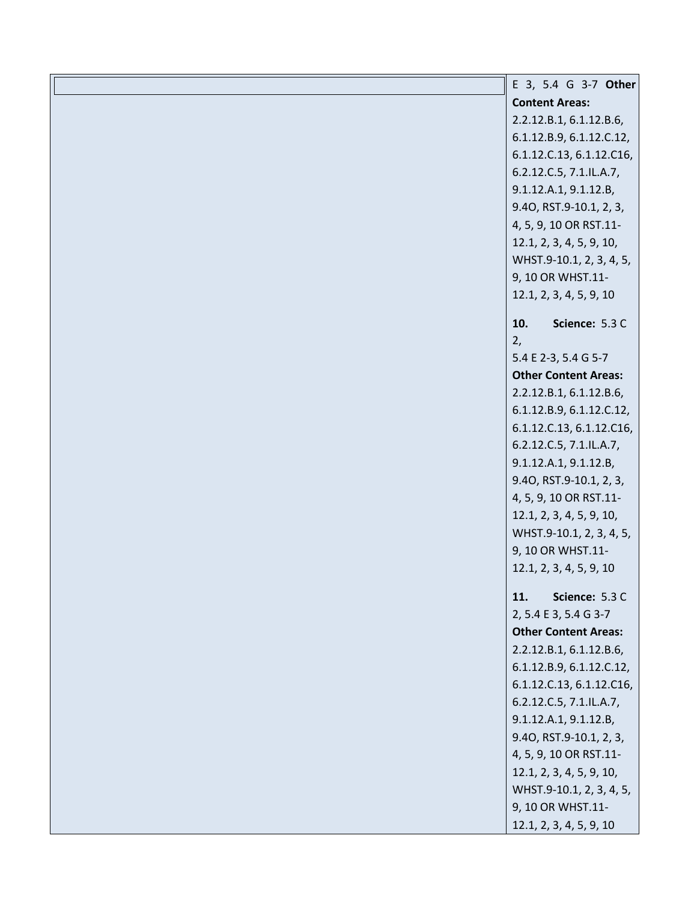| | E 3, 5.4 G 3-7 **Other Content Areas:** 2.2.12.B.1, 6.1.12.B.6, 6.1.12.B.9, 6.1.12.C.12, 6.1.12.C.13, 6.1.12.C16, 6.2.12.C.5, 7.1.IL.A.7, 9.1.12.A.1, 9.1.12.B, 9.4O, RST.9-10.1, 2, 3, 4, 5, 9, 10 OR RST.11-12.1, 2, 3, 4, 5, 9, 10, WHST.9-10.1, 2, 3, 4, 5, 9, 10 OR WHST.11-12.1, 2, 3, 4, 5, 9, 10<br><br>**10. Science:** 5.3 C 2, 5.4 E 2-3, 5.4 G 5-7 **Other Content Areas:** 2.2.12.B.1, 6.1.12.B.6, 6.1.12.B.9, 6.1.12.C.12, 6.1.12.C.13, 6.1.12.C16, 6.2.12.C.5, 7.1.IL.A.7, 9.1.12.A.1, 9.1.12.B, 9.4O, RST.9-10.1, 2, 3, 4, 5, 9, 10 OR RST.11-12.1, 2, 3, 4, 5, 9, 10, WHST.9-10.1, 2, 3, 4, 5, 9, 10 OR WHST.11-12.1, 2, 3, 4, 5, 9, 10<br><br>**11. Science:** 5.3 C 2, 5.4 E 3, 5.4 G 3-7 **Other Content Areas:** 2.2.12.B.1, 6.1.12.B.6, 6.1.12.B.9, 6.1.12.C.12, 6.1.12.C.13, 6.1.12.C16, 6.2.12.C.5, 7.1.IL.A.7, 9.1.12.A.1, 9.1.12.B, 9.4O, RST.9-10.1, 2, 3, 4, 5, 9, 10 OR RST.11-12.1, 2, 3, 4, 5, 9, 10, WHST.9-10.1, 2, 3, 4, 5, 9, 10 OR WHST.11-12.1, 2, 3, 4, 5, 9, 10 |
|---|---|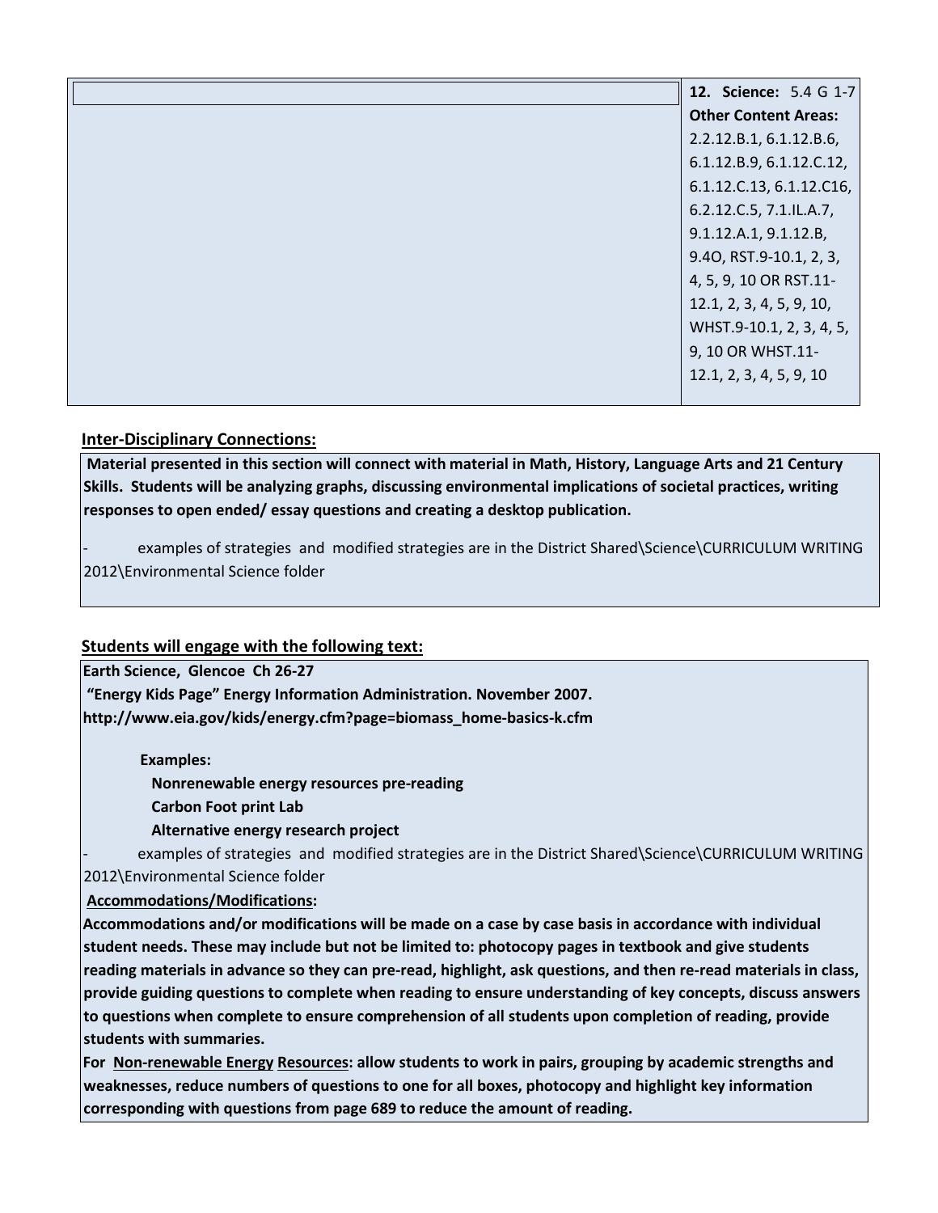| | **12. Science:** 5.4 G 1-7<br>**Other Content Areas:** 2.2.12.B.1, 6.1.12.B.6, 6.1.12.B.9, 6.1.12.C.12, 6.1.12.C.13, 6.1.12.C16, 6.2.12.C.5, 7.1.IL.A.7, 9.1.12.A.1, 9.1.12.B, 9.4O, RST.9-10.1, 2, 3, 4, 5, 9, 10 OR RST.11-12.1, 2, 3, 4, 5, 9, 10, WHST.9-10.1, 2, 3, 4, 5, 9, 10 OR WHST.11-12.1, 2, 3, 4, 5, 9, 10 |
|---|---|

**Inter-Disciplinary Connections:**

**Material presented in this section will connect with material in Math, History, Language Arts and 21 Century Skills. Students will be analyzing graphs, discussing environmental implications of societal practices, writing responses to open ended/ essay questions and creating a desktop publication.**

- examples of strategies and modified strategies are in the District Shared\Science\CURRICULUM WRITING 2012\Environmental Science folder

**Students will engage with the following text:**

**Earth Science, Glencoe Ch 26-27**

**"Energy Kids Page" Energy Information Administration. November 2007. http://www.eia.gov/kids/energy.cfm?page=biomass_home-basics-k.cfm**

**Examples:**

**Nonrenewable energy resources pre-reading**

**Carbon Foot print Lab**

**Alternative energy research project**

- examples of strategies and modified strategies are in the District Shared\Science\CURRICULUM WRITING 2012\Environmental Science folder

**Accommodations/Modifications:**

**Accommodations and/or modifications will be made on a case by case basis in accordance with individual student needs. These may include but not be limited to: photocopy pages in textbook and give students reading materials in advance so they can pre-read, highlight, ask questions, and then re-read materials in class, provide guiding questions to complete when reading to ensure understanding of key concepts, discuss answers to questions when complete to ensure comprehension of all students upon completion of reading, provide students with summaries.**

**For Non-renewable Energy Resources: allow students to work in pairs, grouping by academic strengths and weaknesses, reduce numbers of questions to one for all boxes, photocopy and highlight key information corresponding with questions from page 689 to reduce the amount of reading.**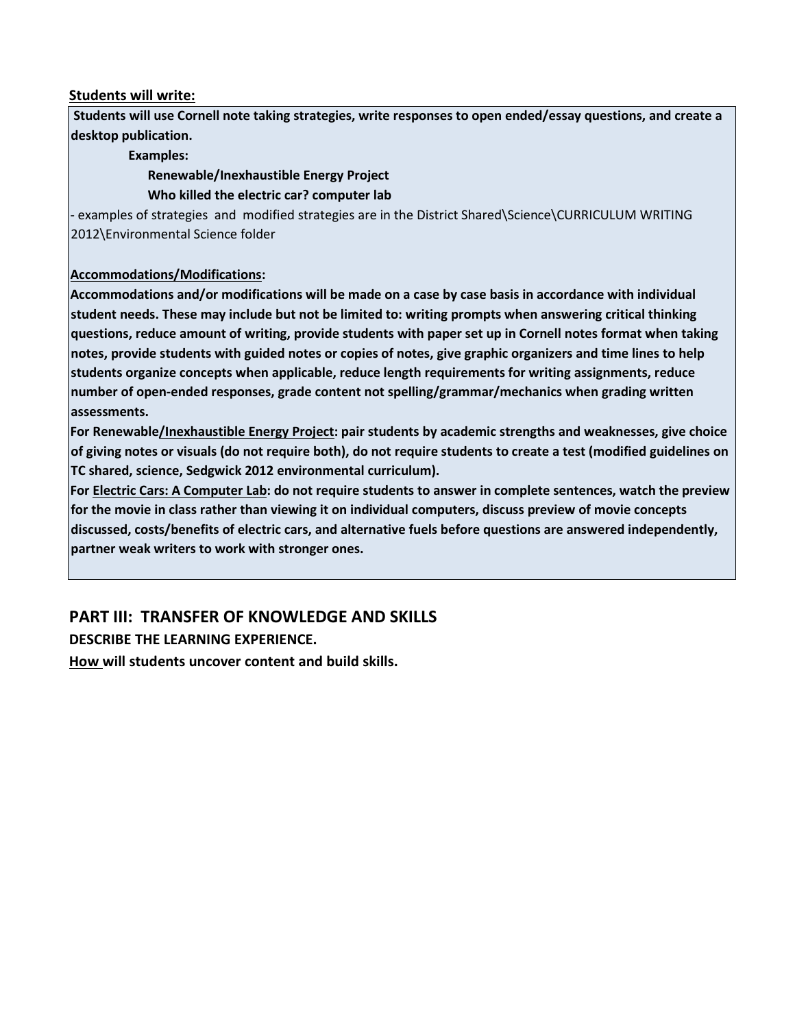**Students will write:**

**Students will use Cornell note taking strategies, write responses to open ended/essay questions, and create a desktop publication.**

**Examples:**

**Renewable/Inexhaustible Energy Project**

**Who killed the electric car? computer lab**

- examples of strategies and modified strategies are in the District Shared\Science\CURRICULUM WRITING 2012\Environmental Science folder

**Accommodations/Modifications:**

**Accommodations and/or modifications will be made on a case by case basis in accordance with individual student needs. These may include but not be limited to: writing prompts when answering critical thinking questions, reduce amount of writing, provide students with paper set up in Cornell notes format when taking notes, provide students with guided notes or copies of notes, give graphic organizers and time lines to help students organize concepts when applicable, reduce length requirements for writing assignments, reduce number of open-ended responses, grade content not spelling/grammar/mechanics when grading written assessments.**

**For Renewable/Inexhaustible Energy Project: pair students by academic strengths and weaknesses, give choice of giving notes or visuals (do not require both), do not require students to create a test (modified guidelines on TC shared, science, Sedgwick 2012 environmental curriculum).**

**For Electric Cars: A Computer Lab: do not require students to answer in complete sentences, watch the preview for the movie in class rather than viewing it on individual computers, discuss preview of movie concepts discussed, costs/benefits of electric cars, and alternative fuels before questions are answered independently, partner weak writers to work with stronger ones.**

## PART III: TRANSFER OF KNOWLEDGE AND SKILLS

**DESCRIBE THE LEARNING EXPERIENCE.**

**How will students uncover content and build skills.**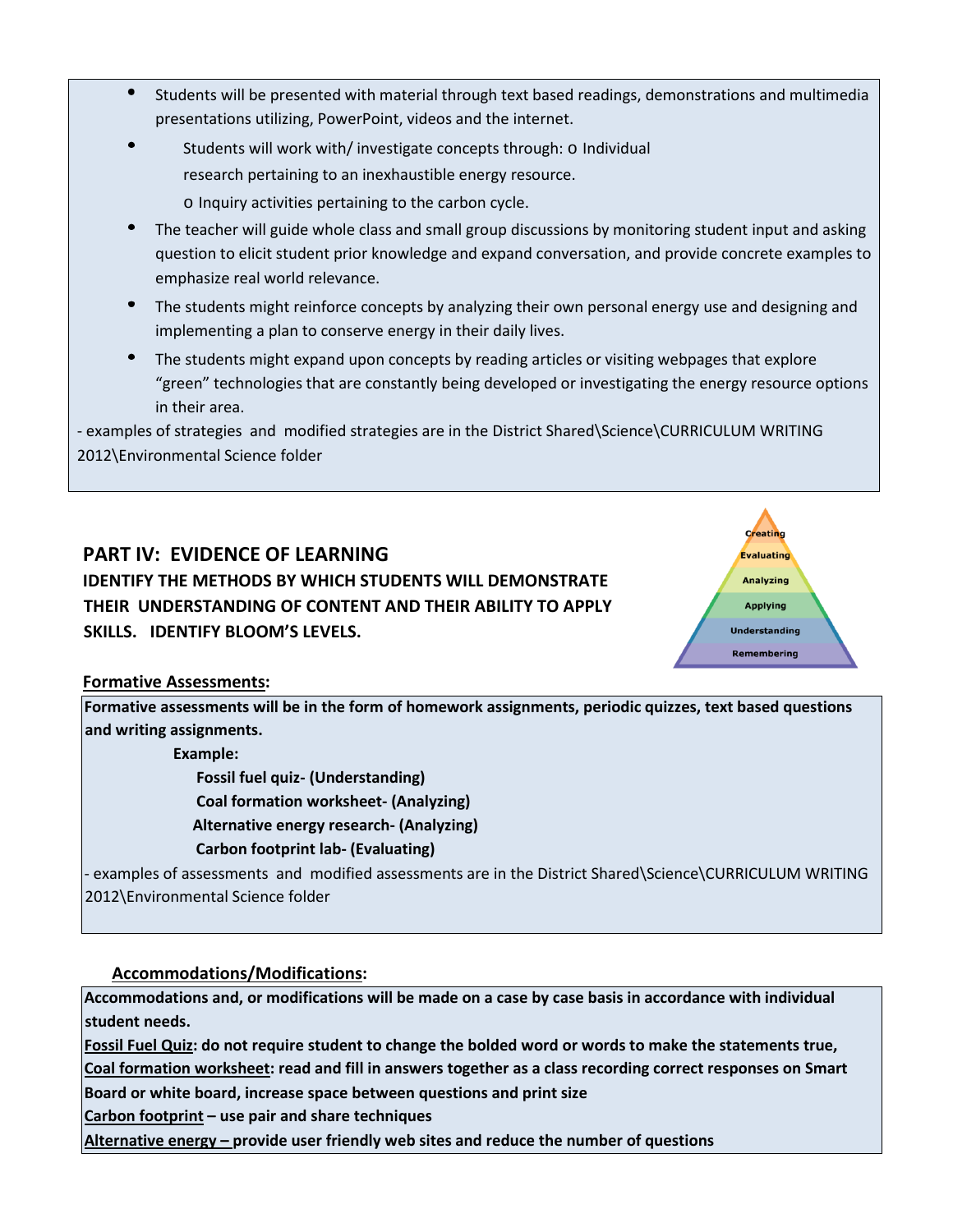- Students will be presented with material through text based readings, demonstrations and multimedia presentations utilizing, PowerPoint, videos and the internet.
- Students will work with/ investigate concepts through: o Individual research pertaining to an inexhaustible energy resource.
  - o Inquiry activities pertaining to the carbon cycle.
- The teacher will guide whole class and small group discussions by monitoring student input and asking question to elicit student prior knowledge and expand conversation, and provide concrete examples to emphasize real world relevance.
- The students might reinforce concepts by analyzing their own personal energy use and designing and implementing a plan to conserve energy in their daily lives.
- The students might expand upon concepts by reading articles or visiting webpages that explore "green" technologies that are constantly being developed or investigating the energy resource options in their area.

- examples of strategies and modified strategies are in the District Shared\Science\CURRICULUM WRITING 2012\Environmental Science folder

## PART IV: EVIDENCE OF LEARNING

**IDENTIFY THE METHODS BY WHICH STUDENTS WILL DEMONSTRATE THEIR UNDERSTANDING OF CONTENT AND THEIR ABILITY TO APPLY SKILLS. IDENTIFY BLOOM'S LEVELS.**

Creating
Evaluating
Analyzing
Applying
Understanding
Remembering

**Formative Assessments:**

**Formative assessments will be in the form of homework assignments, periodic quizzes, text based questions and writing assignments.**

**Example:**

**Fossil fuel quiz- (Understanding)**
**Coal formation worksheet- (Analyzing)**
**Alternative energy research- (Analyzing)**
**Carbon footprint lab- (Evaluating)**

- examples of assessments and modified assessments are in the District Shared\Science\CURRICULUM WRITING 2012\Environmental Science folder

**Accommodations/Modifications:**

**Accommodations and, or modifications will be made on a case by case basis in accordance with individual student needs.**

**Fossil Fuel Quiz: do not require student to change the bolded word or words to make the statements true,**
**Coal formation worksheet: read and fill in answers together as a class recording correct responses on Smart Board or white board, increase space between questions and print size**
**Carbon footprint – use pair and share techniques**
**Alternative energy – provide user friendly web sites and reduce the number of questions**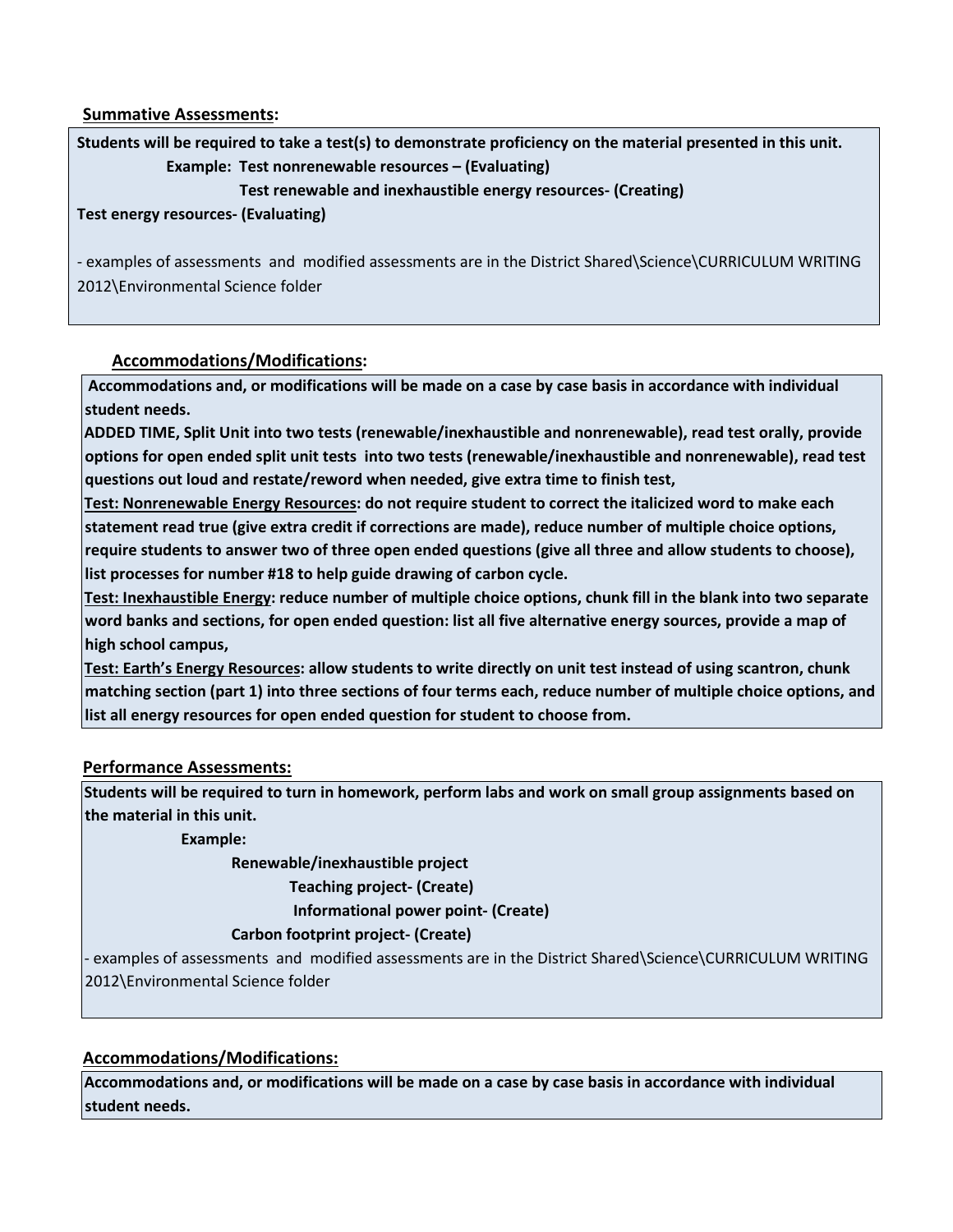**Summative Assessments:**

**Students will be required to take a test(s) to demonstrate proficiency on the material presented in this unit.**

**Example: Test nonrenewable resources – (Evaluating)**

**Test renewable and inexhaustible energy resources- (Creating)**

**Test energy resources- (Evaluating)**

- examples of assessments and modified assessments are in the District Shared\Science\CURRICULUM WRITING 2012\Environmental Science folder

**Accommodations/Modifications:**

**Accommodations and, or modifications will be made on a case by case basis in accordance with individual student needs.**

**ADDED TIME, Split Unit into two tests (renewable/inexhaustible and nonrenewable), read test orally, provide options for open ended split unit tests into two tests (renewable/inexhaustible and nonrenewable), read test questions out loud and restate/reword when needed, give extra time to finish test,**

**Test: Nonrenewable Energy Resources: do not require student to correct the italicized word to make each statement read true (give extra credit if corrections are made), reduce number of multiple choice options, require students to answer two of three open ended questions (give all three and allow students to choose), list processes for number #18 to help guide drawing of carbon cycle.**

**Test: Inexhaustible Energy: reduce number of multiple choice options, chunk fill in the blank into two separate word banks and sections, for open ended question: list all five alternative energy sources, provide a map of high school campus,**

**Test: Earth's Energy Resources: allow students to write directly on unit test instead of using scantron, chunk matching section (part 1) into three sections of four terms each, reduce number of multiple choice options, and list all energy resources for open ended question for student to choose from.**

**Performance Assessments:**

**Students will be required to turn in homework, perform labs and work on small group assignments based on the material in this unit.**

**Example:**

**Renewable/inexhaustible project**

**Teaching project- (Create)**

**Informational power point- (Create)**

**Carbon footprint project- (Create)**

- examples of assessments and modified assessments are in the District Shared\Science\CURRICULUM WRITING 2012\Environmental Science folder

**Accommodations/Modifications:**

**Accommodations and, or modifications will be made on a case by case basis in accordance with individual student needs.**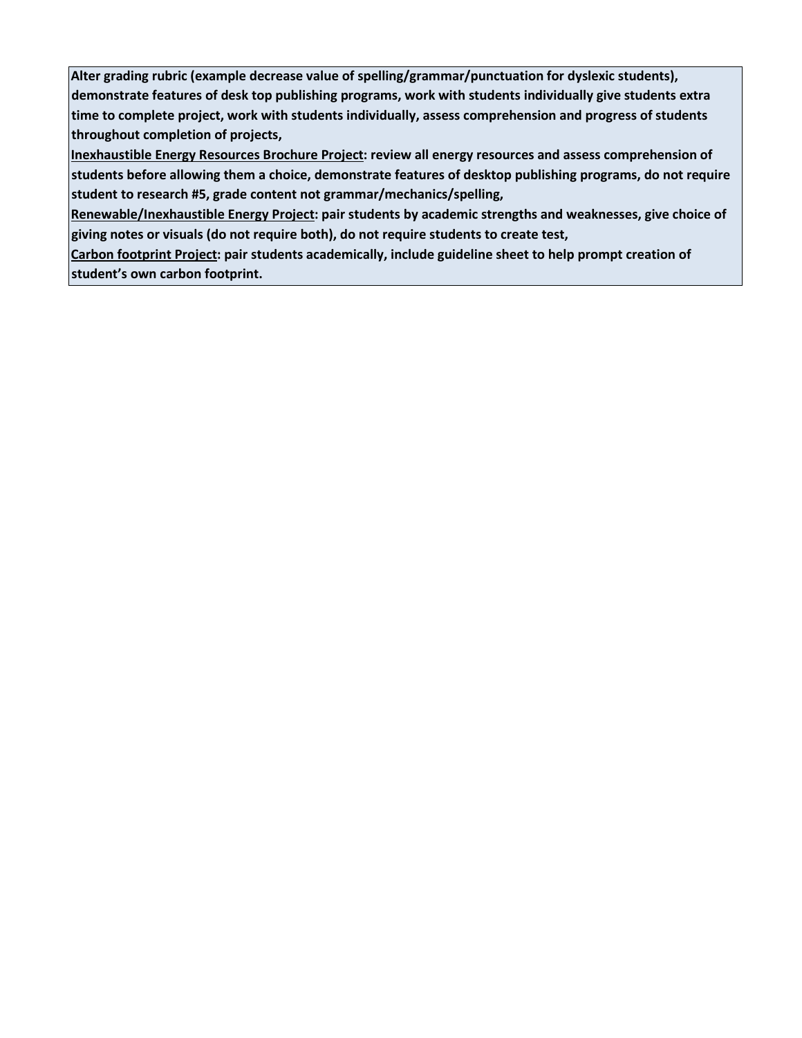**Alter grading rubric (example decrease value of spelling/grammar/punctuation for dyslexic students), demonstrate features of desk top publishing programs, work with students individually give students extra time to complete project, work with students individually, assess comprehension and progress of students throughout completion of projects,**

**<u>Inexhaustible Energy Resources Brochure Project</u>: review all energy resources and assess comprehension of students before allowing them a choice, demonstrate features of desktop publishing programs, do not require student to research #5, grade content not grammar/mechanics/spelling,**

**<u>Renewable/Inexhaustible Energy Project</u>: pair students by academic strengths and weaknesses, give choice of giving notes or visuals (do not require both), do not require students to create test,**

**<u>Carbon footprint Project</u>: pair students academically, include guideline sheet to help prompt creation of student's own carbon footprint.**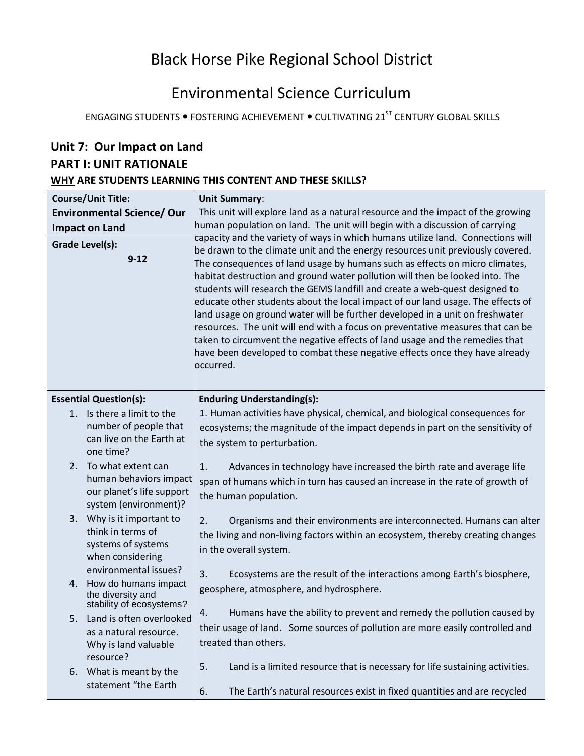# Black Horse Pike Regional School District

# Environmental Science Curriculum

ENGAGING STUDENTS • FOSTERING ACHIEVEMENT • CULTIVATING 21ST CENTURY GLOBAL SKILLS

## Unit 7: Our Impact on Land

## PART I: UNIT RATIONALE

### WHY ARE STUDENTS LEARNING THIS CONTENT AND THESE SKILLS?

| **Course/Unit Title:** **Environmental Science/ Our Impact on Land** <br><br> **Grade Level(s):** 9-12 | **Unit Summary**: This unit will explore land as a natural resource and the impact of the growing human population on land. The unit will begin with a discussion of carrying capacity and the variety of ways in which humans utilize land. Connections will be drawn to the climate unit and the energy resources unit previously covered. The consequences of land usage by humans such as effects on micro climates, habitat destruction and ground water pollution will then be looked into. The students will research the GEMS landfill and create a web-quest designed to educate other students about the local impact of our land usage. The effects of land usage on ground water will be further developed in a unit on freshwater resources. The unit will end with a focus on preventative measures that can be taken to circumvent the negative effects of land usage and the remedies that have been developed to combat these negative effects once they have already occurred. |
|---|---|
| **Essential Question(s):** <br> 1. Is there a limit to the number of people that can live on the Earth at one time? <br> 2. To what extent can human behaviors impact our planet's life support system (environment)? <br> 3. Why is it important to think in terms of systems of systems when considering environmental issues? <br> 4. How do humans impact the diversity and stability of ecosystems? <br> 5. Land is often overlooked as a natural resource. Why is land valuable resource? <br> 6. What is meant by the statement "the Earth | **Enduring Understanding(s):** <br> 1. Human activities have physical, chemical, and biological consequences for ecosystems; the magnitude of the impact depends in part on the sensitivity of the system to perturbation. <br> 1. Advances in technology have increased the birth rate and average life span of humans which in turn has caused an increase in the rate of growth of the human population. <br> 2. Organisms and their environments are interconnected. Humans can alter the living and non-living factors within an ecosystem, thereby creating changes in the overall system. <br> 3. Ecosystems are the result of the interactions among Earth's biosphere, geosphere, atmosphere, and hydrosphere. <br> 4. Humans have the ability to prevent and remedy the pollution caused by their usage of land. Some sources of pollution are more easily controlled and treated than others. <br> 5. Land is a limited resource that is necessary for life sustaining activities. <br> 6. The Earth's natural resources exist in fixed quantities and are recycled |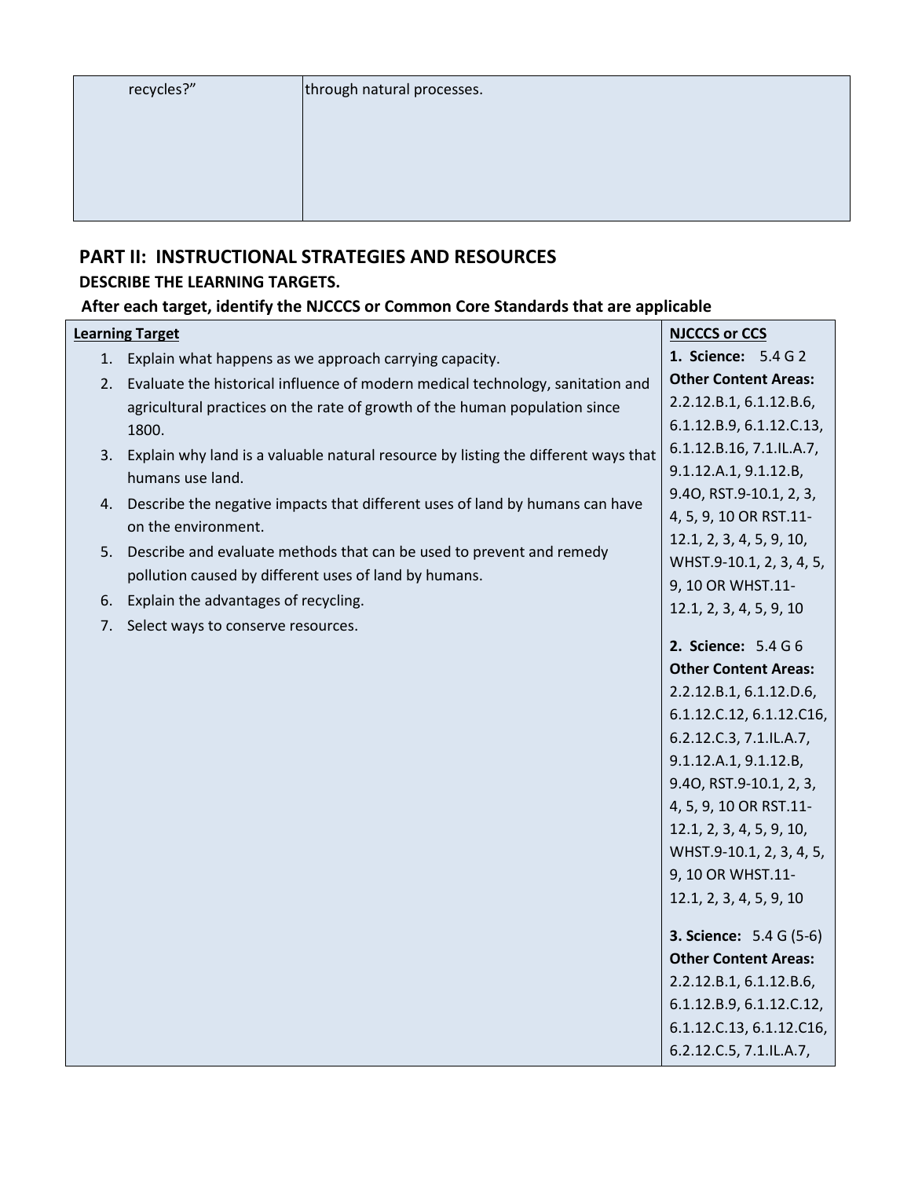| recycles?" | through natural processes. |
|---|---|

## PART II: INSTRUCTIONAL STRATEGIES AND RESOURCES

### DESCRIBE THE LEARNING TARGETS.

### After each target, identify the NJCCCS or Common Core Standards that are applicable

| Learning Target | NJCCCS or CCS |
|---|---|
| 1. Explain what happens as we approach carrying capacity.<br>2. Evaluate the historical influence of modern medical technology, sanitation and agricultural practices on the rate of growth of the human population since 1800.<br>3. Explain why land is a valuable natural resource by listing the different ways that humans use land.<br>4. Describe the negative impacts that different uses of land by humans can have on the environment.<br>5. Describe and evaluate methods that can be used to prevent and remedy pollution caused by different uses of land by humans.<br>6. Explain the advantages of recycling.<br>7. Select ways to conserve resources. | **1. Science:** 5.4 G 2<br>**Other Content Areas:** 2.2.12.B.1, 6.1.12.B.6, 6.1.12.B.9, 6.1.12.C.13, 6.1.12.B.16, 7.1.IL.A.7, 9.1.12.A.1, 9.1.12.B, 9.4O, RST.9-10.1, 2, 3, 4, 5, 9, 10 OR RST.11-12.1, 2, 3, 4, 5, 9, 10, WHST.9-10.1, 2, 3, 4, 5, 9, 10 OR WHST.11-12.1, 2, 3, 4, 5, 9, 10<br><br>**2. Science:** 5.4 G 6<br>**Other Content Areas:** 2.2.12.B.1, 6.1.12.D.6, 6.1.12.C.12, 6.1.12.C16, 6.2.12.C.3, 7.1.IL.A.7, 9.1.12.A.1, 9.1.12.B, 9.4O, RST.9-10.1, 2, 3, 4, 5, 9, 10 OR RST.11-12.1, 2, 3, 4, 5, 9, 10, WHST.9-10.1, 2, 3, 4, 5, 9, 10 OR WHST.11-12.1, 2, 3, 4, 5, 9, 10<br><br>**3. Science:** 5.4 G (5-6)<br>**Other Content Areas:** 2.2.12.B.1, 6.1.12.B.6, 6.1.12.B.9, 6.1.12.C.12, 6.1.12.C.13, 6.1.12.C16, 6.2.12.C.5, 7.1.IL.A.7, |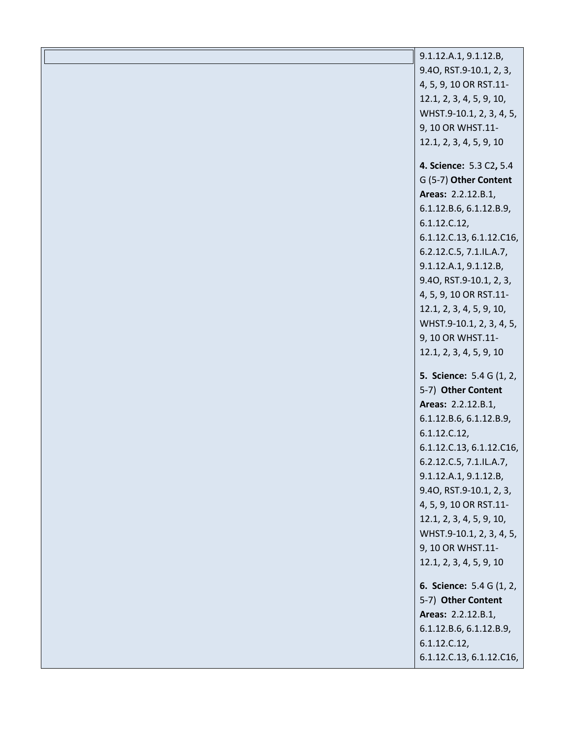| | |
|---|---|
| | 9.1.12.A.1, 9.1.12.B, 9.4O, RST.9-10.1, 2, 3, 4, 5, 9, 10 OR RST.11-12.1, 2, 3, 4, 5, 9, 10, WHST.9-10.1, 2, 3, 4, 5, 9, 10 OR WHST.11-12.1, 2, 3, 4, 5, 9, 10<br><br>**4. Science:** 5.3 C2**,** 5.4 G (5-7) **Other Content Areas:** 2.2.12.B.1, 6.1.12.B.6, 6.1.12.B.9, 6.1.12.C.12, 6.1.12.C.13, 6.1.12.C16, 6.2.12.C.5, 7.1.IL.A.7, 9.1.12.A.1, 9.1.12.B, 9.4O, RST.9-10.1, 2, 3, 4, 5, 9, 10 OR RST.11-12.1, 2, 3, 4, 5, 9, 10, WHST.9-10.1, 2, 3, 4, 5, 9, 10 OR WHST.11-12.1, 2, 3, 4, 5, 9, 10<br><br>**5. Science:** 5.4 G (1, 2, 5-7) **Other Content Areas:** 2.2.12.B.1, 6.1.12.B.6, 6.1.12.B.9, 6.1.12.C.12, 6.1.12.C.13, 6.1.12.C16, 6.2.12.C.5, 7.1.IL.A.7, 9.1.12.A.1, 9.1.12.B, 9.4O, RST.9-10.1, 2, 3, 4, 5, 9, 10 OR RST.11-12.1, 2, 3, 4, 5, 9, 10, WHST.9-10.1, 2, 3, 4, 5, 9, 10 OR WHST.11-12.1, 2, 3, 4, 5, 9, 10<br><br>**6. Science:** 5.4 G (1, 2, 5-7) **Other Content Areas:** 2.2.12.B.1, 6.1.12.B.6, 6.1.12.B.9, 6.1.12.C.12, 6.1.12.C.13, 6.1.12.C16, |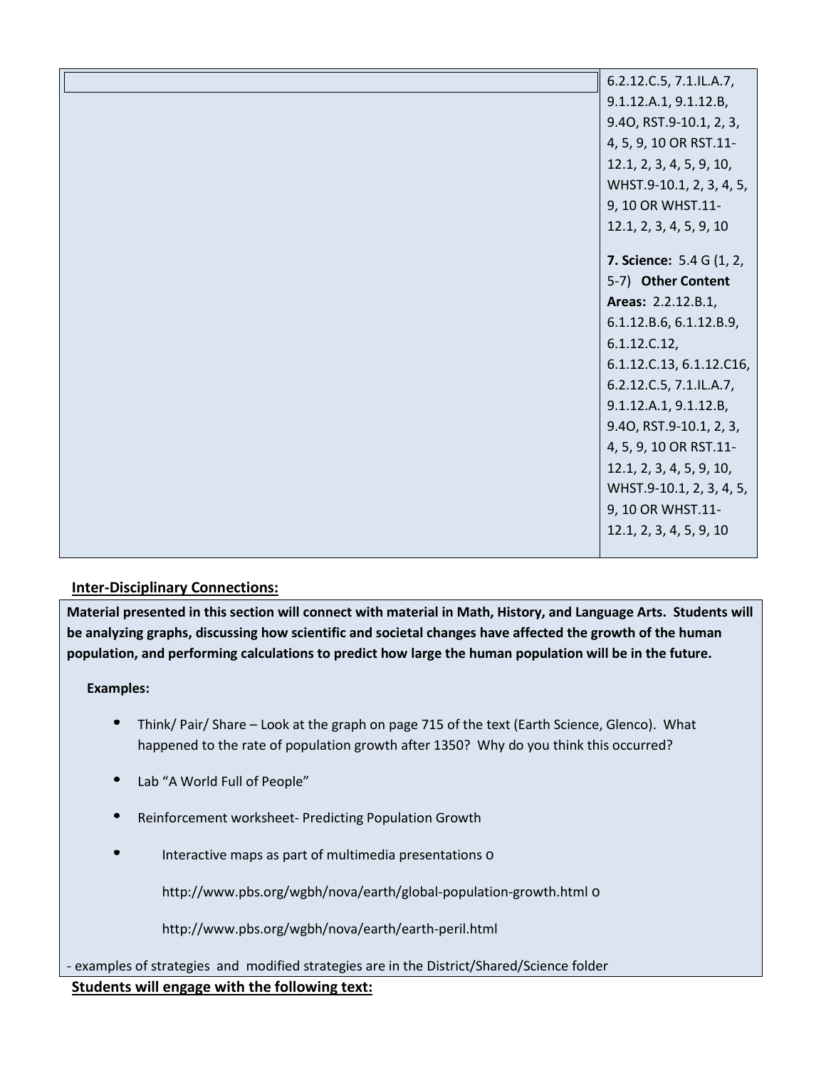| | 6.2.12.C.5, 7.1.IL.A.7, 9.1.12.A.1, 9.1.12.B, 9.4O, RST.9-10.1, 2, 3, 4, 5, 9, 10 OR RST.11-12.1, 2, 3, 4, 5, 9, 10, WHST.9-10.1, 2, 3, 4, 5, 9, 10 OR WHST.11-12.1, 2, 3, 4, 5, 9, 10<br><br>**7. Science:** 5.4 G (1, 2, 5-7) **Other Content Areas:** 2.2.12.B.1, 6.1.12.B.6, 6.1.12.B.9, 6.1.12.C.12, 6.1.12.C.13, 6.1.12.C16, 6.2.12.C.5, 7.1.IL.A.7, 9.1.12.A.1, 9.1.12.B, 9.4O, RST.9-10.1, 2, 3, 4, 5, 9, 10 OR RST.11-12.1, 2, 3, 4, 5, 9, 10, WHST.9-10.1, 2, 3, 4, 5, 9, 10 OR WHST.11-12.1, 2, 3, 4, 5, 9, 10 |
|---|---|

**Inter-Disciplinary Connections:**

**Material presented in this section will connect with material in Math, History, and Language Arts. Students will be analyzing graphs, discussing how scientific and societal changes have affected the growth of the human population, and performing calculations to predict how large the human population will be in the future.**

**Examples:**

- Think/ Pair/ Share – Look at the graph on page 715 of the text (Earth Science, Glenco). What happened to the rate of population growth after 1350? Why do you think this occurred?
- Lab "A World Full of People"
- Reinforcement worksheet- Predicting Population Growth
- Interactive maps as part of multimedia presentations o

  http://www.pbs.org/wgbh/nova/earth/global-population-growth.html o

  http://www.pbs.org/wgbh/nova/earth/earth-peril.html

- examples of strategies and modified strategies are in the District/Shared/Science folder

**Students will engage with the following text:**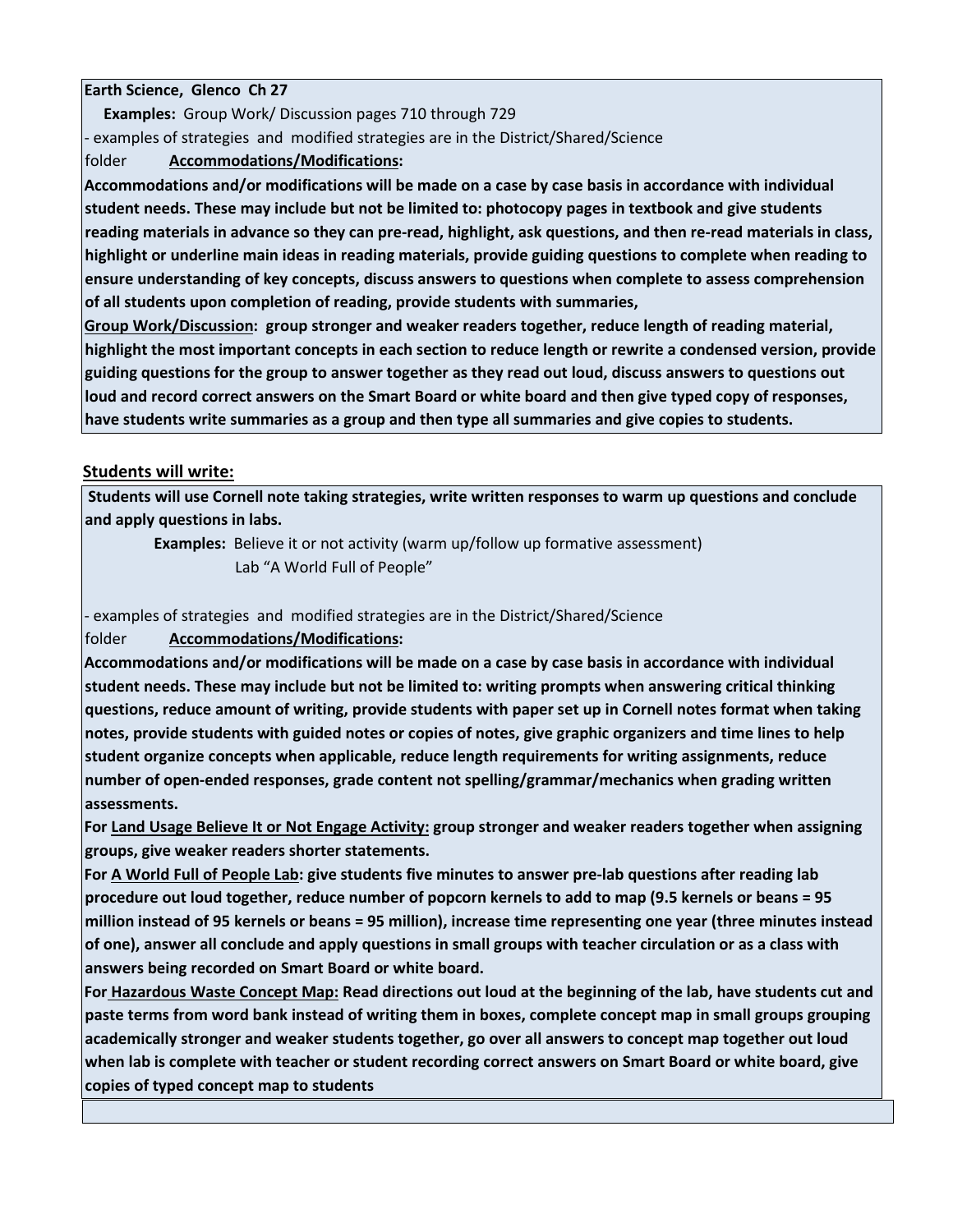**Earth Science, Glenco Ch 27**

**Examples:** Group Work/ Discussion pages 710 through 729

- examples of strategies and modified strategies are in the District/Shared/Science folder **<u>Accommodations/Modifications</u>:**

**Accommodations and/or modifications will be made on a case by case basis in accordance with individual student needs. These may include but not be limited to: photocopy pages in textbook and give students reading materials in advance so they can pre-read, highlight, ask questions, and then re-read materials in class, highlight or underline main ideas in reading materials, provide guiding questions to complete when reading to ensure understanding of key concepts, discuss answers to questions when complete to assess comprehension of all students upon completion of reading, provide students with summaries,**

**<u>Group Work/Discussion</u>: group stronger and weaker readers together, reduce length of reading material, highlight the most important concepts in each section to reduce length or rewrite a condensed version, provide guiding questions for the group to answer together as they read out loud, discuss answers to questions out loud and record correct answers on the Smart Board or white board and then give typed copy of responses, have students write summaries as a group and then type all summaries and give copies to students.**

## <u>Students will write:</u>

**Students will use Cornell note taking strategies, write written responses to warm up questions and conclude and apply questions in labs.**

**Examples:** Believe it or not activity (warm up/follow up formative assessment)
Lab "A World Full of People"

- examples of strategies and modified strategies are in the District/Shared/Science folder **<u>Accommodations/Modifications</u>:**

**Accommodations and/or modifications will be made on a case by case basis in accordance with individual student needs. These may include but not be limited to: writing prompts when answering critical thinking questions, reduce amount of writing, provide students with paper set up in Cornell notes format when taking notes, provide students with guided notes or copies of notes, give graphic organizers and time lines to help student organize concepts when applicable, reduce length requirements for writing assignments, reduce number of open-ended responses, grade content not spelling/grammar/mechanics when grading written assessments.**

**For <u>Land Usage Believe It or Not Engage Activity:</u> group stronger and weaker readers together when assigning groups, give weaker readers shorter statements.**

**For <u>A World Full of People Lab</u>: give students five minutes to answer pre-lab questions after reading lab procedure out loud together, reduce number of popcorn kernels to add to map (9.5 kernels or beans = 95 million instead of 95 kernels or beans = 95 million), increase time representing one year (three minutes instead of one), answer all conclude and apply questions in small groups with teacher circulation or as a class with answers being recorded on Smart Board or white board.**

**For <u>Hazardous Waste Concept Map:</u> Read directions out loud at the beginning of the lab, have students cut and paste terms from word bank instead of writing them in boxes, complete concept map in small groups grouping academically stronger and weaker students together, go over all answers to concept map together out loud when lab is complete with teacher or student recording correct answers on Smart Board or white board, give copies of typed concept map to students**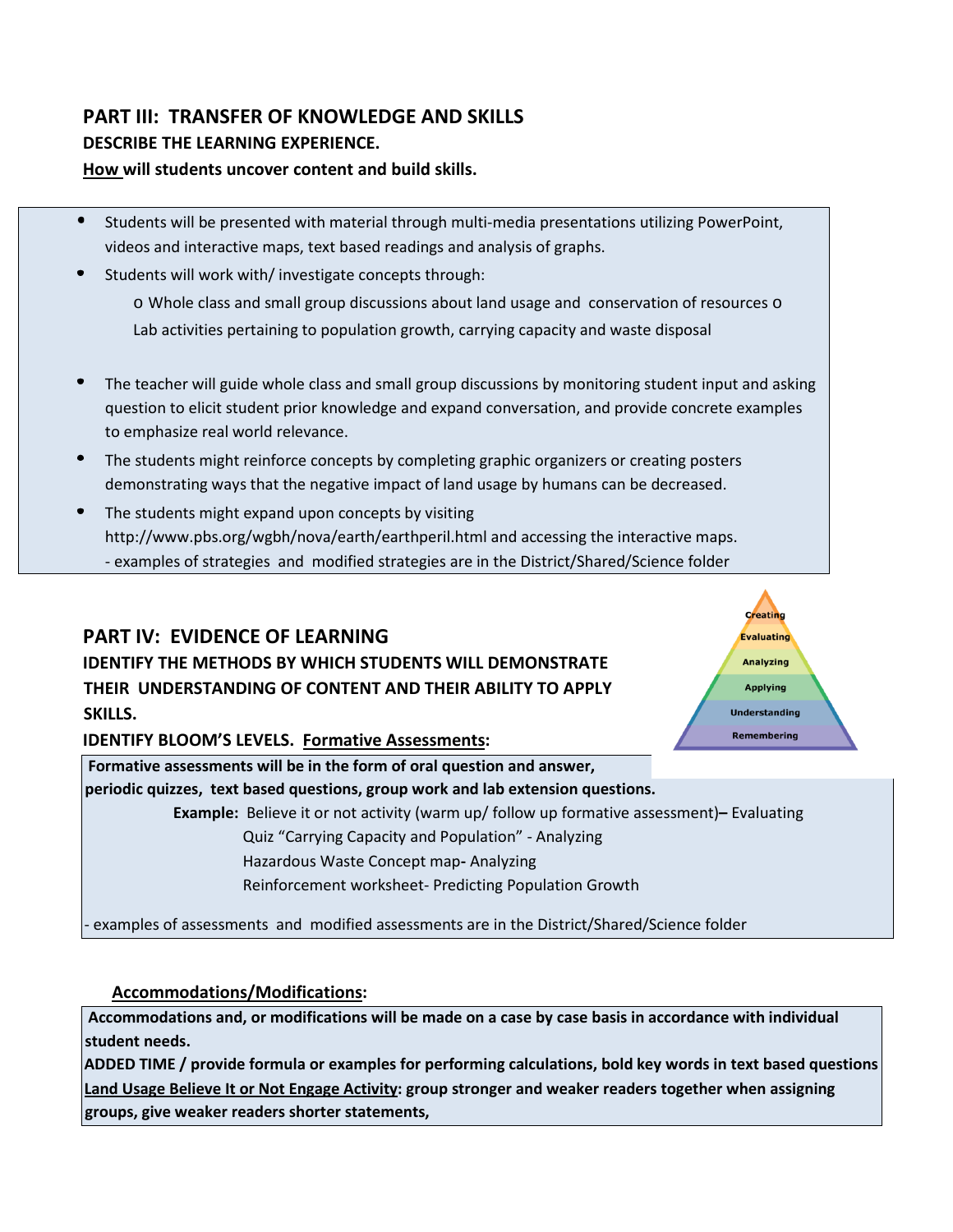## PART III: TRANSFER OF KNOWLEDGE AND SKILLS

**DESCRIBE THE LEARNING EXPERIENCE.**

**How will students uncover content and build skills.**

- Students will be presented with material through multi-media presentations utilizing PowerPoint, videos and interactive maps, text based readings and analysis of graphs.
- Students will work with/ investigate concepts through:
  - Whole class and small group discussions about land usage and conservation of resources
  - Lab activities pertaining to population growth, carrying capacity and waste disposal
- The teacher will guide whole class and small group discussions by monitoring student input and asking question to elicit student prior knowledge and expand conversation, and provide concrete examples to emphasize real world relevance.
- The students might reinforce concepts by completing graphic organizers or creating posters demonstrating ways that the negative impact of land usage by humans can be decreased.
- The students might expand upon concepts by visiting http://www.pbs.org/wgbh/nova/earth/earthperil.html and accessing the interactive maps.
  - examples of strategies and modified strategies are in the District/Shared/Science folder

## PART IV: EVIDENCE OF LEARNING

**IDENTIFY THE METHODS BY WHICH STUDENTS WILL DEMONSTRATE THEIR UNDERSTANDING OF CONTENT AND THEIR ABILITY TO APPLY SKILLS.**

Creating
Evaluating
Analyzing
Applying
Understanding
Remembering

**IDENTIFY BLOOM'S LEVELS. Formative Assessments:**

**Formative assessments will be in the form of oral question and answer, periodic quizzes, text based questions, group work and lab extension questions.**

**Example:** Believe it or not activity (warm up/ follow up formative assessment) **–** Evaluating
Quiz "Carrying Capacity and Population" - Analyzing
Hazardous Waste Concept map**-** Analyzing
Reinforcement worksheet- Predicting Population Growth

- examples of assessments and modified assessments are in the District/Shared/Science folder

**Accommodations/Modifications:**

**Accommodations and, or modifications will be made on a case by case basis in accordance with individual student needs.**

**ADDED TIME / provide formula or examples for performing calculations, bold key words in text based questions**

**Land Usage Believe It or Not Engage Activity: group stronger and weaker readers together when assigning groups, give weaker readers shorter statements,**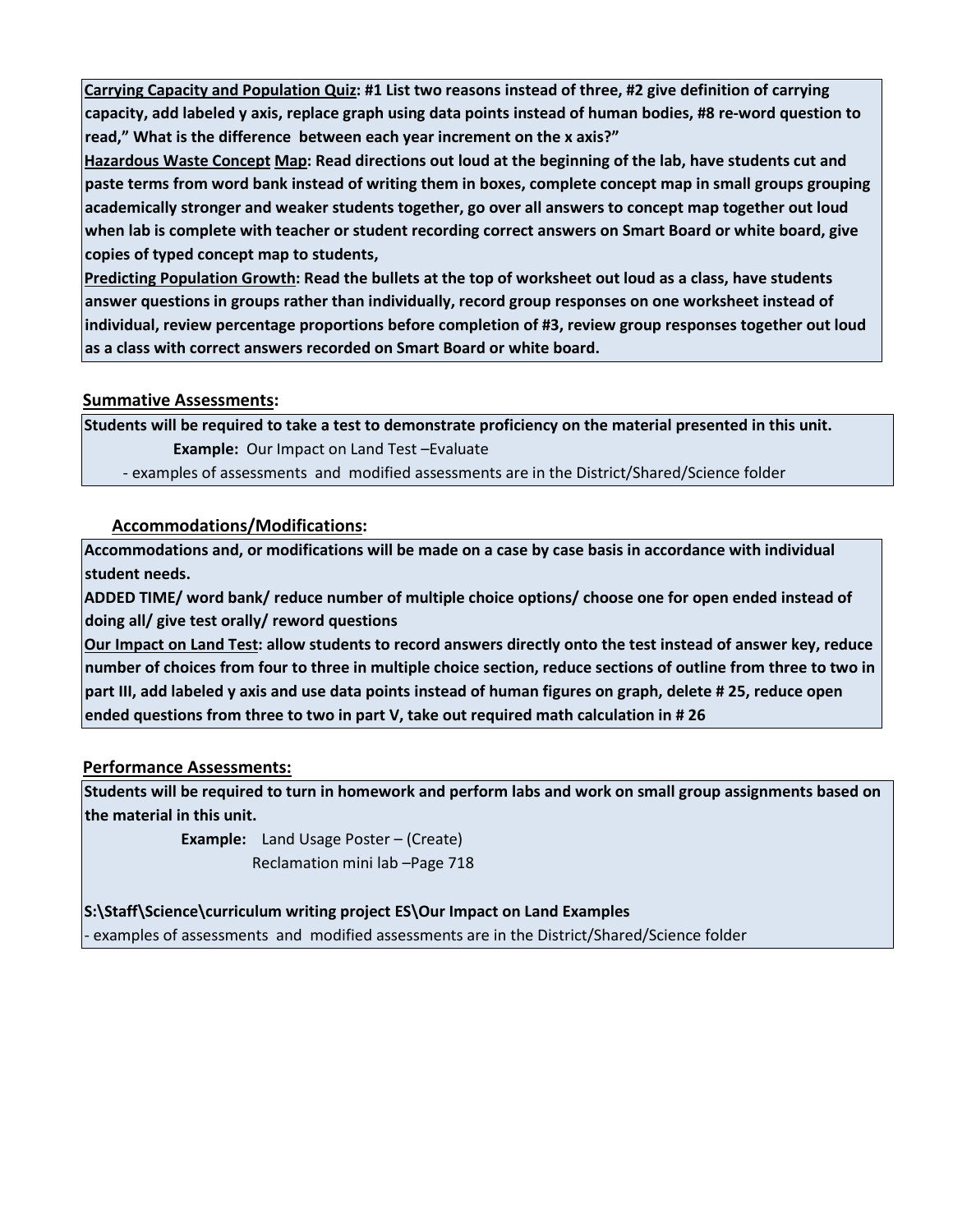**Carrying Capacity and Population Quiz: #1 List two reasons instead of three, #2 give definition of carrying capacity, add labeled y axis, replace graph using data points instead of human bodies, #8 re-word question to read," What is the difference between each year increment on the x axis?"**
**Hazardous Waste Concept Map: Read directions out loud at the beginning of the lab, have students cut and paste terms from word bank instead of writing them in boxes, complete concept map in small groups grouping academically stronger and weaker students together, go over all answers to concept map together out loud when lab is complete with teacher or student recording correct answers on Smart Board or white board, give copies of typed concept map to students,**
**Predicting Population Growth: Read the bullets at the top of worksheet out loud as a class, have students answer questions in groups rather than individually, record group responses on one worksheet instead of individual, review percentage proportions before completion of #3, review group responses together out loud as a class with correct answers recorded on Smart Board or white board.**

**Summative Assessments:**

**Students will be required to take a test to demonstrate proficiency on the material presented in this unit.**
**Example:** Our Impact on Land Test –Evaluate
- examples of assessments and modified assessments are in the District/Shared/Science folder

**Accommodations/Modifications:**

**Accommodations and, or modifications will be made on a case by case basis in accordance with individual student needs.**
**ADDED TIME/ word bank/ reduce number of multiple choice options/ choose one for open ended instead of doing all/ give test orally/ reword questions**
**Our Impact on Land Test: allow students to record answers directly onto the test instead of answer key, reduce number of choices from four to three in multiple choice section, reduce sections of outline from three to two in part III, add labeled y axis and use data points instead of human figures on graph, delete # 25, reduce open ended questions from three to two in part V, take out required math calculation in # 26**

**Performance Assessments:**

**Students will be required to turn in homework and perform labs and work on small group assignments based on the material in this unit.**
**Example:** Land Usage Poster – (Create)
Reclamation mini lab –Page 718

**S:\Staff\Science\curriculum writing project ES\Our Impact on Land Examples**
- examples of assessments and modified assessments are in the District/Shared/Science folder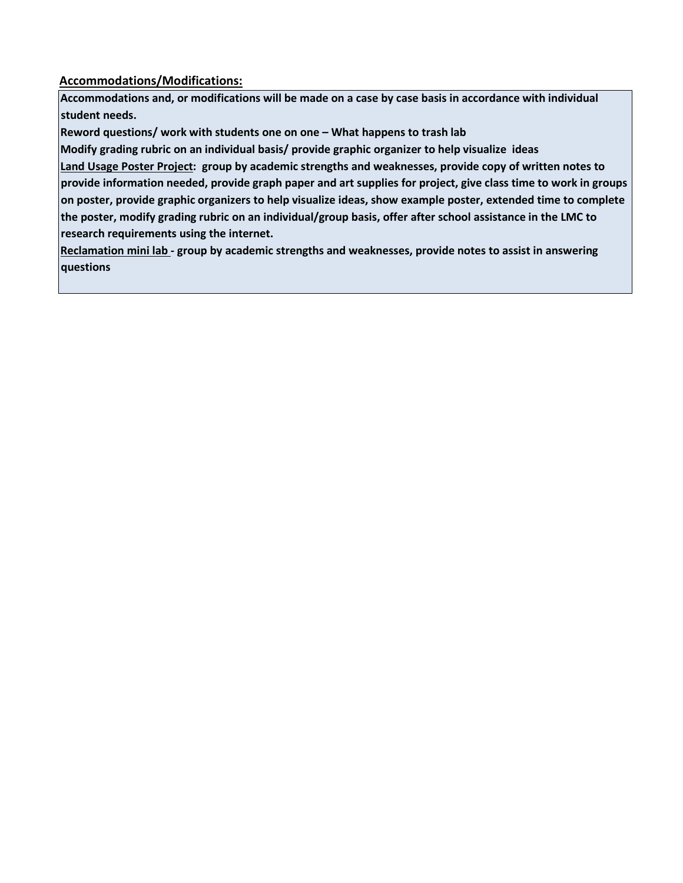**<u>Accommodations/Modifications:</u>**

**Accommodations and, or modifications will be made on a case by case basis in accordance with individual student needs.**

**Reword questions/ work with students one on one – What happens to trash lab**

**Modify grading rubric on an individual basis/ provide graphic organizer to help visualize ideas**

**<u>Land Usage Poster Project</u>: group by academic strengths and weaknesses, provide copy of written notes to provide information needed, provide graph paper and art supplies for project, give class time to work in groups on poster, provide graphic organizers to help visualize ideas, show example poster, extended time to complete the poster, modify grading rubric on an individual/group basis, offer after school assistance in the LMC to research requirements using the internet.**

**<u>Reclamation mini lab</u> - group by academic strengths and weaknesses, provide notes to assist in answering questions**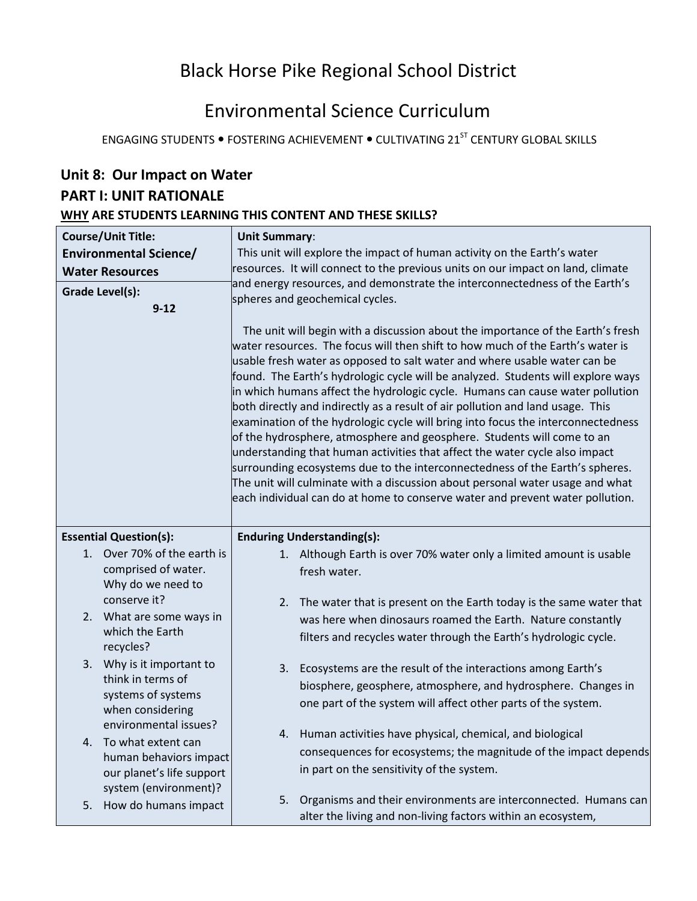# Black Horse Pike Regional School District

# Environmental Science Curriculum

ENGAGING STUDENTS • FOSTERING ACHIEVEMENT • CULTIVATING 21$^{ST}$ CENTURY GLOBAL SKILLS

## Unit 8: Our Impact on Water

## PART I: UNIT RATIONALE

### WHY ARE STUDENTS LEARNING THIS CONTENT AND THESE SKILLS?

| **Course/Unit Title:**<br>**Environmental Science/ Water Resources**<br><br>**Grade Level(s):**<br>**9-12** | **Unit Summary**:<br>This unit will explore the impact of human activity on the Earth's water resources. It will connect to the previous units on our impact on land, climate and energy resources, and demonstrate the interconnectedness of the Earth's spheres and geochemical cycles.<br><br>The unit will begin with a discussion about the importance of the Earth's fresh water resources. The focus will then shift to how much of the Earth's water is usable fresh water as opposed to salt water and where usable water can be found. The Earth's hydrologic cycle will be analyzed. Students will explore ways in which humans affect the hydrologic cycle. Humans can cause water pollution both directly and indirectly as a result of air pollution and land usage. This examination of the hydrologic cycle will bring into focus the interconnectedness of the hydrosphere, atmosphere and geosphere. Students will come to an understanding that human activities that affect the water cycle also impact surrounding ecosystems due to the interconnectedness of the Earth's spheres. The unit will culminate with a discussion about personal water usage and what each individual can do at home to conserve water and prevent water pollution. |
|---|---|
| **Essential Question(s):**<br>1. Over 70% of the earth is comprised of water. Why do we need to conserve it?<br>2. What are some ways in which the Earth recycles?<br>3. Why is it important to think in terms of systems of systems when considering environmental issues?<br>4. To what extent can human behaviors impact our planet's life support system (environment)?<br>5. How do humans impact | **Enduring Understanding(s):**<br>1. Although Earth is over 70% water only a limited amount is usable fresh water.<br><br>2. The water that is present on the Earth today is the same water that was here when dinosaurs roamed the Earth. Nature constantly filters and recycles water through the Earth's hydrologic cycle.<br><br>3. Ecosystems are the result of the interactions among Earth's biosphere, geosphere, atmosphere, and hydrosphere. Changes in one part of the system will affect other parts of the system.<br><br>4. Human activities have physical, chemical, and biological consequences for ecosystems; the magnitude of the impact depends in part on the sensitivity of the system.<br><br>5. Organisms and their environments are interconnected. Humans can alter the living and non-living factors within an ecosystem, |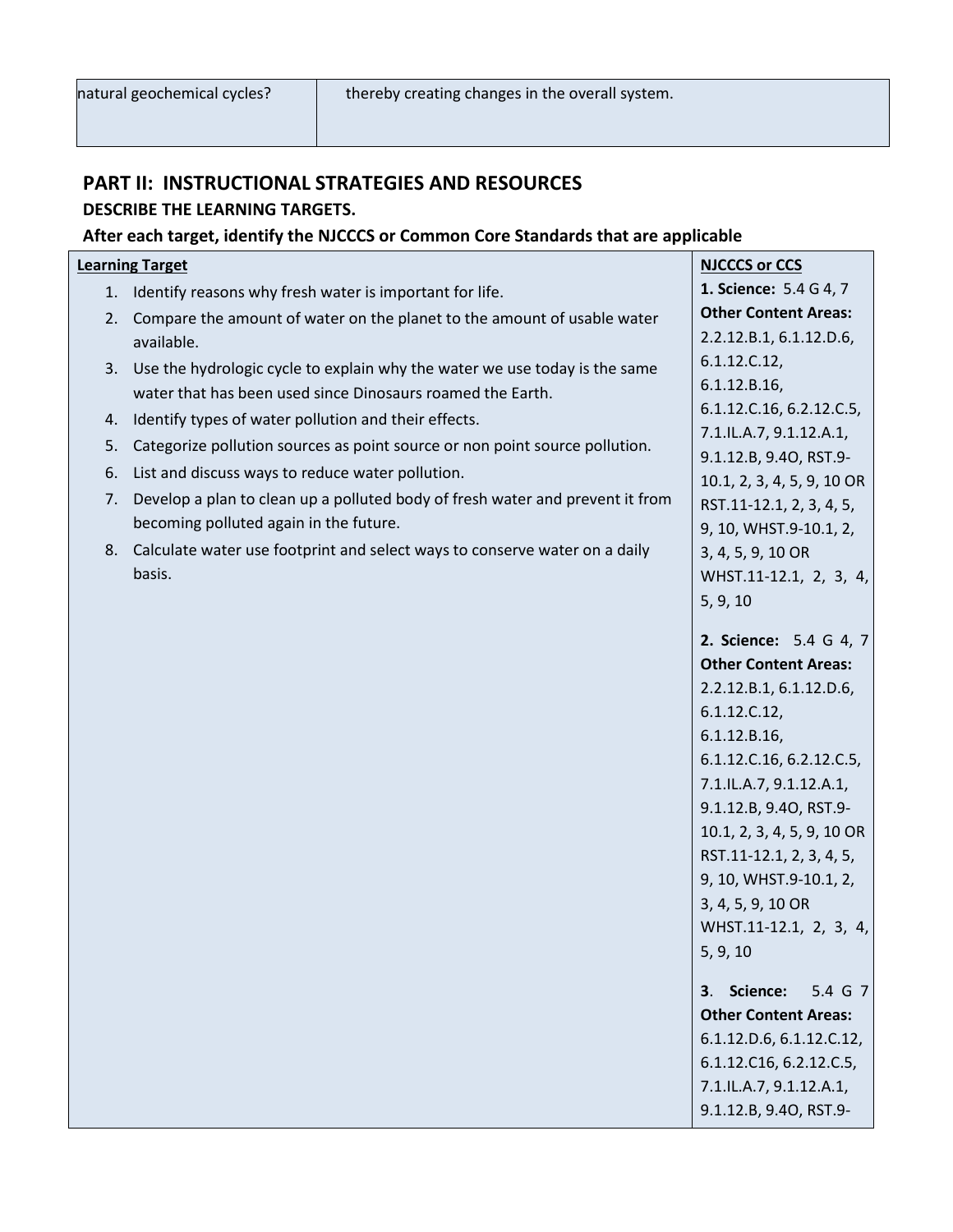| natural geochemical cycles? | thereby creating changes in the overall system. |
| --- | --- |

## PART II: INSTRUCTIONAL STRATEGIES AND RESOURCES

### DESCRIBE THE LEARNING TARGETS.

### After each target, identify the NJCCCS or Common Core Standards that are applicable

| Learning Target | NJCCCS or CCS |
| --- | --- |
| 1. Identify reasons why fresh water is important for life.<br>2. Compare the amount of water on the planet to the amount of usable water available.<br>3. Use the hydrologic cycle to explain why the water we use today is the same water that has been used since Dinosaurs roamed the Earth.<br>4. Identify types of water pollution and their effects.<br>5. Categorize pollution sources as point source or non point source pollution.<br>6. List and discuss ways to reduce water pollution.<br>7. Develop a plan to clean up a polluted body of fresh water and prevent it from becoming polluted again in the future.<br>8. Calculate water use footprint and select ways to conserve water on a daily basis. | **1. Science:** 5.4 G 4, 7 **Other Content Areas:** 2.2.12.B.1, 6.1.12.D.6, 6.1.12.C.12, 6.1.12.B.16, 6.1.12.C.16, 6.2.12.C.5, 7.1.IL.A.7, 9.1.12.A.1, 9.1.12.B, 9.4O, RST.9-10.1, 2, 3, 4, 5, 9, 10 OR RST.11-12.1, 2, 3, 4, 5, 9, 10, WHST.9-10.1, 2, 3, 4, 5, 9, 10 OR WHST.11-12.1, 2, 3, 4, 5, 9, 10<br><br>**2. Science:** 5.4 G 4, 7 **Other Content Areas:** 2.2.12.B.1, 6.1.12.D.6, 6.1.12.C.12, 6.1.12.B.16, 6.1.12.C.16, 6.2.12.C.5, 7.1.IL.A.7, 9.1.12.A.1, 9.1.12.B, 9.4O, RST.9-10.1, 2, 3, 4, 5, 9, 10 OR RST.11-12.1, 2, 3, 4, 5, 9, 10, WHST.9-10.1, 2, 3, 4, 5, 9, 10 OR WHST.11-12.1, 2, 3, 4, 5, 9, 10<br><br>**3. Science:** 5.4 G 7 **Other Content Areas:** 6.1.12.D.6, 6.1.12.C.12, 6.1.12.C16, 6.2.12.C.5, 7.1.IL.A.7, 9.1.12.A.1, 9.1.12.B, 9.4O, RST.9- |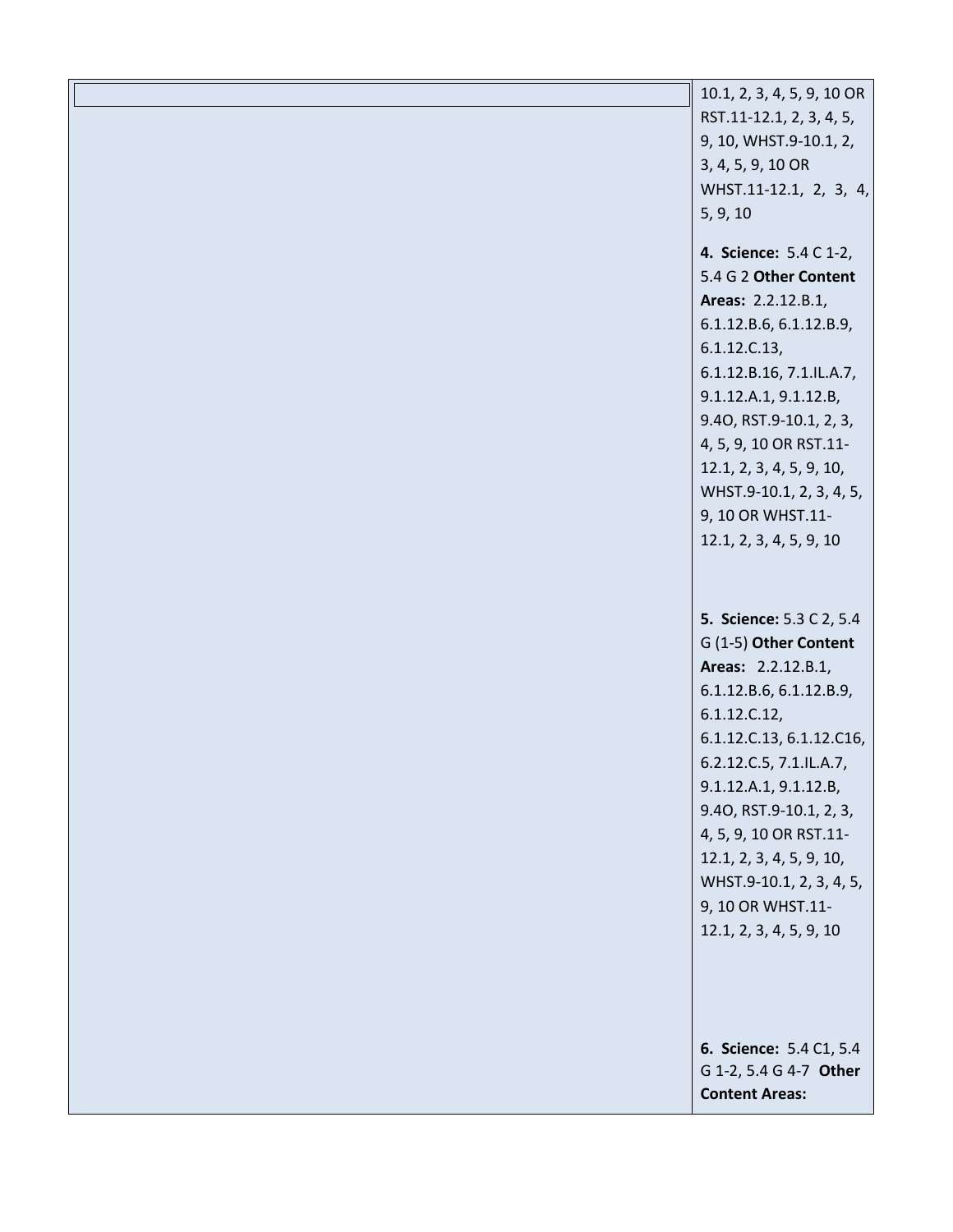|  | 10.1, 2, 3, 4, 5, 9, 10 OR RST.11-12.1, 2, 3, 4, 5, 9, 10, WHST.9-10.1, 2, 3, 4, 5, 9, 10 OR WHST.11-12.1, 2, 3, 4, 5, 9, 10<br><br>**4. Science:** 5.4 C 1-2, 5.4 G 2 **Other Content Areas:** 2.2.12.B.1, 6.1.12.B.6, 6.1.12.B.9, 6.1.12.C.13, 6.1.12.B.16, 7.1.IL.A.7, 9.1.12.A.1, 9.1.12.B, 9.4O, RST.9-10.1, 2, 3, 4, 5, 9, 10 OR RST.11-12.1, 2, 3, 4, 5, 9, 10, WHST.9-10.1, 2, 3, 4, 5, 9, 10 OR WHST.11-12.1, 2, 3, 4, 5, 9, 10<br><br>**5. Science:** 5.3 C 2, 5.4 G (1-5) **Other Content Areas:** 2.2.12.B.1, 6.1.12.B.6, 6.1.12.B.9, 6.1.12.C.12, 6.1.12.C.13, 6.1.12.C16, 6.2.12.C.5, 7.1.IL.A.7, 9.1.12.A.1, 9.1.12.B, 9.4O, RST.9-10.1, 2, 3, 4, 5, 9, 10 OR RST.11-12.1, 2, 3, 4, 5, 9, 10, WHST.9-10.1, 2, 3, 4, 5, 9, 10 OR WHST.11-12.1, 2, 3, 4, 5, 9, 10<br><br>**6. Science:** 5.4 C1, 5.4 G 1-2, 5.4 G 4-7 **Other Content Areas:** |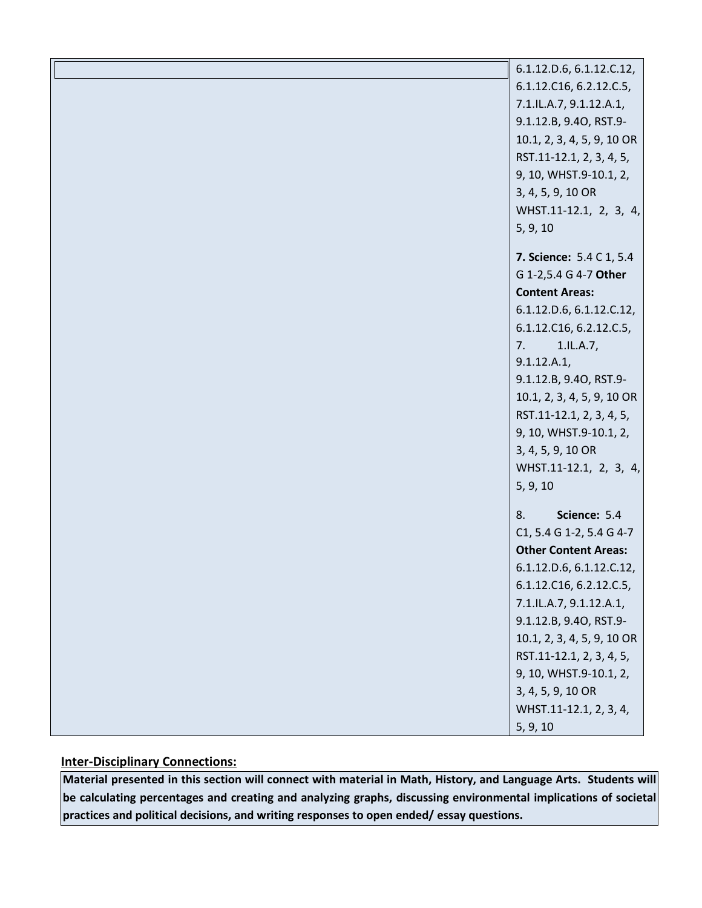| | |
|---|---|
| | 6.1.12.D.6, 6.1.12.C.12, 6.1.12.C16, 6.2.12.C.5, 7.1.IL.A.7, 9.1.12.A.1, 9.1.12.B, 9.4O, RST.9-10.1, 2, 3, 4, 5, 9, 10 OR RST.11-12.1, 2, 3, 4, 5, 9, 10, WHST.9-10.1, 2, 3, 4, 5, 9, 10 OR WHST.11-12.1, 2, 3, 4, 5, 9, 10<br><br>**7. Science:** 5.4 C 1, 5.4 G 1-2,5.4 G 4-7 **Other Content Areas:** 6.1.12.D.6, 6.1.12.C.12, 6.1.12.C16, 6.2.12.C.5, 7. 1.IL.A.7, 9.1.12.A.1, 9.1.12.B, 9.4O, RST.9-10.1, 2, 3, 4, 5, 9, 10 OR RST.11-12.1, 2, 3, 4, 5, 9, 10, WHST.9-10.1, 2, 3, 4, 5, 9, 10 OR WHST.11-12.1, 2, 3, 4, 5, 9, 10<br><br>8. **Science:** 5.4 C1, 5.4 G 1-2, 5.4 G 4-7 **Other Content Areas:** 6.1.12.D.6, 6.1.12.C.12, 6.1.12.C16, 6.2.12.C.5, 7.1.IL.A.7, 9.1.12.A.1, 9.1.12.B, 9.4O, RST.9-10.1, 2, 3, 4, 5, 9, 10 OR RST.11-12.1, 2, 3, 4, 5, 9, 10, WHST.9-10.1, 2, 3, 4, 5, 9, 10 OR WHST.11-12.1, 2, 3, 4, 5, 9, 10 |

**Inter-Disciplinary Connections:**

**Material presented in this section will connect with material in Math, History, and Language Arts. Students will be calculating percentages and creating and analyzing graphs, discussing environmental implications of societal practices and political decisions, and writing responses to open ended/ essay questions.**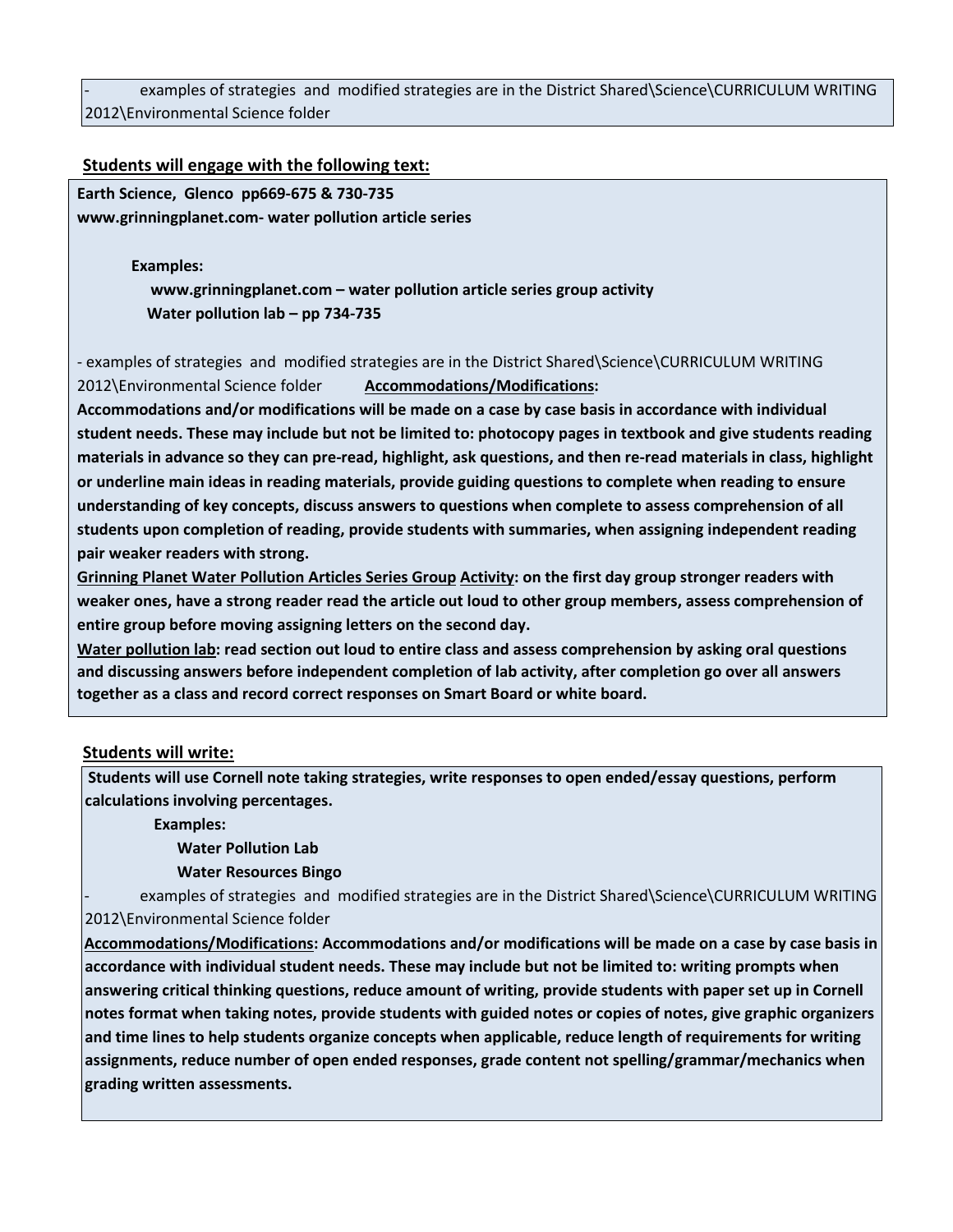- examples of strategies and modified strategies are in the District Shared\Science\CURRICULUM WRITING 2012\Environmental Science folder

**Students will engage with the following text:**

**Earth Science, Glenco pp669-675 & 730-735**
**www.grinningplanet.com- water pollution article series**

**Examples:**

**www.grinningplanet.com – water pollution article series group activity**
**Water pollution lab – pp 734-735**

- examples of strategies and modified strategies are in the District Shared\Science\CURRICULUM WRITING 2012\Environmental Science folder **Accommodations/Modifications:**

**Accommodations and/or modifications will be made on a case by case basis in accordance with individual student needs. These may include but not be limited to: photocopy pages in textbook and give students reading materials in advance so they can pre-read, highlight, ask questions, and then re-read materials in class, highlight or underline main ideas in reading materials, provide guiding questions to complete when reading to ensure understanding of key concepts, discuss answers to questions when complete to assess comprehension of all students upon completion of reading, provide students with summaries, when assigning independent reading pair weaker readers with strong.**

**Grinning Planet Water Pollution Articles Series Group Activity: on the first day group stronger readers with weaker ones, have a strong reader read the article out loud to other group members, assess comprehension of entire group before moving assigning letters on the second day.**

**Water pollution lab: read section out loud to entire class and assess comprehension by asking oral questions and discussing answers before independent completion of lab activity, after completion go over all answers together as a class and record correct responses on Smart Board or white board.**

**Students will write:**

**Students will use Cornell note taking strategies, write responses to open ended/essay questions, perform calculations involving percentages.**

**Examples:**

**Water Pollution Lab**
**Water Resources Bingo**

- examples of strategies and modified strategies are in the District Shared\Science\CURRICULUM WRITING 2012\Environmental Science folder

**Accommodations/Modifications: Accommodations and/or modifications will be made on a case by case basis in accordance with individual student needs. These may include but not be limited to: writing prompts when answering critical thinking questions, reduce amount of writing, provide students with paper set up in Cornell notes format when taking notes, provide students with guided notes or copies of notes, give graphic organizers and time lines to help students organize concepts when applicable, reduce length of requirements for writing assignments, reduce number of open ended responses, grade content not spelling/grammar/mechanics when grading written assessments.**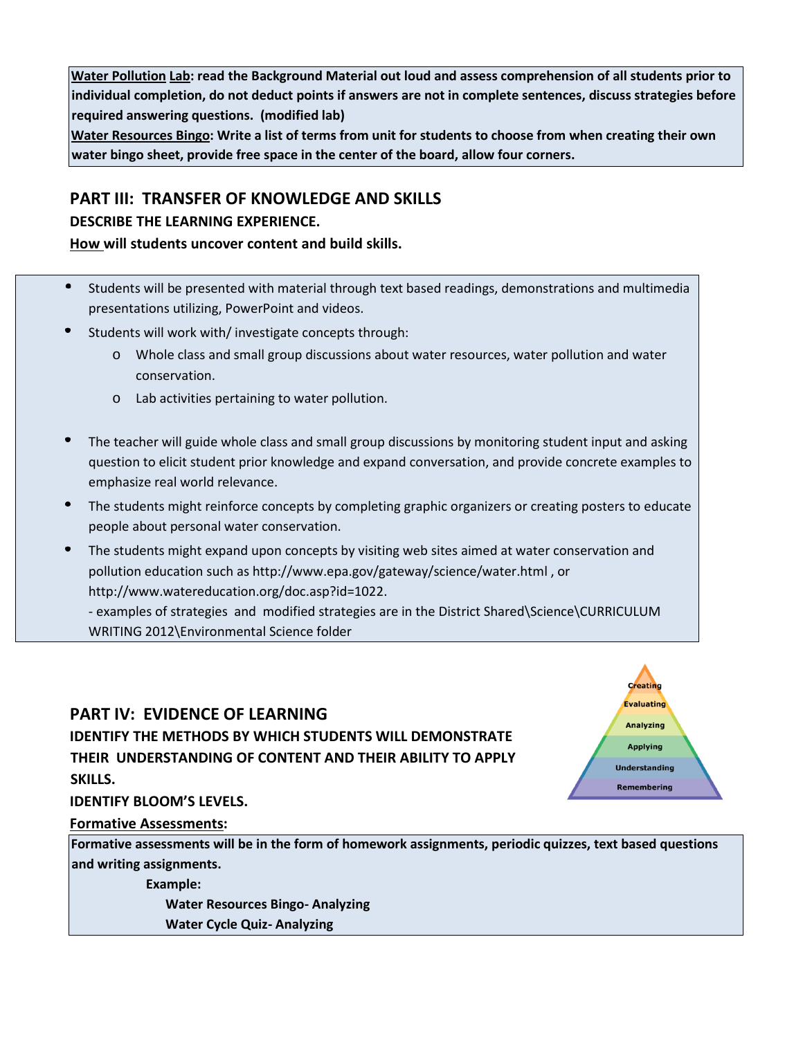**Water Pollution Lab: read the Background Material out loud and assess comprehension of all students prior to individual completion, do not deduct points if answers are not in complete sentences, discuss strategies before required answering questions. (modified lab)**

**Water Resources Bingo: Write a list of terms from unit for students to choose from when creating their own water bingo sheet, provide free space in the center of the board, allow four corners.**

## PART III: TRANSFER OF KNOWLEDGE AND SKILLS

**DESCRIBE THE LEARNING EXPERIENCE.**

**How will students uncover content and build skills.**

- Students will be presented with material through text based readings, demonstrations and multimedia presentations utilizing, PowerPoint and videos.
- Students will work with/ investigate concepts through:
  - Whole class and small group discussions about water resources, water pollution and water conservation.
  - Lab activities pertaining to water pollution.
- The teacher will guide whole class and small group discussions by monitoring student input and asking question to elicit student prior knowledge and expand conversation, and provide concrete examples to emphasize real world relevance.
- The students might reinforce concepts by completing graphic organizers or creating posters to educate people about personal water conservation.
- The students might expand upon concepts by visiting web sites aimed at water conservation and pollution education such as http://www.epa.gov/gateway/science/water.html , or http://www.watereducation.org/doc.asp?id=1022.
  - examples of strategies and modified strategies are in the District Shared\Science\CURRICULUM WRITING 2012\Environmental Science folder

## PART IV: EVIDENCE OF LEARNING

**IDENTIFY THE METHODS BY WHICH STUDENTS WILL DEMONSTRATE THEIR UNDERSTANDING OF CONTENT AND THEIR ABILITY TO APPLY SKILLS.**

**IDENTIFY BLOOM'S LEVELS.**

Creating
Evaluating
Analyzing
Applying
Understanding
Remembering

**Formative Assessments:**

**Formative assessments will be in the form of homework assignments, periodic quizzes, text based questions and writing assignments.**

**Example:**

**Water Resources Bingo- Analyzing**

**Water Cycle Quiz- Analyzing**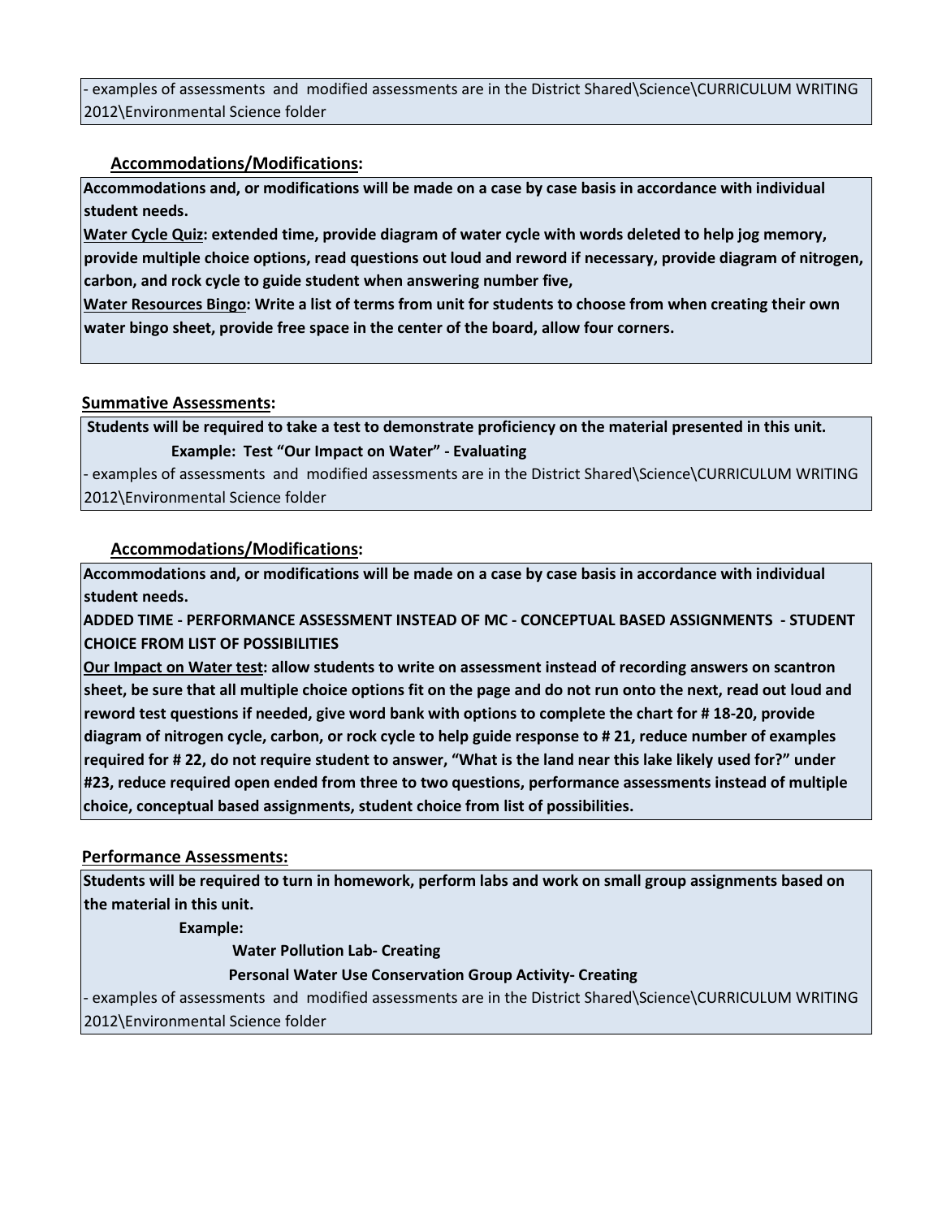- examples of assessments and modified assessments are in the District Shared\Science\CURRICULUM WRITING 2012\Environmental Science folder

### Accommodations/Modifications:

**Accommodations and, or modifications will be made on a case by case basis in accordance with individual student needs.**

**Water Cycle Quiz: extended time, provide diagram of water cycle with words deleted to help jog memory, provide multiple choice options, read questions out loud and reword if necessary, provide diagram of nitrogen, carbon, and rock cycle to guide student when answering number five,**

**Water Resources Bingo: Write a list of terms from unit for students to choose from when creating their own water bingo sheet, provide free space in the center of the board, allow four corners.**

### Summative Assessments:

**Students will be required to take a test to demonstrate proficiency on the material presented in this unit.**

**Example: Test "Our Impact on Water" - Evaluating**

- examples of assessments and modified assessments are in the District Shared\Science\CURRICULUM WRITING 2012\Environmental Science folder

### Accommodations/Modifications:

**Accommodations and, or modifications will be made on a case by case basis in accordance with individual student needs.**

**ADDED TIME - PERFORMANCE ASSESSMENT INSTEAD OF MC - CONCEPTUAL BASED ASSIGNMENTS - STUDENT CHOICE FROM LIST OF POSSIBILITIES**

**Our Impact on Water test: allow students to write on assessment instead of recording answers on scantron sheet, be sure that all multiple choice options fit on the page and do not run onto the next, read out loud and reword test questions if needed, give word bank with options to complete the chart for # 18-20, provide diagram of nitrogen cycle, carbon, or rock cycle to help guide response to # 21, reduce number of examples required for # 22, do not require student to answer, "What is the land near this lake likely used for?" under #23, reduce required open ended from three to two questions, performance assessments instead of multiple choice, conceptual based assignments, student choice from list of possibilities.**

### Performance Assessments:

**Students will be required to turn in homework, perform labs and work on small group assignments based on the material in this unit.**

**Example:**

**Water Pollution Lab- Creating**

**Personal Water Use Conservation Group Activity- Creating**

- examples of assessments and modified assessments are in the District Shared\Science\CURRICULUM WRITING 2012\Environmental Science folder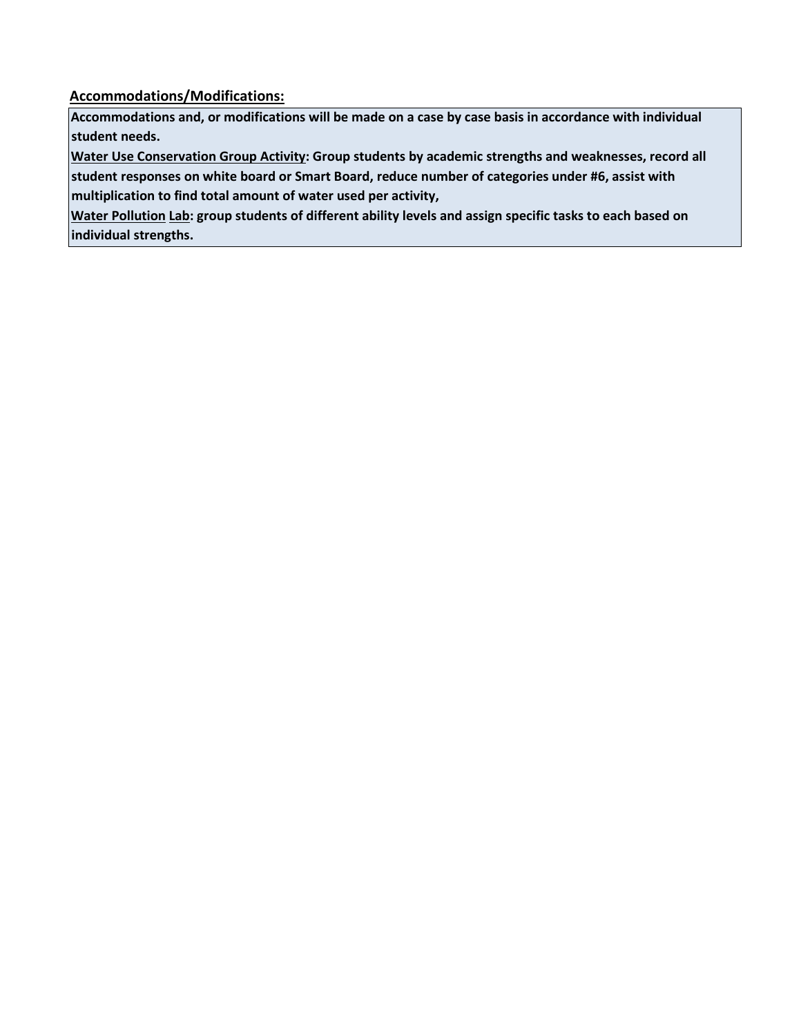**Accommodations/Modifications:**

**Accommodations and, or modifications will be made on a case by case basis in accordance with individual student needs.**

**Water Use Conservation Group Activity: Group students by academic strengths and weaknesses, record all student responses on white board or Smart Board, reduce number of categories under #6, assist with multiplication to find total amount of water used per activity,**

**Water Pollution Lab: group students of different ability levels and assign specific tasks to each based on individual strengths.**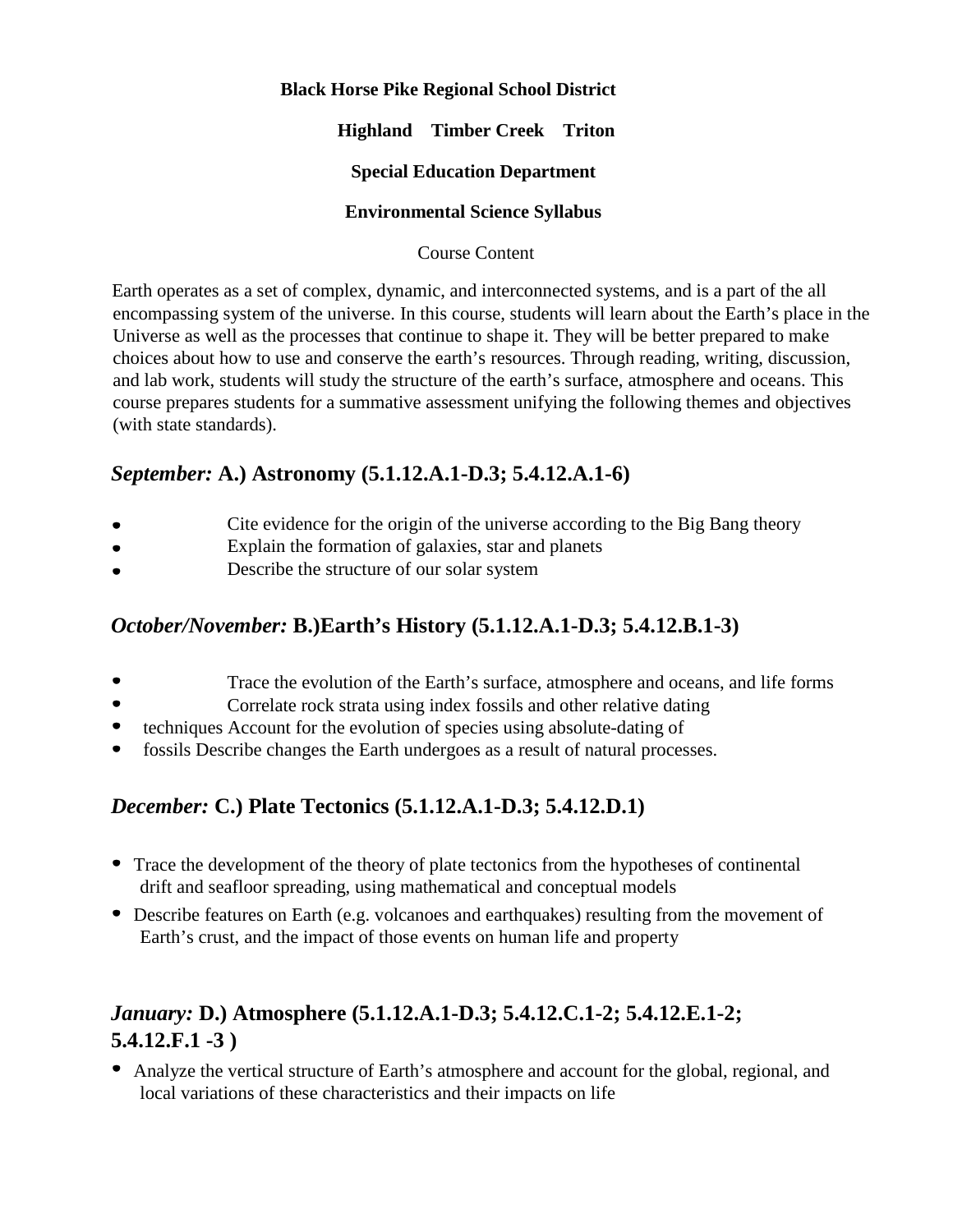**Black Horse Pike Regional School District**

**Highland Timber Creek Triton**

**Special Education Department**

**Environmental Science Syllabus**

Course Content

Earth operates as a set of complex, dynamic, and interconnected systems, and is a part of the all encompassing system of the universe. In this course, students will learn about the Earth's place in the Universe as well as the processes that continue to shape it. They will be better prepared to make choices about how to use and conserve the earth's resources. Through reading, writing, discussion, and lab work, students will study the structure of the earth's surface, atmosphere and oceans. This course prepares students for a summative assessment unifying the following themes and objectives (with state standards).

## *September:* A.) Astronomy (5.1.12.A.1-D.3; 5.4.12.A.1-6)

- Cite evidence for the origin of the universe according to the Big Bang theory
- Explain the formation of galaxies, star and planets
- Describe the structure of our solar system

## *October/November:* B.)Earth's History (5.1.12.A.1-D.3; 5.4.12.B.1-3)

- Trace the evolution of the Earth's surface, atmosphere and oceans, and life forms
- Correlate rock strata using index fossils and other relative dating
- techniques Account for the evolution of species using absolute-dating of
- fossils Describe changes the Earth undergoes as a result of natural processes.

## *December:* C.) Plate Tectonics (5.1.12.A.1-D.3; 5.4.12.D.1)

- Trace the development of the theory of plate tectonics from the hypotheses of continental drift and seafloor spreading, using mathematical and conceptual models
- Describe features on Earth (e.g. volcanoes and earthquakes) resulting from the movement of Earth's crust, and the impact of those events on human life and property

## *January:* D.) Atmosphere (5.1.12.A.1-D.3; 5.4.12.C.1-2; 5.4.12.E.1-2; 5.4.12.F.1 -3 )

- Analyze the vertical structure of Earth's atmosphere and account for the global, regional, and local variations of these characteristics and their impacts on life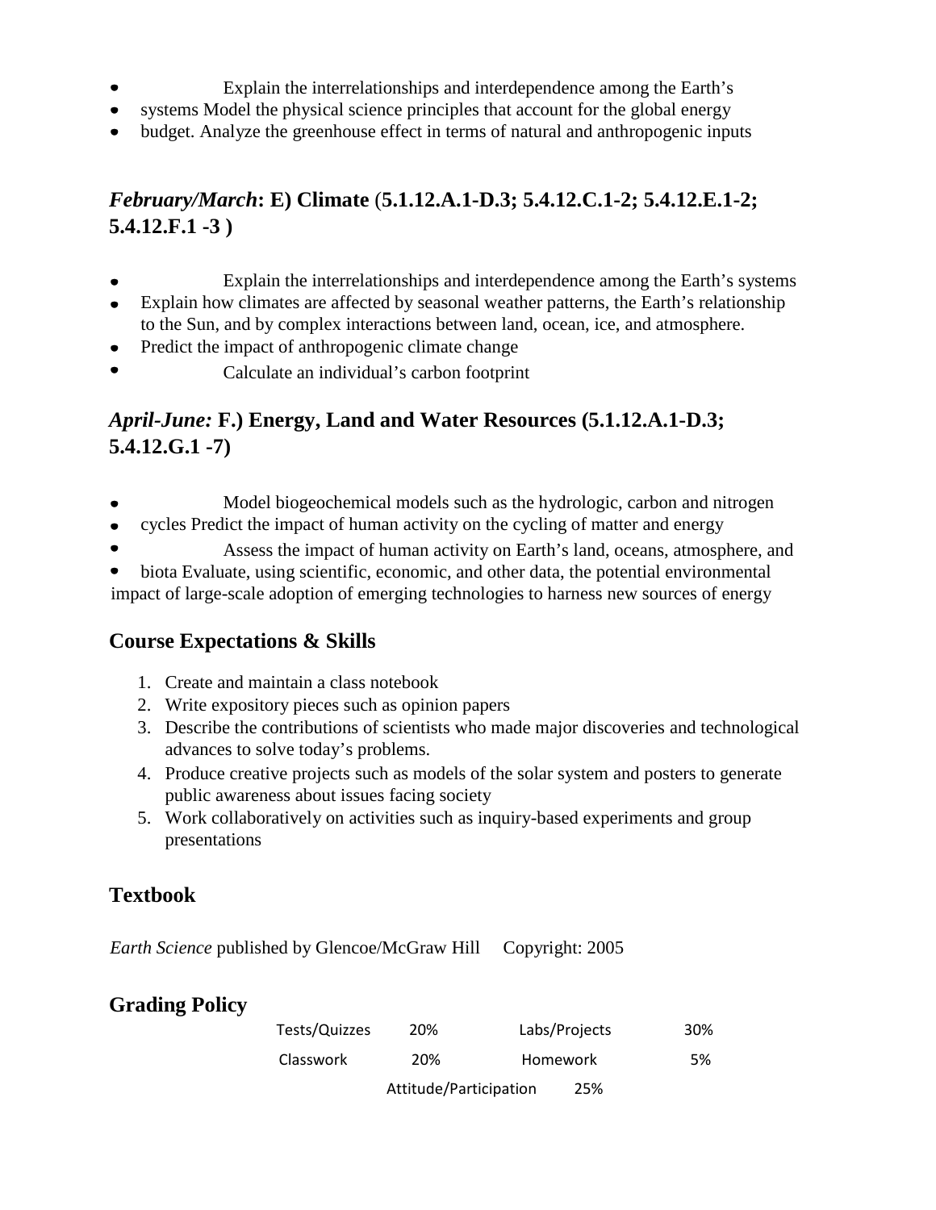- Explain the interrelationships and interdependence among the Earth's
- systems Model the physical science principles that account for the global energy
- budget. Analyze the greenhouse effect in terms of natural and anthropogenic inputs

## *February/March*: E) Climate (5.1.12.A.1-D.3; 5.4.12.C.1-2; 5.4.12.E.1-2; 5.4.12.F.1 -3 )

- Explain the interrelationships and interdependence among the Earth's systems
- Explain how climates are affected by seasonal weather patterns, the Earth's relationship to the Sun, and by complex interactions between land, ocean, ice, and atmosphere.
- Predict the impact of anthropogenic climate change
- Calculate an individual's carbon footprint

## *April-June:* F.) Energy, Land and Water Resources (5.1.12.A.1-D.3; 5.4.12.G.1 -7)

- Model biogeochemical models such as the hydrologic, carbon and nitrogen
- cycles Predict the impact of human activity on the cycling of matter and energy
- Assess the impact of human activity on Earth's land, oceans, atmosphere, and
- biota Evaluate, using scientific, economic, and other data, the potential environmental impact of large-scale adoption of emerging technologies to harness new sources of energy

## Course Expectations & Skills

1. Create and maintain a class notebook
2. Write expository pieces such as opinion papers
3. Describe the contributions of scientists who made major discoveries and technological advances to solve today's problems.
4. Produce creative projects such as models of the solar system and posters to generate public awareness about issues facing society
5. Work collaboratively on activities such as inquiry-based experiments and group presentations

## Textbook

*Earth Science* published by Glencoe/McGraw Hill Copyright: 2005

## Grading Policy

| | | | |
|---|---|---|---|
| Tests/Quizzes | 20% | Labs/Projects | 30% |
| Classwork | 20% | Homework | 5% |
| Attitude/Participation | 25% | | |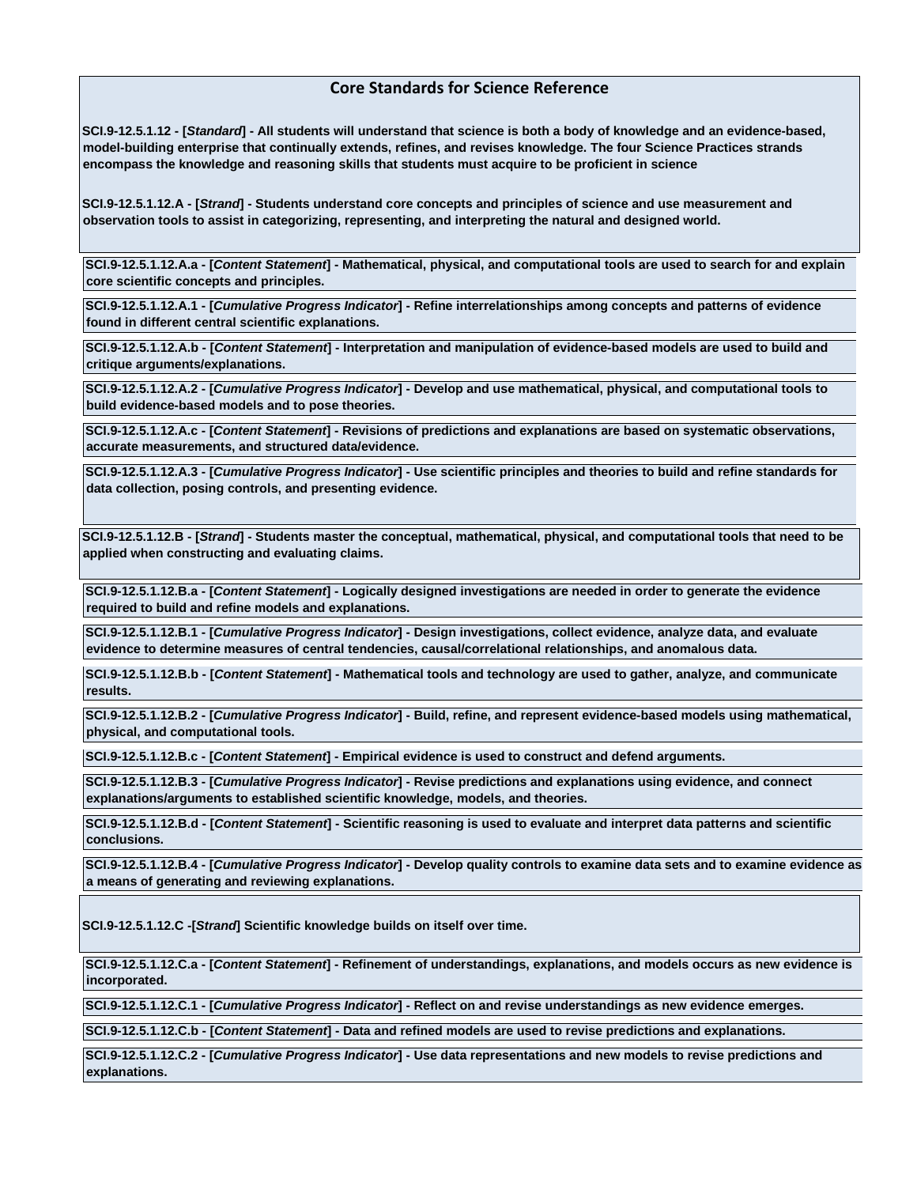## Core Standards for Science Reference

**SCI.9-12.5.1.12 - [*Standard*] - All students will understand that science is both a body of knowledge and an evidence-based, model-building enterprise that continually extends, refines, and revises knowledge. The four Science Practices strands encompass the knowledge and reasoning skills that students must acquire to be proficient in science**

**SCI.9-12.5.1.12.A - [*Strand*] - Students understand core concepts and principles of science and use measurement and observation tools to assist in categorizing, representing, and interpreting the natural and designed world.**

**SCI.9-12.5.1.12.A.a - [*Content Statement*] - Mathematical, physical, and computational tools are used to search for and explain core scientific concepts and principles.**

**SCI.9-12.5.1.12.A.1 - [*Cumulative Progress Indicator*] - Refine interrelationships among concepts and patterns of evidence found in different central scientific explanations.**

**SCI.9-12.5.1.12.A.b - [*Content Statement*] - Interpretation and manipulation of evidence-based models are used to build and critique arguments/explanations.**

**SCI.9-12.5.1.12.A.2 - [*Cumulative Progress Indicator*] - Develop and use mathematical, physical, and computational tools to build evidence-based models and to pose theories.**

**SCI.9-12.5.1.12.A.c - [*Content Statement*] - Revisions of predictions and explanations are based on systematic observations, accurate measurements, and structured data/evidence.**

**SCI.9-12.5.1.12.A.3 - [*Cumulative Progress Indicator*] - Use scientific principles and theories to build and refine standards for data collection, posing controls, and presenting evidence.**

**SCI.9-12.5.1.12.B - [*Strand*] - Students master the conceptual, mathematical, physical, and computational tools that need to be applied when constructing and evaluating claims.**

**SCI.9-12.5.1.12.B.a - [*Content Statement*] - Logically designed investigations are needed in order to generate the evidence required to build and refine models and explanations.**

**SCI.9-12.5.1.12.B.1 - [*Cumulative Progress Indicator*] - Design investigations, collect evidence, analyze data, and evaluate evidence to determine measures of central tendencies, causal/correlational relationships, and anomalous data.**

**SCI.9-12.5.1.12.B.b - [*Content Statement*] - Mathematical tools and technology are used to gather, analyze, and communicate results.**

**SCI.9-12.5.1.12.B.2 - [*Cumulative Progress Indicator*] - Build, refine, and represent evidence-based models using mathematical, physical, and computational tools.**

**SCI.9-12.5.1.12.B.c - [*Content Statement*] - Empirical evidence is used to construct and defend arguments.**

**SCI.9-12.5.1.12.B.3 - [*Cumulative Progress Indicator*] - Revise predictions and explanations using evidence, and connect explanations/arguments to established scientific knowledge, models, and theories.**

**SCI.9-12.5.1.12.B.d - [*Content Statement*] - Scientific reasoning is used to evaluate and interpret data patterns and scientific conclusions.**

**SCI.9-12.5.1.12.B.4 - [*Cumulative Progress Indicator*] - Develop quality controls to examine data sets and to examine evidence as a means of generating and reviewing explanations.**

**SCI.9-12.5.1.12.C -[*Strand*] Scientific knowledge builds on itself over time.**

**SCI.9-12.5.1.12.C.a - [*Content Statement*] - Refinement of understandings, explanations, and models occurs as new evidence is incorporated.**

**SCI.9-12.5.1.12.C.1 - [*Cumulative Progress Indicator*] - Reflect on and revise understandings as new evidence emerges.**

**SCI.9-12.5.1.12.C.b - [*Content Statement*] - Data and refined models are used to revise predictions and explanations.**

**SCI.9-12.5.1.12.C.2 - [*Cumulative Progress Indicator*] - Use data representations and new models to revise predictions and explanations.**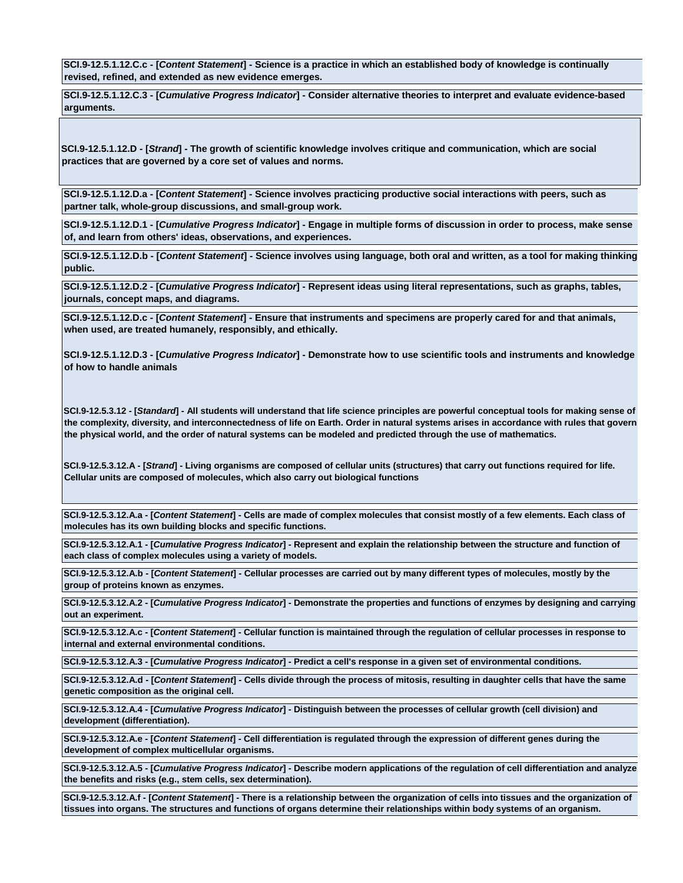**SCI.9-12.5.1.12.C.c - [*Content Statement*] - Science is a practice in which an established body of knowledge is continually revised, refined, and extended as new evidence emerges.**

**SCI.9-12.5.1.12.C.3 - [*Cumulative Progress Indicator*] - Consider alternative theories to interpret and evaluate evidence-based arguments.**

**SCI.9-12.5.1.12.D - [*Strand*] - The growth of scientific knowledge involves critique and communication, which are social practices that are governed by a core set of values and norms.**

**SCI.9-12.5.1.12.D.a - [*Content Statement*] - Science involves practicing productive social interactions with peers, such as partner talk, whole-group discussions, and small-group work.**

**SCI.9-12.5.1.12.D.1 - [*Cumulative Progress Indicator*] - Engage in multiple forms of discussion in order to process, make sense of, and learn from others' ideas, observations, and experiences.**

**SCI.9-12.5.1.12.D.b - [*Content Statement*] - Science involves using language, both oral and written, as a tool for making thinking public.**

**SCI.9-12.5.1.12.D.2 - [*Cumulative Progress Indicator*] - Represent ideas using literal representations, such as graphs, tables, journals, concept maps, and diagrams.**

**SCI.9-12.5.1.12.D.c - [*Content Statement*] - Ensure that instruments and specimens are properly cared for and that animals, when used, are treated humanely, responsibly, and ethically.**

**SCI.9-12.5.1.12.D.3 - [*Cumulative Progress Indicator*] - Demonstrate how to use scientific tools and instruments and knowledge of how to handle animals**

**SCI.9-12.5.3.12 - [*Standard*] - All students will understand that life science principles are powerful conceptual tools for making sense of the complexity, diversity, and interconnectedness of life on Earth. Order in natural systems arises in accordance with rules that govern the physical world, and the order of natural systems can be modeled and predicted through the use of mathematics.**

**SCI.9-12.5.3.12.A - [*Strand*] - Living organisms are composed of cellular units (structures) that carry out functions required for life. Cellular units are composed of molecules, which also carry out biological functions**

**SCI.9-12.5.3.12.A.a - [*Content Statement*] - Cells are made of complex molecules that consist mostly of a few elements. Each class of molecules has its own building blocks and specific functions.**

**SCI.9-12.5.3.12.A.1 - [*Cumulative Progress Indicator*] - Represent and explain the relationship between the structure and function of each class of complex molecules using a variety of models.**

**SCI.9-12.5.3.12.A.b - [*Content Statement*] - Cellular processes are carried out by many different types of molecules, mostly by the group of proteins known as enzymes.**

**SCI.9-12.5.3.12.A.2 - [*Cumulative Progress Indicator*] - Demonstrate the properties and functions of enzymes by designing and carrying out an experiment.**

**SCI.9-12.5.3.12.A.c - [*Content Statement*] - Cellular function is maintained through the regulation of cellular processes in response to internal and external environmental conditions.**

**SCI.9-12.5.3.12.A.3 - [*Cumulative Progress Indicator*] - Predict a cell's response in a given set of environmental conditions.**

**SCI.9-12.5.3.12.A.d - [*Content Statement*] - Cells divide through the process of mitosis, resulting in daughter cells that have the same genetic composition as the original cell.**

**SCI.9-12.5.3.12.A.4 - [*Cumulative Progress Indicator*] - Distinguish between the processes of cellular growth (cell division) and development (differentiation).**

**SCI.9-12.5.3.12.A.e - [*Content Statement*] - Cell differentiation is regulated through the expression of different genes during the development of complex multicellular organisms.**

**SCI.9-12.5.3.12.A.5 - [*Cumulative Progress Indicator*] - Describe modern applications of the regulation of cell differentiation and analyze the benefits and risks (e.g., stem cells, sex determination).**

**SCI.9-12.5.3.12.A.f - [*Content Statement*] - There is a relationship between the organization of cells into tissues and the organization of tissues into organs. The structures and functions of organs determine their relationships within body systems of an organism.**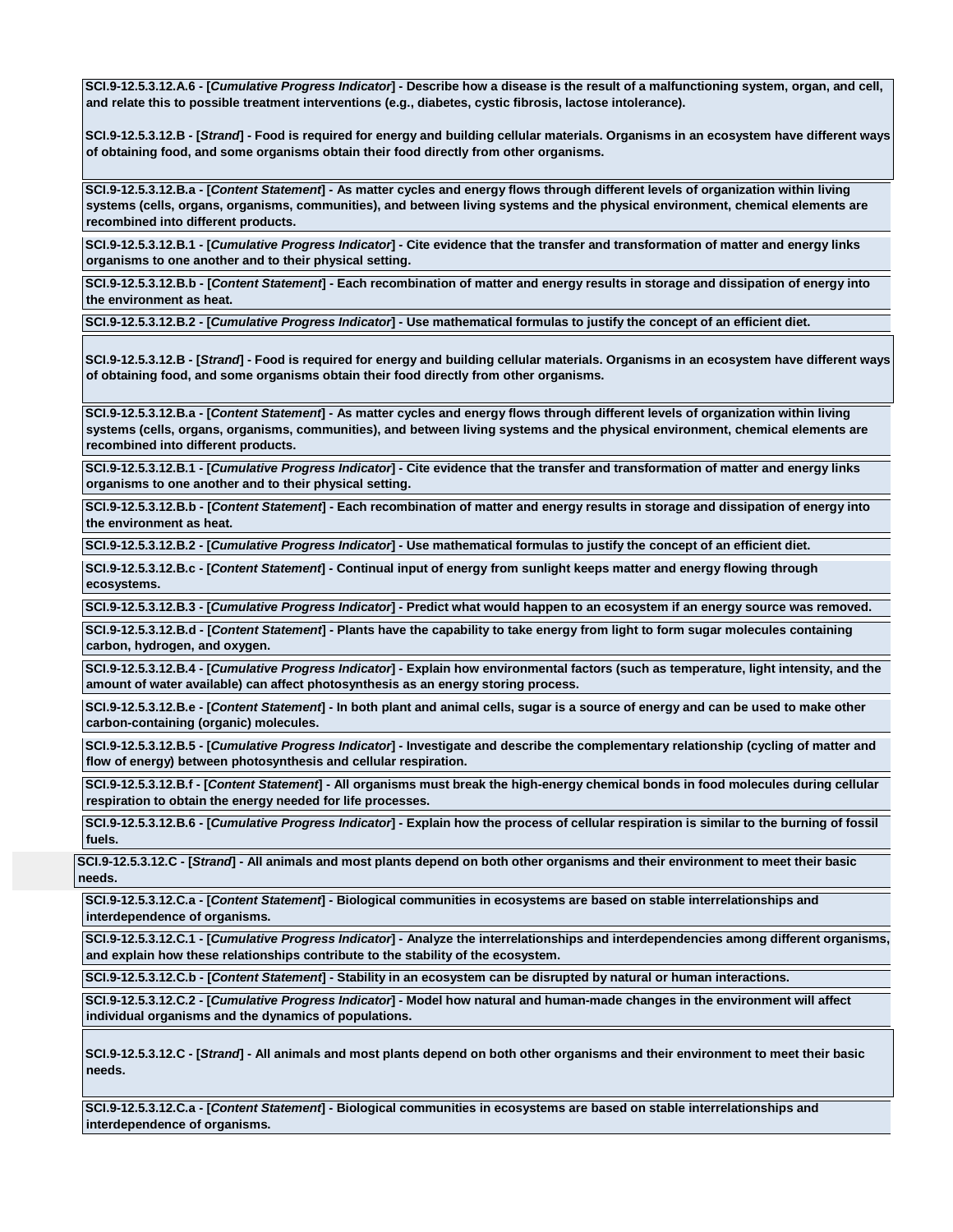**SCI.9-12.5.3.12.A.6 - [*Cumulative Progress Indicator*] - Describe how a disease is the result of a malfunctioning system, organ, and cell, and relate this to possible treatment interventions (e.g., diabetes, cystic fibrosis, lactose intolerance).**

**SCI.9-12.5.3.12.B - [*Strand*] - Food is required for energy and building cellular materials. Organisms in an ecosystem have different ways of obtaining food, and some organisms obtain their food directly from other organisms.**

**SCI.9-12.5.3.12.B.a - [*Content Statement*] - As matter cycles and energy flows through different levels of organization within living systems (cells, organs, organisms, communities), and between living systems and the physical environment, chemical elements are recombined into different products.**

**SCI.9-12.5.3.12.B.1 - [*Cumulative Progress Indicator*] - Cite evidence that the transfer and transformation of matter and energy links organisms to one another and to their physical setting.**

**SCI.9-12.5.3.12.B.b - [*Content Statement*] - Each recombination of matter and energy results in storage and dissipation of energy into the environment as heat.**

**SCI.9-12.5.3.12.B.2 - [*Cumulative Progress Indicator*] - Use mathematical formulas to justify the concept of an efficient diet.**

**SCI.9-12.5.3.12.B - [*Strand*] - Food is required for energy and building cellular materials. Organisms in an ecosystem have different ways of obtaining food, and some organisms obtain their food directly from other organisms.**

**SCI.9-12.5.3.12.B.a - [*Content Statement*] - As matter cycles and energy flows through different levels of organization within living systems (cells, organs, organisms, communities), and between living systems and the physical environment, chemical elements are recombined into different products.**

**SCI.9-12.5.3.12.B.1 - [*Cumulative Progress Indicator*] - Cite evidence that the transfer and transformation of matter and energy links organisms to one another and to their physical setting.**

**SCI.9-12.5.3.12.B.b - [*Content Statement*] - Each recombination of matter and energy results in storage and dissipation of energy into the environment as heat.**

**SCI.9-12.5.3.12.B.2 - [*Cumulative Progress Indicator*] - Use mathematical formulas to justify the concept of an efficient diet.**

**SCI.9-12.5.3.12.B.c - [*Content Statement*] - Continual input of energy from sunlight keeps matter and energy flowing through ecosystems.**

**SCI.9-12.5.3.12.B.3 - [*Cumulative Progress Indicator*] - Predict what would happen to an ecosystem if an energy source was removed.**

**SCI.9-12.5.3.12.B.d - [*Content Statement*] - Plants have the capability to take energy from light to form sugar molecules containing carbon, hydrogen, and oxygen.**

**SCI.9-12.5.3.12.B.4 - [*Cumulative Progress Indicator*] - Explain how environmental factors (such as temperature, light intensity, and the amount of water available) can affect photosynthesis as an energy storing process.**

**SCI.9-12.5.3.12.B.e - [*Content Statement*] - In both plant and animal cells, sugar is a source of energy and can be used to make other carbon-containing (organic) molecules.**

**SCI.9-12.5.3.12.B.5 - [*Cumulative Progress Indicator*] - Investigate and describe the complementary relationship (cycling of matter and flow of energy) between photosynthesis and cellular respiration.**

**SCI.9-12.5.3.12.B.f - [*Content Statement*] - All organisms must break the high-energy chemical bonds in food molecules during cellular respiration to obtain the energy needed for life processes.**

**SCI.9-12.5.3.12.B.6 - [*Cumulative Progress Indicator*] - Explain how the process of cellular respiration is similar to the burning of fossil fuels.**

**SCI.9-12.5.3.12.C - [*Strand*] - All animals and most plants depend on both other organisms and their environment to meet their basic needs.**

**SCI.9-12.5.3.12.C.a - [*Content Statement*] - Biological communities in ecosystems are based on stable interrelationships and interdependence of organisms.**

**SCI.9-12.5.3.12.C.1 - [*Cumulative Progress Indicator*] - Analyze the interrelationships and interdependencies among different organisms, and explain how these relationships contribute to the stability of the ecosystem.**

**SCI.9-12.5.3.12.C.b - [*Content Statement*] - Stability in an ecosystem can be disrupted by natural or human interactions.**

**SCI.9-12.5.3.12.C.2 - [*Cumulative Progress Indicator*] - Model how natural and human-made changes in the environment will affect individual organisms and the dynamics of populations.**

**SCI.9-12.5.3.12.C - [*Strand*] - All animals and most plants depend on both other organisms and their environment to meet their basic needs.**

**SCI.9-12.5.3.12.C.a - [*Content Statement*] - Biological communities in ecosystems are based on stable interrelationships and interdependence of organisms.**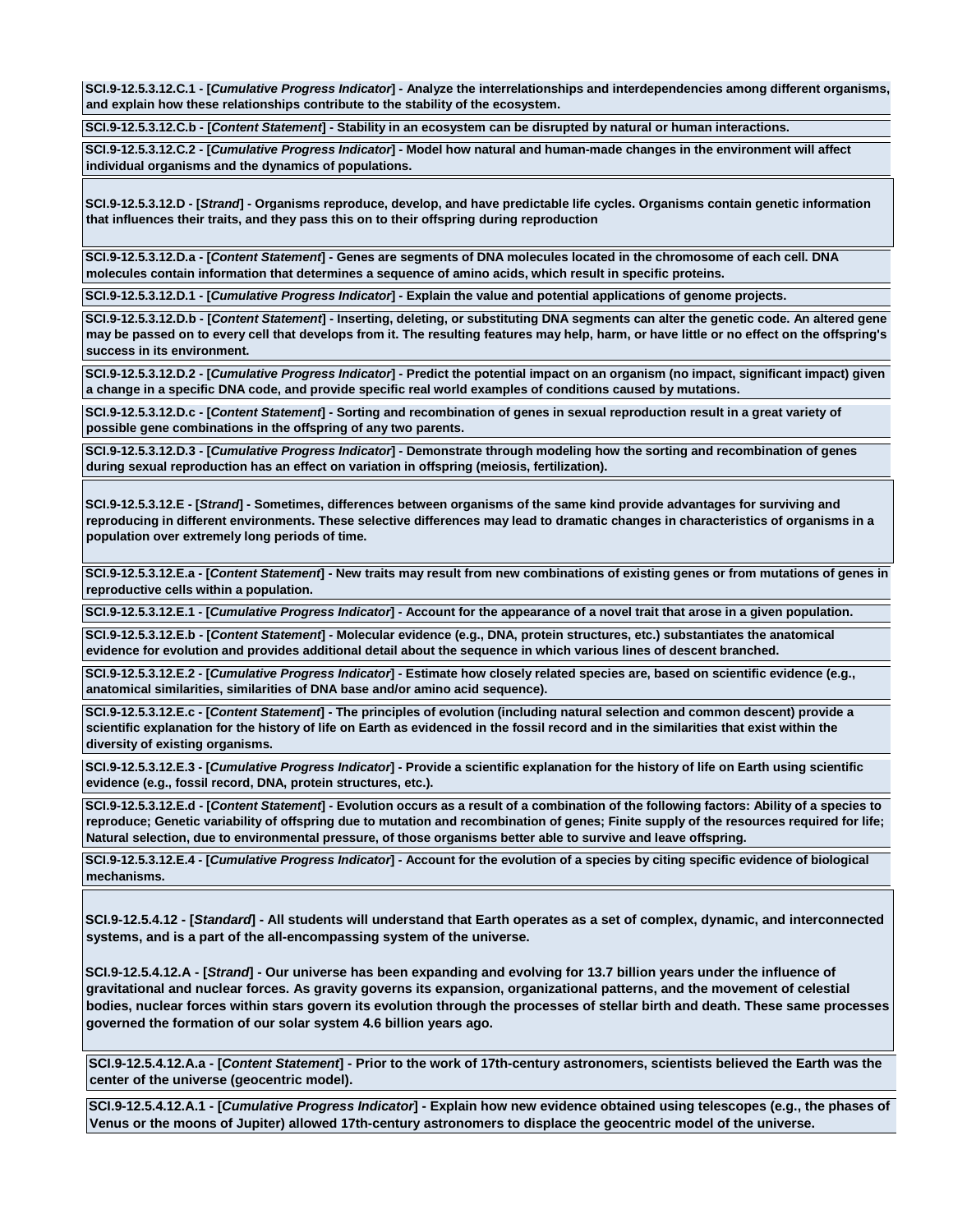**SCI.9-12.5.3.12.C.1 - [*Cumulative Progress Indicator*] - Analyze the interrelationships and interdependencies among different organisms, and explain how these relationships contribute to the stability of the ecosystem.**

**SCI.9-12.5.3.12.C.b - [*Content Statement*] - Stability in an ecosystem can be disrupted by natural or human interactions.**

**SCI.9-12.5.3.12.C.2 - [*Cumulative Progress Indicator*] - Model how natural and human-made changes in the environment will affect individual organisms and the dynamics of populations.**

**SCI.9-12.5.3.12.D - [*Strand*] - Organisms reproduce, develop, and have predictable life cycles. Organisms contain genetic information that influences their traits, and they pass this on to their offspring during reproduction**

**SCI.9-12.5.3.12.D.a - [*Content Statement*] - Genes are segments of DNA molecules located in the chromosome of each cell. DNA molecules contain information that determines a sequence of amino acids, which result in specific proteins.**

**SCI.9-12.5.3.12.D.1 - [*Cumulative Progress Indicator*] - Explain the value and potential applications of genome projects.**

**SCI.9-12.5.3.12.D.b - [*Content Statement*] - Inserting, deleting, or substituting DNA segments can alter the genetic code. An altered gene may be passed on to every cell that develops from it. The resulting features may help, harm, or have little or no effect on the offspring's success in its environment.**

**SCI.9-12.5.3.12.D.2 - [*Cumulative Progress Indicator*] - Predict the potential impact on an organism (no impact, significant impact) given a change in a specific DNA code, and provide specific real world examples of conditions caused by mutations.**

**SCI.9-12.5.3.12.D.c - [*Content Statement*] - Sorting and recombination of genes in sexual reproduction result in a great variety of possible gene combinations in the offspring of any two parents.**

**SCI.9-12.5.3.12.D.3 - [*Cumulative Progress Indicator*] - Demonstrate through modeling how the sorting and recombination of genes during sexual reproduction has an effect on variation in offspring (meiosis, fertilization).**

**SCI.9-12.5.3.12.E - [*Strand*] - Sometimes, differences between organisms of the same kind provide advantages for surviving and reproducing in different environments. These selective differences may lead to dramatic changes in characteristics of organisms in a population over extremely long periods of time.**

**SCI.9-12.5.3.12.E.a - [*Content Statement*] - New traits may result from new combinations of existing genes or from mutations of genes in reproductive cells within a population.**

**SCI.9-12.5.3.12.E.1 - [*Cumulative Progress Indicator*] - Account for the appearance of a novel trait that arose in a given population.**

**SCI.9-12.5.3.12.E.b - [*Content Statement*] - Molecular evidence (e.g., DNA, protein structures, etc.) substantiates the anatomical evidence for evolution and provides additional detail about the sequence in which various lines of descent branched.**

**SCI.9-12.5.3.12.E.2 - [*Cumulative Progress Indicator*] - Estimate how closely related species are, based on scientific evidence (e.g., anatomical similarities, similarities of DNA base and/or amino acid sequence).**

**SCI.9-12.5.3.12.E.c - [*Content Statement*] - The principles of evolution (including natural selection and common descent) provide a scientific explanation for the history of life on Earth as evidenced in the fossil record and in the similarities that exist within the diversity of existing organisms.**

**SCI.9-12.5.3.12.E.3 - [*Cumulative Progress Indicator*] - Provide a scientific explanation for the history of life on Earth using scientific evidence (e.g., fossil record, DNA, protein structures, etc.).**

**SCI.9-12.5.3.12.E.d - [*Content Statement*] - Evolution occurs as a result of a combination of the following factors: Ability of a species to reproduce; Genetic variability of offspring due to mutation and recombination of genes; Finite supply of the resources required for life; Natural selection, due to environmental pressure, of those organisms better able to survive and leave offspring.**

**SCI.9-12.5.3.12.E.4 - [*Cumulative Progress Indicator*] - Account for the evolution of a species by citing specific evidence of biological mechanisms.**

**SCI.9-12.5.4.12 - [*Standard*] - All students will understand that Earth operates as a set of complex, dynamic, and interconnected systems, and is a part of the all-encompassing system of the universe.**

**SCI.9-12.5.4.12.A - [*Strand*] - Our universe has been expanding and evolving for 13.7 billion years under the influence of gravitational and nuclear forces. As gravity governs its expansion, organizational patterns, and the movement of celestial bodies, nuclear forces within stars govern its evolution through the processes of stellar birth and death. These same processes governed the formation of our solar system 4.6 billion years ago.**

**SCI.9-12.5.4.12.A.a - [*Content Statement*] - Prior to the work of 17th-century astronomers, scientists believed the Earth was the center of the universe (geocentric model).**

**SCI.9-12.5.4.12.A.1 - [*Cumulative Progress Indicator*] - Explain how new evidence obtained using telescopes (e.g., the phases of Venus or the moons of Jupiter) allowed 17th-century astronomers to displace the geocentric model of the universe.**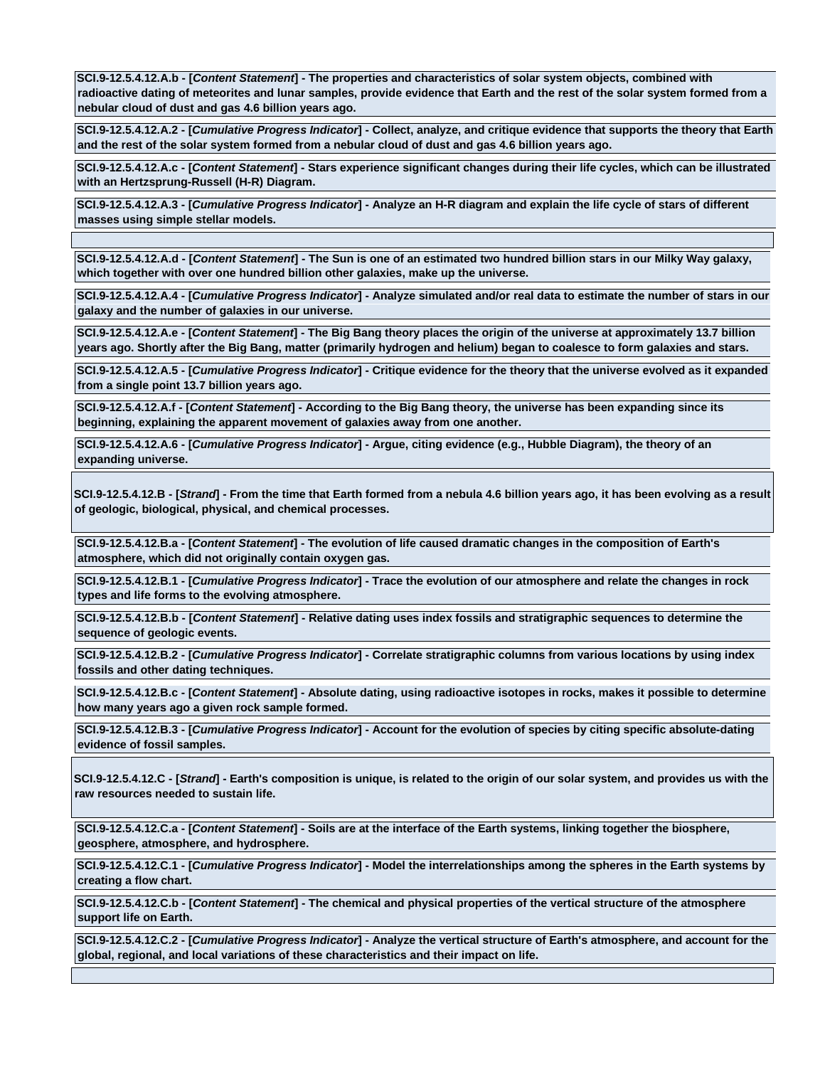**SCI.9-12.5.4.12.A.b - [*Content Statement*] - The properties and characteristics of solar system objects, combined with radioactive dating of meteorites and lunar samples, provide evidence that Earth and the rest of the solar system formed from a nebular cloud of dust and gas 4.6 billion years ago.**

**SCI.9-12.5.4.12.A.2 - [*Cumulative Progress Indicator*] - Collect, analyze, and critique evidence that supports the theory that Earth and the rest of the solar system formed from a nebular cloud of dust and gas 4.6 billion years ago.**

**SCI.9-12.5.4.12.A.c - [*Content Statement*] - Stars experience significant changes during their life cycles, which can be illustrated with an Hertzsprung-Russell (H-R) Diagram.**

**SCI.9-12.5.4.12.A.3 - [*Cumulative Progress Indicator*] - Analyze an H-R diagram and explain the life cycle of stars of different masses using simple stellar models.**

**SCI.9-12.5.4.12.A.d - [*Content Statement*] - The Sun is one of an estimated two hundred billion stars in our Milky Way galaxy, which together with over one hundred billion other galaxies, make up the universe.**

**SCI.9-12.5.4.12.A.4 - [*Cumulative Progress Indicator*] - Analyze simulated and/or real data to estimate the number of stars in our galaxy and the number of galaxies in our universe.**

**SCI.9-12.5.4.12.A.e - [*Content Statement*] - The Big Bang theory places the origin of the universe at approximately 13.7 billion years ago. Shortly after the Big Bang, matter (primarily hydrogen and helium) began to coalesce to form galaxies and stars.**

**SCI.9-12.5.4.12.A.5 - [*Cumulative Progress Indicator*] - Critique evidence for the theory that the universe evolved as it expanded from a single point 13.7 billion years ago.**

**SCI.9-12.5.4.12.A.f - [*Content Statement*] - According to the Big Bang theory, the universe has been expanding since its beginning, explaining the apparent movement of galaxies away from one another.**

**SCI.9-12.5.4.12.A.6 - [*Cumulative Progress Indicator*] - Argue, citing evidence (e.g., Hubble Diagram), the theory of an expanding universe.**

**SCI.9-12.5.4.12.B - [*Strand*] - From the time that Earth formed from a nebula 4.6 billion years ago, it has been evolving as a result of geologic, biological, physical, and chemical processes.**

**SCI.9-12.5.4.12.B.a - [*Content Statement*] - The evolution of life caused dramatic changes in the composition of Earth's atmosphere, which did not originally contain oxygen gas.**

**SCI.9-12.5.4.12.B.1 - [*Cumulative Progress Indicator*] - Trace the evolution of our atmosphere and relate the changes in rock types and life forms to the evolving atmosphere.**

**SCI.9-12.5.4.12.B.b - [*Content Statement*] - Relative dating uses index fossils and stratigraphic sequences to determine the sequence of geologic events.**

**SCI.9-12.5.4.12.B.2 - [*Cumulative Progress Indicator*] - Correlate stratigraphic columns from various locations by using index fossils and other dating techniques.**

**SCI.9-12.5.4.12.B.c - [*Content Statement*] - Absolute dating, using radioactive isotopes in rocks, makes it possible to determine how many years ago a given rock sample formed.**

**SCI.9-12.5.4.12.B.3 - [*Cumulative Progress Indicator*] - Account for the evolution of species by citing specific absolute-dating evidence of fossil samples.**

**SCI.9-12.5.4.12.C - [*Strand*] - Earth's composition is unique, is related to the origin of our solar system, and provides us with the raw resources needed to sustain life.**

**SCI.9-12.5.4.12.C.a - [*Content Statement*] - Soils are at the interface of the Earth systems, linking together the biosphere, geosphere, atmosphere, and hydrosphere.**

**SCI.9-12.5.4.12.C.1 - [*Cumulative Progress Indicator*] - Model the interrelationships among the spheres in the Earth systems by creating a flow chart.**

**SCI.9-12.5.4.12.C.b - [*Content Statement*] - The chemical and physical properties of the vertical structure of the atmosphere support life on Earth.**

**SCI.9-12.5.4.12.C.2 - [*Cumulative Progress Indicator*] - Analyze the vertical structure of Earth's atmosphere, and account for the global, regional, and local variations of these characteristics and their impact on life.**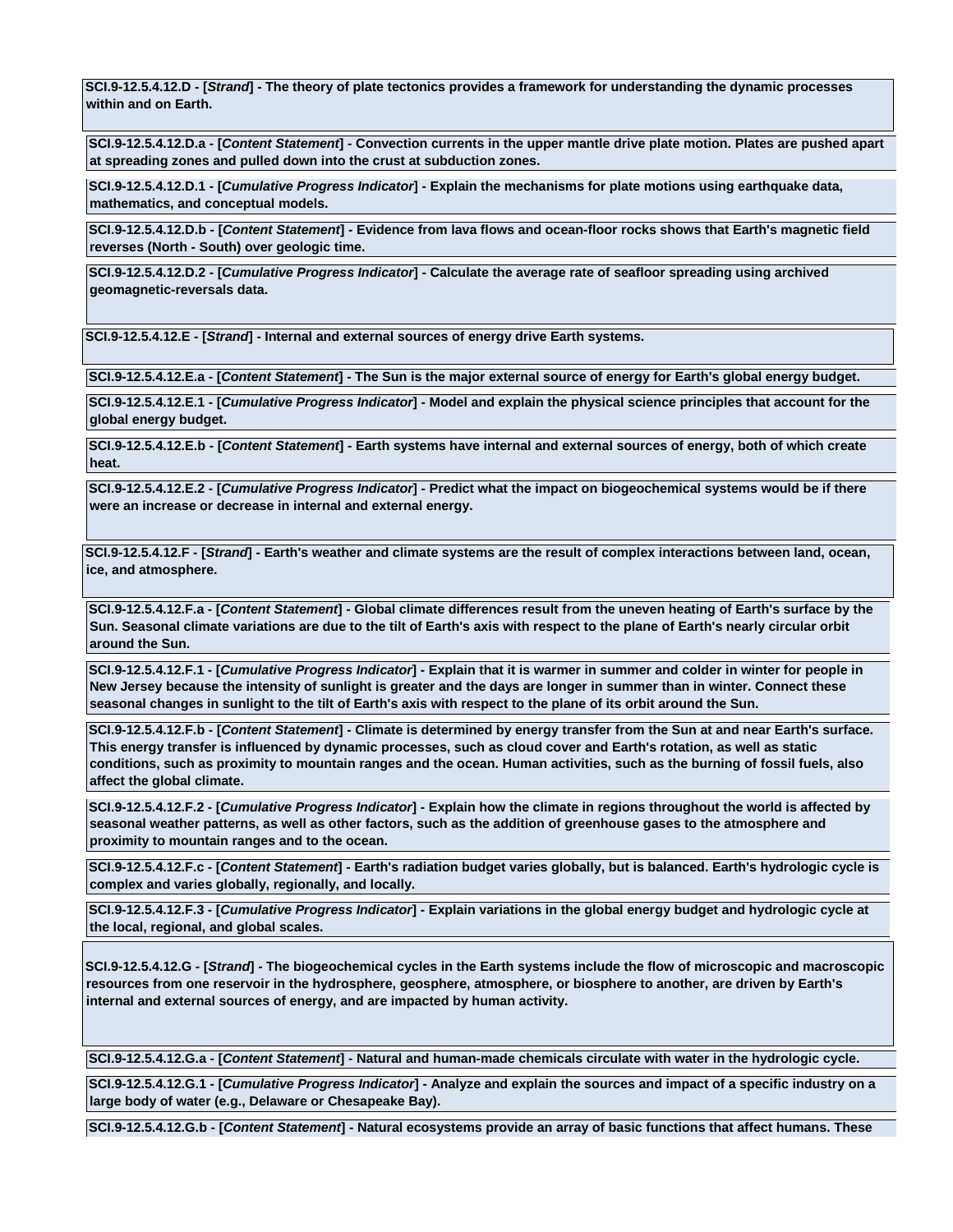**SCI.9-12.5.4.12.D - [*Strand*] - The theory of plate tectonics provides a framework for understanding the dynamic processes within and on Earth.**

**SCI.9-12.5.4.12.D.a - [*Content Statement*] - Convection currents in the upper mantle drive plate motion. Plates are pushed apart at spreading zones and pulled down into the crust at subduction zones.**

**SCI.9-12.5.4.12.D.1 - [*Cumulative Progress Indicator*] - Explain the mechanisms for plate motions using earthquake data, mathematics, and conceptual models.**

**SCI.9-12.5.4.12.D.b - [*Content Statement*] - Evidence from lava flows and ocean-floor rocks shows that Earth's magnetic field reverses (North - South) over geologic time.**

**SCI.9-12.5.4.12.D.2 - [*Cumulative Progress Indicator*] - Calculate the average rate of seafloor spreading using archived geomagnetic-reversals data.**

**SCI.9-12.5.4.12.E - [*Strand*] - Internal and external sources of energy drive Earth systems.**

**SCI.9-12.5.4.12.E.a - [*Content Statement*] - The Sun is the major external source of energy for Earth's global energy budget.**

**SCI.9-12.5.4.12.E.1 - [*Cumulative Progress Indicator*] - Model and explain the physical science principles that account for the global energy budget.**

**SCI.9-12.5.4.12.E.b - [*Content Statement*] - Earth systems have internal and external sources of energy, both of which create heat.**

**SCI.9-12.5.4.12.E.2 - [*Cumulative Progress Indicator*] - Predict what the impact on biogeochemical systems would be if there were an increase or decrease in internal and external energy.**

**SCI.9-12.5.4.12.F - [*Strand*] - Earth's weather and climate systems are the result of complex interactions between land, ocean, ice, and atmosphere.**

**SCI.9-12.5.4.12.F.a - [*Content Statement*] - Global climate differences result from the uneven heating of Earth's surface by the Sun. Seasonal climate variations are due to the tilt of Earth's axis with respect to the plane of Earth's nearly circular orbit around the Sun.**

**SCI.9-12.5.4.12.F.1 - [*Cumulative Progress Indicator*] - Explain that it is warmer in summer and colder in winter for people in New Jersey because the intensity of sunlight is greater and the days are longer in summer than in winter. Connect these seasonal changes in sunlight to the tilt of Earth's axis with respect to the plane of its orbit around the Sun.**

**SCI.9-12.5.4.12.F.b - [*Content Statement*] - Climate is determined by energy transfer from the Sun at and near Earth's surface. This energy transfer is influenced by dynamic processes, such as cloud cover and Earth's rotation, as well as static conditions, such as proximity to mountain ranges and the ocean. Human activities, such as the burning of fossil fuels, also affect the global climate.**

**SCI.9-12.5.4.12.F.2 - [*Cumulative Progress Indicator*] - Explain how the climate in regions throughout the world is affected by seasonal weather patterns, as well as other factors, such as the addition of greenhouse gases to the atmosphere and proximity to mountain ranges and to the ocean.**

**SCI.9-12.5.4.12.F.c - [*Content Statement*] - Earth's radiation budget varies globally, but is balanced. Earth's hydrologic cycle is complex and varies globally, regionally, and locally.**

**SCI.9-12.5.4.12.F.3 - [*Cumulative Progress Indicator*] - Explain variations in the global energy budget and hydrologic cycle at the local, regional, and global scales.**

**SCI.9-12.5.4.12.G - [*Strand*] - The biogeochemical cycles in the Earth systems include the flow of microscopic and macroscopic resources from one reservoir in the hydrosphere, geosphere, atmosphere, or biosphere to another, are driven by Earth's internal and external sources of energy, and are impacted by human activity.**

**SCI.9-12.5.4.12.G.a - [*Content Statement*] - Natural and human-made chemicals circulate with water in the hydrologic cycle.**

**SCI.9-12.5.4.12.G.1 - [*Cumulative Progress Indicator*] - Analyze and explain the sources and impact of a specific industry on a large body of water (e.g., Delaware or Chesapeake Bay).**

**SCI.9-12.5.4.12.G.b - [*Content Statement*] - Natural ecosystems provide an array of basic functions that affect humans. These**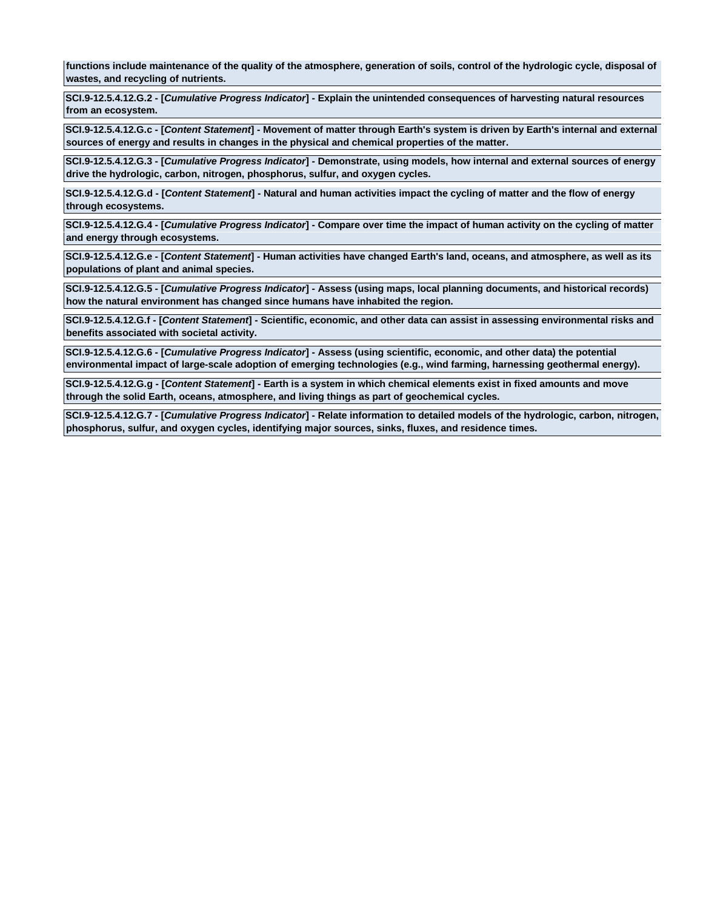**functions include maintenance of the quality of the atmosphere, generation of soils, control of the hydrologic cycle, disposal of wastes, and recycling of nutrients.**

**SCI.9-12.5.4.12.G.2 - [*Cumulative Progress Indicator*] - Explain the unintended consequences of harvesting natural resources from an ecosystem.**

**SCI.9-12.5.4.12.G.c - [*Content Statement*] - Movement of matter through Earth's system is driven by Earth's internal and external sources of energy and results in changes in the physical and chemical properties of the matter.**

**SCI.9-12.5.4.12.G.3 - [*Cumulative Progress Indicator*] - Demonstrate, using models, how internal and external sources of energy drive the hydrologic, carbon, nitrogen, phosphorus, sulfur, and oxygen cycles.**

**SCI.9-12.5.4.12.G.d - [*Content Statement*] - Natural and human activities impact the cycling of matter and the flow of energy through ecosystems.**

**SCI.9-12.5.4.12.G.4 - [*Cumulative Progress Indicator*] - Compare over time the impact of human activity on the cycling of matter and energy through ecosystems.**

**SCI.9-12.5.4.12.G.e - [*Content Statement*] - Human activities have changed Earth's land, oceans, and atmosphere, as well as its populations of plant and animal species.**

**SCI.9-12.5.4.12.G.5 - [*Cumulative Progress Indicator*] - Assess (using maps, local planning documents, and historical records) how the natural environment has changed since humans have inhabited the region.**

**SCI.9-12.5.4.12.G.f - [*Content Statement*] - Scientific, economic, and other data can assist in assessing environmental risks and benefits associated with societal activity.**

**SCI.9-12.5.4.12.G.6 - [*Cumulative Progress Indicator*] - Assess (using scientific, economic, and other data) the potential environmental impact of large-scale adoption of emerging technologies (e.g., wind farming, harnessing geothermal energy).**

**SCI.9-12.5.4.12.G.g - [*Content Statement*] - Earth is a system in which chemical elements exist in fixed amounts and move through the solid Earth, oceans, atmosphere, and living things as part of geochemical cycles.**

**SCI.9-12.5.4.12.G.7 - [*Cumulative Progress Indicator*] - Relate information to detailed models of the hydrologic, carbon, nitrogen, phosphorus, sulfur, and oxygen cycles, identifying major sources, sinks, fluxes, and residence times.**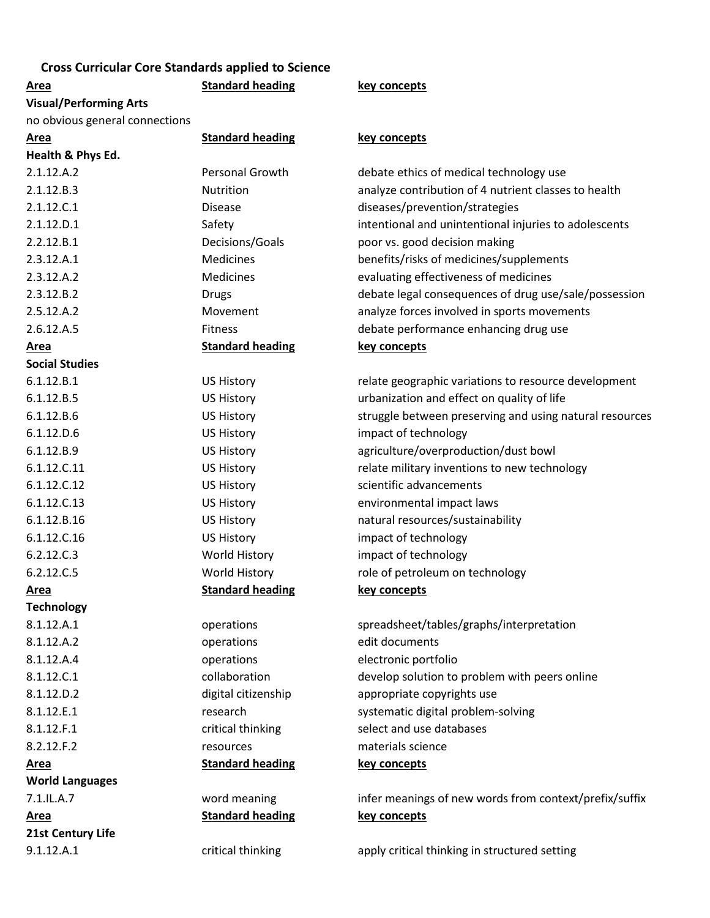## Cross Curricular Core Standards applied to Science

| Area | Standard heading | key concepts |
|---|---|---|
| **Visual/Performing Arts** | | |
| no obvious general connections | | |
| **Area** | **Standard heading** | **key concepts** |
| **Health & Phys Ed.** | | |
| 2.1.12.A.2 | Personal Growth | debate ethics of medical technology use |
| 2.1.12.B.3 | Nutrition | analyze contribution of 4 nutrient classes to health |
| 2.1.12.C.1 | Disease | diseases/prevention/strategies |
| 2.1.12.D.1 | Safety | intentional and unintentional injuries to adolescents |
| 2.2.12.B.1 | Decisions/Goals | poor vs. good decision making |
| 2.3.12.A.1 | Medicines | benefits/risks of medicines/supplements |
| 2.3.12.A.2 | Medicines | evaluating effectiveness of medicines |
| 2.3.12.B.2 | Drugs | debate legal consequences of drug use/sale/possession |
| 2.5.12.A.2 | Movement | analyze forces involved in sports movements |
| 2.6.12.A.5 | Fitness | debate performance enhancing drug use |
| **Area** | **Standard heading** | **key concepts** |
| **Social Studies** | | |
| 6.1.12.B.1 | US History | relate geographic variations to resource development |
| 6.1.12.B.5 | US History | urbanization and effect on quality of life |
| 6.1.12.B.6 | US History | struggle between preserving and using natural resources |
| 6.1.12.D.6 | US History | impact of technology |
| 6.1.12.B.9 | US History | agriculture/overproduction/dust bowl |
| 6.1.12.C.11 | US History | relate military inventions to new technology |
| 6.1.12.C.12 | US History | scientific advancements |
| 6.1.12.C.13 | US History | environmental impact laws |
| 6.1.12.B.16 | US History | natural resources/sustainability |
| 6.1.12.C.16 | US History | impact of technology |
| 6.2.12.C.3 | World History | impact of technology |
| 6.2.12.C.5 | World History | role of petroleum on technology |
| **Area** | **Standard heading** | **key concepts** |
| **Technology** | | |
| 8.1.12.A.1 | operations | spreadsheet/tables/graphs/interpretation |
| 8.1.12.A.2 | operations | edit documents |
| 8.1.12.A.4 | operations | electronic portfolio |
| 8.1.12.C.1 | collaboration | develop solution to problem with peers online |
| 8.1.12.D.2 | digital citizenship | appropriate copyrights use |
| 8.1.12.E.1 | research | systematic digital problem-solving |
| 8.1.12.F.1 | critical thinking | select and use databases |
| 8.2.12.F.2 | resources | materials science |
| **Area** | **Standard heading** | **key concepts** |
| **World Languages** | | |
| 7.1.IL.A.7 | word meaning | infer meanings of new words from context/prefix/suffix |
| **Area** | **Standard heading** | **key concepts** |
| **21st Century Life** | | |
| 9.1.12.A.1 | critical thinking | apply critical thinking in structured setting |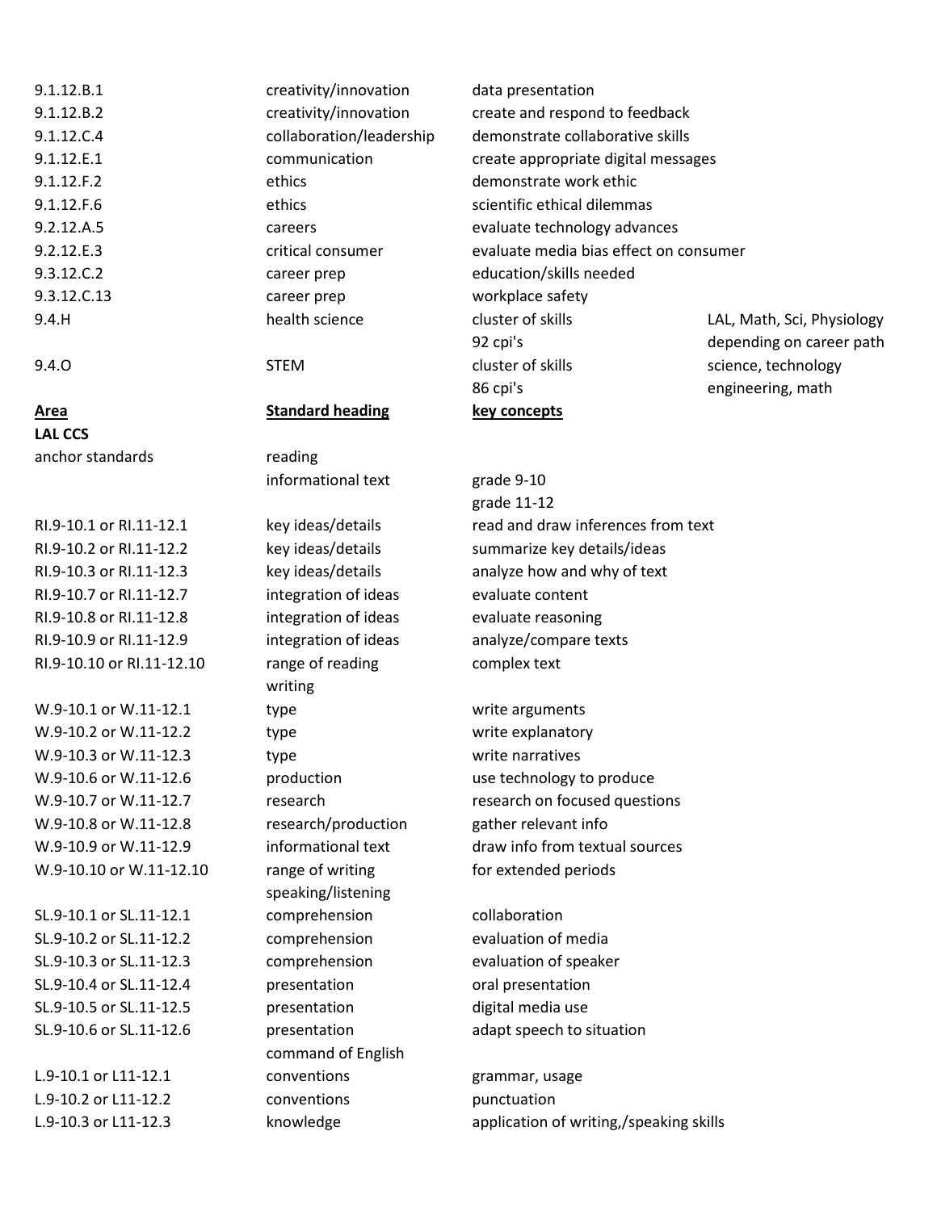| | | | |
|---|---|---|---|
| 9.1.12.B.1 | creativity/innovation | data presentation | |
| 9.1.12.B.2 | creativity/innovation | create and respond to feedback | |
| 9.1.12.C.4 | collaboration/leadership | demonstrate collaborative skills | |
| 9.1.12.E.1 | communication | create appropriate digital messages | |
| 9.1.12.F.2 | ethics | demonstrate work ethic | |
| 9.1.12.F.6 | ethics | scientific ethical dilemmas | |
| 9.2.12.A.5 | careers | evaluate technology advances | |
| 9.2.12.E.3 | critical consumer | evaluate media bias effect on consumer | |
| 9.3.12.C.2 | career prep | education/skills needed | |
| 9.3.12.C.13 | career prep | workplace safety | |
| 9.4.H | health science | cluster of skills | LAL, Math, Sci, Physiology |
| | | 92 cpi's | depending on career path |
| 9.4.O | STEM | cluster of skills | science, technology |
| | | 86 cpi's | engineering, math |

| **Area** | **Standard heading** | **key concepts** |
|---|---|---|
| **LAL CCS** | | |
| anchor standards | reading | |
| | informational text | grade 9-10 |
| | | grade 11-12 |
| RI.9-10.1 or RI.11-12.1 | key ideas/details | read and draw inferences from text |
| RI.9-10.2 or RI.11-12.2 | key ideas/details | summarize key details/ideas |
| RI.9-10.3 or RI.11-12.3 | key ideas/details | analyze how and why of text |
| RI.9-10.7 or RI.11-12.7 | integration of ideas | evaluate content |
| RI.9-10.8 or RI.11-12.8 | integration of ideas | evaluate reasoning |
| RI.9-10.9 or RI.11-12.9 | integration of ideas | analyze/compare texts |
| RI.9-10.10 or RI.11-12.10 | range of reading | complex text |
| | writing | |
| W.9-10.1 or W.11-12.1 | type | write arguments |
| W.9-10.2 or W.11-12.2 | type | write explanatory |
| W.9-10.3 or W.11-12.3 | type | write narratives |
| W.9-10.6 or W.11-12.6 | production | use technology to produce |
| W.9-10.7 or W.11-12.7 | research | research on focused questions |
| W.9-10.8 or W.11-12.8 | research/production | gather relevant info |
| W.9-10.9 or W.11-12.9 | informational text | draw info from textual sources |
| W.9-10.10 or W.11-12.10 | range of writing | for extended periods |
| | speaking/listening | |
| SL.9-10.1 or SL.11-12.1 | comprehension | collaboration |
| SL.9-10.2 or SL.11-12.2 | comprehension | evaluation of media |
| SL.9-10.3 or SL.11-12.3 | comprehension | evaluation of speaker |
| SL.9-10.4 or SL.11-12.4 | presentation | oral presentation |
| SL.9-10.5 or SL.11-12.5 | presentation | digital media use |
| SL.9-10.6 or SL.11-12.6 | presentation | adapt speech to situation |
| | command of English | |
| L.9-10.1 or L11-12.1 | conventions | grammar, usage |
| L.9-10.2 or L11-12.2 | conventions | punctuation |
| L.9-10.3 or L11-12.3 | knowledge | application of writing,/speaking skills |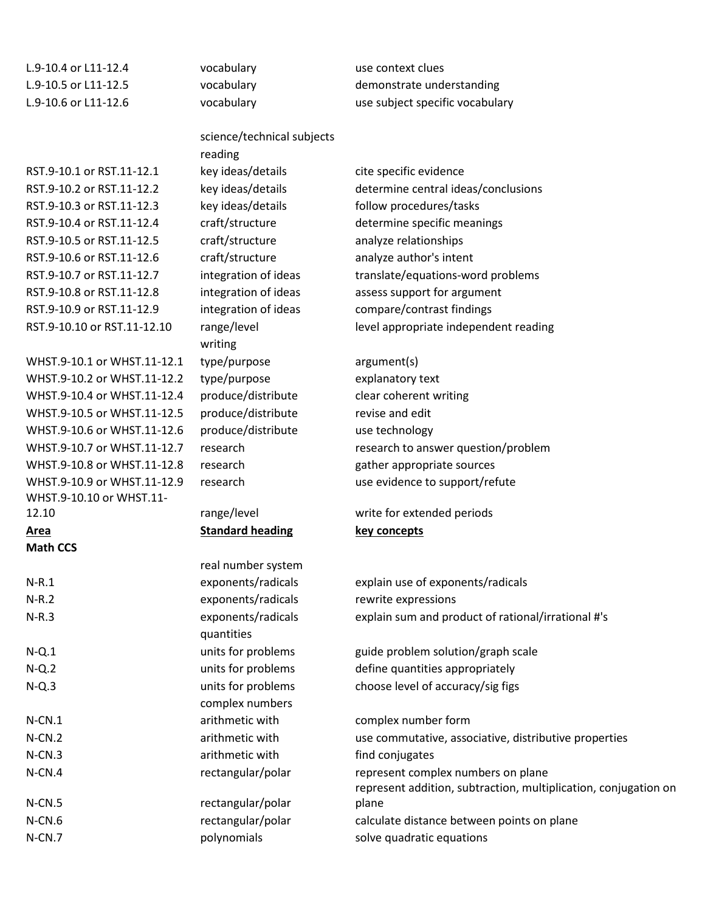| | | |
|---|---|---|
| L.9-10.4 or L11-12.4 | vocabulary | use context clues |
| L.9-10.5 or L11-12.5 | vocabulary | demonstrate understanding |
| L.9-10.6 or L11-12.6 | vocabulary | use subject specific vocabulary |
| | science/technical subjects reading | |
| RST.9-10.1 or RST.11-12.1 | key ideas/details | cite specific evidence |
| RST.9-10.2 or RST.11-12.2 | key ideas/details | determine central ideas/conclusions |
| RST.9-10.3 or RST.11-12.3 | key ideas/details | follow procedures/tasks |
| RST.9-10.4 or RST.11-12.4 | craft/structure | determine specific meanings |
| RST.9-10.5 or RST.11-12.5 | craft/structure | analyze relationships |
| RST.9-10.6 or RST.11-12.6 | craft/structure | analyze author's intent |
| RST.9-10.7 or RST.11-12.7 | integration of ideas | translate/equations-word problems |
| RST.9-10.8 or RST.11-12.8 | integration of ideas | assess support for argument |
| RST.9-10.9 or RST.11-12.9 | integration of ideas | compare/contrast findings |
| RST.9-10.10 or RST.11-12.10 | range/level | level appropriate independent reading |
| | writing | |
| WHST.9-10.1 or WHST.11-12.1 | type/purpose | argument(s) |
| WHST.9-10.2 or WHST.11-12.2 | type/purpose | explanatory text |
| WHST.9-10.4 or WHST.11-12.4 | produce/distribute | clear coherent writing |
| WHST.9-10.5 or WHST.11-12.5 | produce/distribute | revise and edit |
| WHST.9-10.6 or WHST.11-12.6 | produce/distribute | use technology |
| WHST.9-10.7 or WHST.11-12.7 | research | research to answer question/problem |
| WHST.9-10.8 or WHST.11-12.8 | research | gather appropriate sources |
| WHST.9-10.9 or WHST.11-12.9 | research | use evidence to support/refute |
| WHST.9-10.10 or WHST.11-12.10 | range/level | write for extended periods |

| **Area** | **Standard heading** | **key concepts** |
|---|---|---|
| **Math CCS** | | |
| | real number system | |
| N-R.1 | exponents/radicals | explain use of exponents/radicals |
| N-R.2 | exponents/radicals | rewrite expressions |
| N-R.3 | exponents/radicals | explain sum and product of rational/irrational #'s |
| | quantities | |
| N-Q.1 | units for problems | guide problem solution/graph scale |
| N-Q.2 | units for problems | define quantities appropriately |
| N-Q.3 | units for problems | choose level of accuracy/sig figs |
| | complex numbers | |
| N-CN.1 | arithmetic with | complex number form |
| N-CN.2 | arithmetic with | use commutative, associative, distributive properties |
| N-CN.3 | arithmetic with | find conjugates |
| N-CN.4 | rectangular/polar | represent complex numbers on plane |
| N-CN.5 | rectangular/polar | represent addition, subtraction, multiplication, conjugation on plane |
| N-CN.6 | rectangular/polar | calculate distance between points on plane |
| N-CN.7 | polynomials | solve quadratic equations |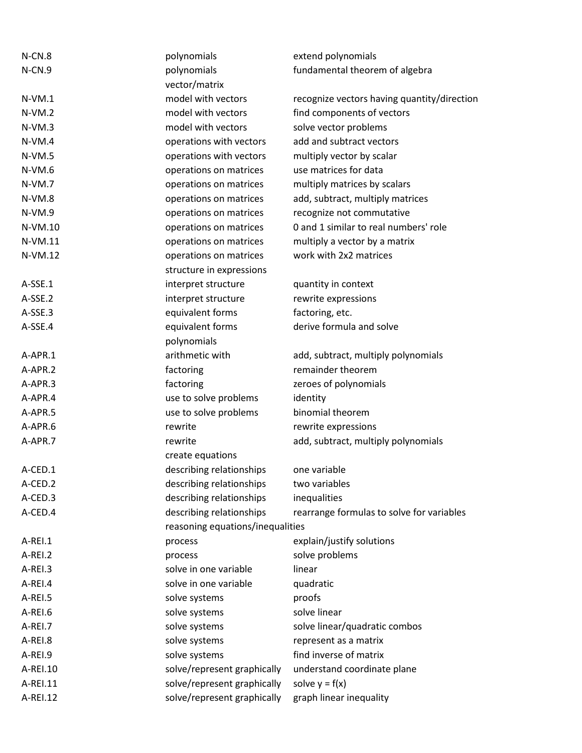| | | |
|---|---|---|
| N-CN.8 | polynomials | extend polynomials |
| N-CN.9 | polynomials | fundamental theorem of algebra |
| | vector/matrix | |
| N-VM.1 | model with vectors | recognize vectors having quantity/direction |
| N-VM.2 | model with vectors | find components of vectors |
| N-VM.3 | model with vectors | solve vector problems |
| N-VM.4 | operations with vectors | add and subtract vectors |
| N-VM.5 | operations with vectors | multiply vector by scalar |
| N-VM.6 | operations on matrices | use matrices for data |
| N-VM.7 | operations on matrices | multiply matrices by scalars |
| N-VM.8 | operations on matrices | add, subtract, multiply matrices |
| N-VM.9 | operations on matrices | recognize not commutative |
| N-VM.10 | operations on matrices | 0 and 1 similar to real numbers' role |
| N-VM.11 | operations on matrices | multiply a vector by a matrix |
| N-VM.12 | operations on matrices | work with 2x2 matrices |
| | structure in expressions | |
| A-SSE.1 | interpret structure | quantity in context |
| A-SSE.2 | interpret structure | rewrite expressions |
| A-SSE.3 | equivalent forms | factoring, etc. |
| A-SSE.4 | equivalent forms | derive formula and solve |
| | polynomials | |
| A-APR.1 | arithmetic with | add, subtract, multiply polynomials |
| A-APR.2 | factoring | remainder theorem |
| A-APR.3 | factoring | zeroes of polynomials |
| A-APR.4 | use to solve problems | identity |
| A-APR.5 | use to solve problems | binomial theorem |
| A-APR.6 | rewrite | rewrite expressions |
| A-APR.7 | rewrite | add, subtract, multiply polynomials |
| | create equations | |
| A-CED.1 | describing relationships | one variable |
| A-CED.2 | describing relationships | two variables |
| A-CED.3 | describing relationships | inequalities |
| A-CED.4 | describing relationships | rearrange formulas to solve for variables |
| | reasoning equations/inequalities | |
| A-REI.1 | process | explain/justify solutions |
| A-REI.2 | process | solve problems |
| A-REI.3 | solve in one variable | linear |
| A-REI.4 | solve in one variable | quadratic |
| A-REI.5 | solve systems | proofs |
| A-REI.6 | solve systems | solve linear |
| A-REI.7 | solve systems | solve linear/quadratic combos |
| A-REI.8 | solve systems | represent as a matrix |
| A-REI.9 | solve systems | find inverse of matrix |
| A-REI.10 | solve/represent graphically | understand coordinate plane |
| A-REI.11 | solve/represent graphically | solve $y = f(x)$ |
| A-REI.12 | solve/represent graphically | graph linear inequality |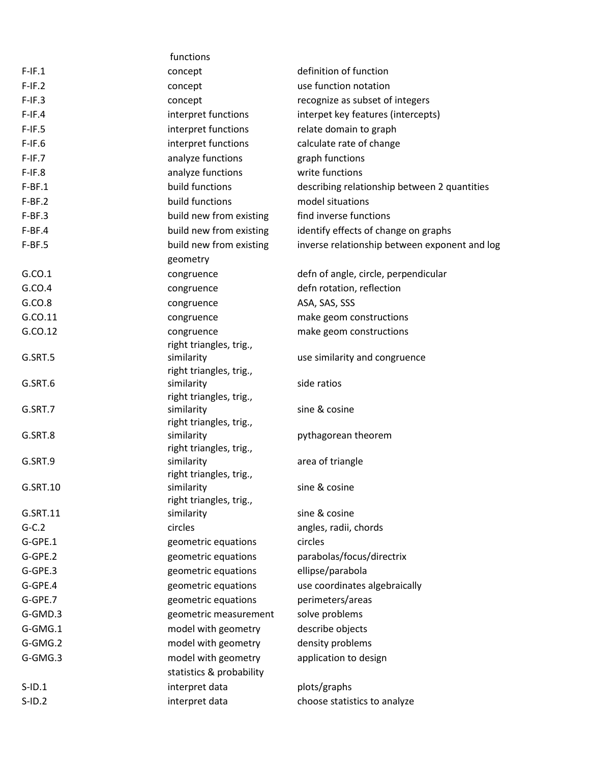| | | |
|---|---|---|
| | functions | |
| F-IF.1 | concept | definition of function |
| F-IF.2 | concept | use function notation |
| F-IF.3 | concept | recognize as subset of integers |
| F-IF.4 | interpret functions | interpet key features (intercepts) |
| F-IF.5 | interpret functions | relate domain to graph |
| F-IF.6 | interpret functions | calculate rate of change |
| F-IF.7 | analyze functions | graph functions |
| F-IF.8 | analyze functions | write functions |
| F-BF.1 | build functions | describing relationship between 2 quantities |
| F-BF.2 | build functions | model situations |
| F-BF.3 | build new from existing | find inverse functions |
| F-BF.4 | build new from existing | identify effects of change on graphs |
| F-BF.5 | build new from existing | inverse relationship between exponent and log |
| | geometry | |
| G.CO.1 | congruence | defn of angle, circle, perpendicular |
| G.CO.4 | congruence | defn rotation, reflection |
| G.CO.8 | congruence | ASA, SAS, SSS |
| G.CO.11 | congruence | make geom constructions |
| G.CO.12 | congruence | make geom constructions |
| G.SRT.5 | right triangles, trig., similarity | use similarity and congruence |
| G.SRT.6 | right triangles, trig., similarity | side ratios |
| G.SRT.7 | right triangles, trig., similarity | sine & cosine |
| G.SRT.8 | right triangles, trig., similarity | pythagorean theorem |
| G.SRT.9 | right triangles, trig., similarity | area of triangle |
| G.SRT.10 | right triangles, trig., similarity | sine & cosine |
| G.SRT.11 | right triangles, trig., similarity | sine & cosine |
| G-C.2 | circles | angles, radii, chords |
| G-GPE.1 | geometric equations | circles |
| G-GPE.2 | geometric equations | parabolas/focus/directrix |
| G-GPE.3 | geometric equations | ellipse/parabola |
| G-GPE.4 | geometric equations | use coordinates algebraically |
| G-GPE.7 | geometric equations | perimeters/areas |
| G-GMD.3 | geometric measurement | solve problems |
| G-GMG.1 | model with geometry | describe objects |
| G-GMG.2 | model with geometry | density problems |
| G-GMG.3 | model with geometry | application to design |
| | statistics & probability | |
| S-ID.1 | interpret data | plots/graphs |
| S-ID.2 | interpret data | choose statistics to analyze |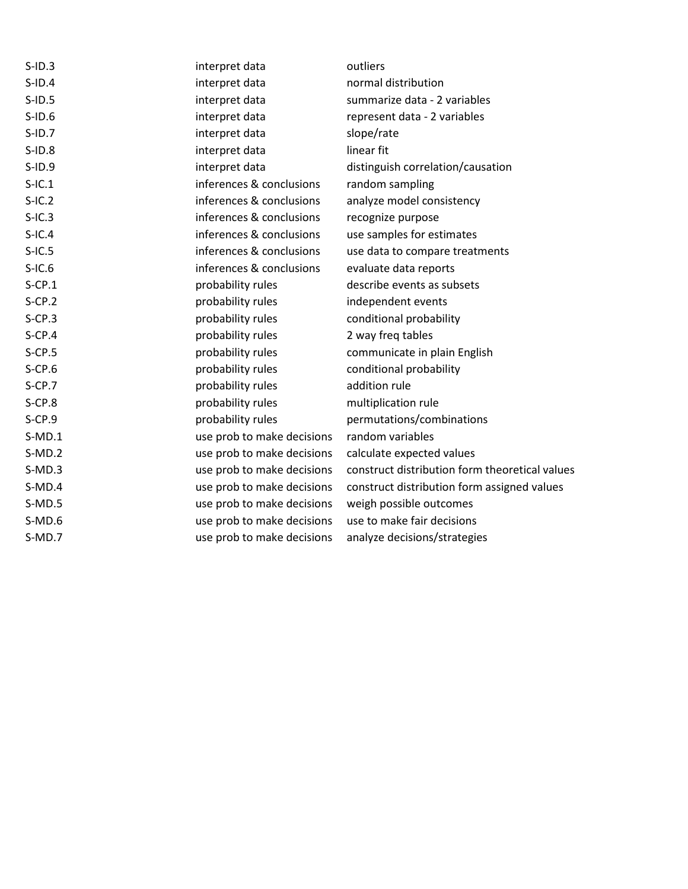| | | |
|---|---|---|
| S-ID.3 | interpret data | outliers |
| S-ID.4 | interpret data | normal distribution |
| S-ID.5 | interpret data | summarize data - 2 variables |
| S-ID.6 | interpret data | represent data - 2 variables |
| S-ID.7 | interpret data | slope/rate |
| S-ID.8 | interpret data | linear fit |
| S-ID.9 | interpret data | distinguish correlation/causation |
| S-IC.1 | inferences & conclusions | random sampling |
| S-IC.2 | inferences & conclusions | analyze model consistency |
| S-IC.3 | inferences & conclusions | recognize purpose |
| S-IC.4 | inferences & conclusions | use samples for estimates |
| S-IC.5 | inferences & conclusions | use data to compare treatments |
| S-IC.6 | inferences & conclusions | evaluate data reports |
| S-CP.1 | probability rules | describe events as subsets |
| S-CP.2 | probability rules | independent events |
| S-CP.3 | probability rules | conditional probability |
| S-CP.4 | probability rules | 2 way freq tables |
| S-CP.5 | probability rules | communicate in plain English |
| S-CP.6 | probability rules | conditional probability |
| S-CP.7 | probability rules | addition rule |
| S-CP.8 | probability rules | multiplication rule |
| S-CP.9 | probability rules | permutations/combinations |
| S-MD.1 | use prob to make decisions | random variables |
| S-MD.2 | use prob to make decisions | calculate expected values |
| S-MD.3 | use prob to make decisions | construct distribution form theoretical values |
| S-MD.4 | use prob to make decisions | construct distribution form assigned values |
| S-MD.5 | use prob to make decisions | weigh possible outcomes |
| S-MD.6 | use prob to make decisions | use to make fair decisions |
| S-MD.7 | use prob to make decisions | analyze decisions/strategies |